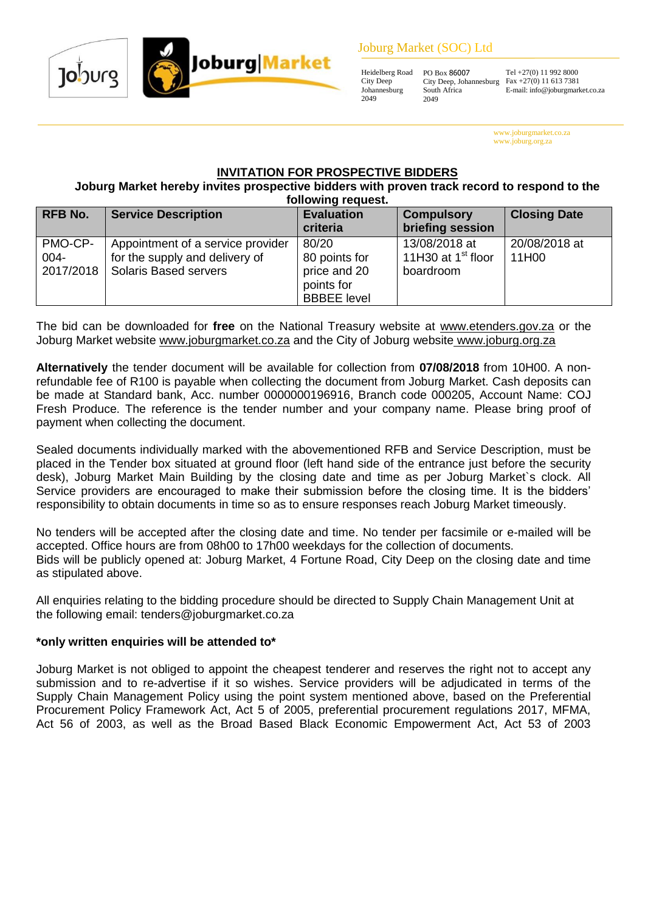Joburg Market (SOC) Ltd

Heidelberg Road
City Deep
Johannesburg
2049

PO Box 86007
City Deep, Johannesburg
South Africa
2049

Tel +27(0) 11 992 8000
Fax +27(0) 11 613 7381
E-mail: info@joburgmarket.co.za

www.joburgmarket.co.za
www.joburg.org.za

## INVITATION FOR PROSPECTIVE BIDDERS

**Joburg Market hereby invites prospective bidders with proven track record to respond to the following request.**

| RFB No. | Service Description | Evaluation criteria | Compulsory briefing session | Closing Date |
|---|---|---|---|---|
| PMO-CP-004-2017/2018 | Appointment of a service provider for the supply and delivery of Solaris Based servers | 80/20 80 points for price and 20 points for BBBEE level | 13/08/2018 at 11H30 at 1st floor boardroom | 20/08/2018 at 11H00 |

The bid can be downloaded for **free** on the National Treasury website at www.etenders.gov.za or the Joburg Market website www.joburgmarket.co.za and the City of Joburg website www.joburg.org.za

**Alternatively** the tender document will be available for collection from **07/08/2018** from 10H00. A non-refundable fee of R100 is payable when collecting the document from Joburg Market. Cash deposits can be made at Standard bank, Acc. number 0000000196916, Branch code 000205, Account Name: COJ Fresh Produce. The reference is the tender number and your company name. Please bring proof of payment when collecting the document.

Sealed documents individually marked with the abovementioned RFB and Service Description, must be placed in the Tender box situated at ground floor (left hand side of the entrance just before the security desk), Joburg Market Main Building by the closing date and time as per Joburg Market`s clock. All Service providers are encouraged to make their submission before the closing time. It is the bidders' responsibility to obtain documents in time so as to ensure responses reach Joburg Market timeously.

No tenders will be accepted after the closing date and time. No tender per facsimile or e-mailed will be accepted. Office hours are from 08h00 to 17h00 weekdays for the collection of documents.
Bids will be publicly opened at: Joburg Market, 4 Fortune Road, City Deep on the closing date and time as stipulated above.

All enquiries relating to the bidding procedure should be directed to Supply Chain Management Unit at the following email: tenders@joburgmarket.co.za

**\*only written enquiries will be attended to\***

Joburg Market is not obliged to appoint the cheapest tenderer and reserves the right not to accept any submission and to re-advertise if it so wishes. Service providers will be adjudicated in terms of the Supply Chain Management Policy using the point system mentioned above, based on the Preferential Procurement Policy Framework Act, Act 5 of 2005, preferential procurement regulations 2017, MFMA, Act 56 of 2003, as well as the Broad Based Black Economic Empowerment Act, Act 53 of 2003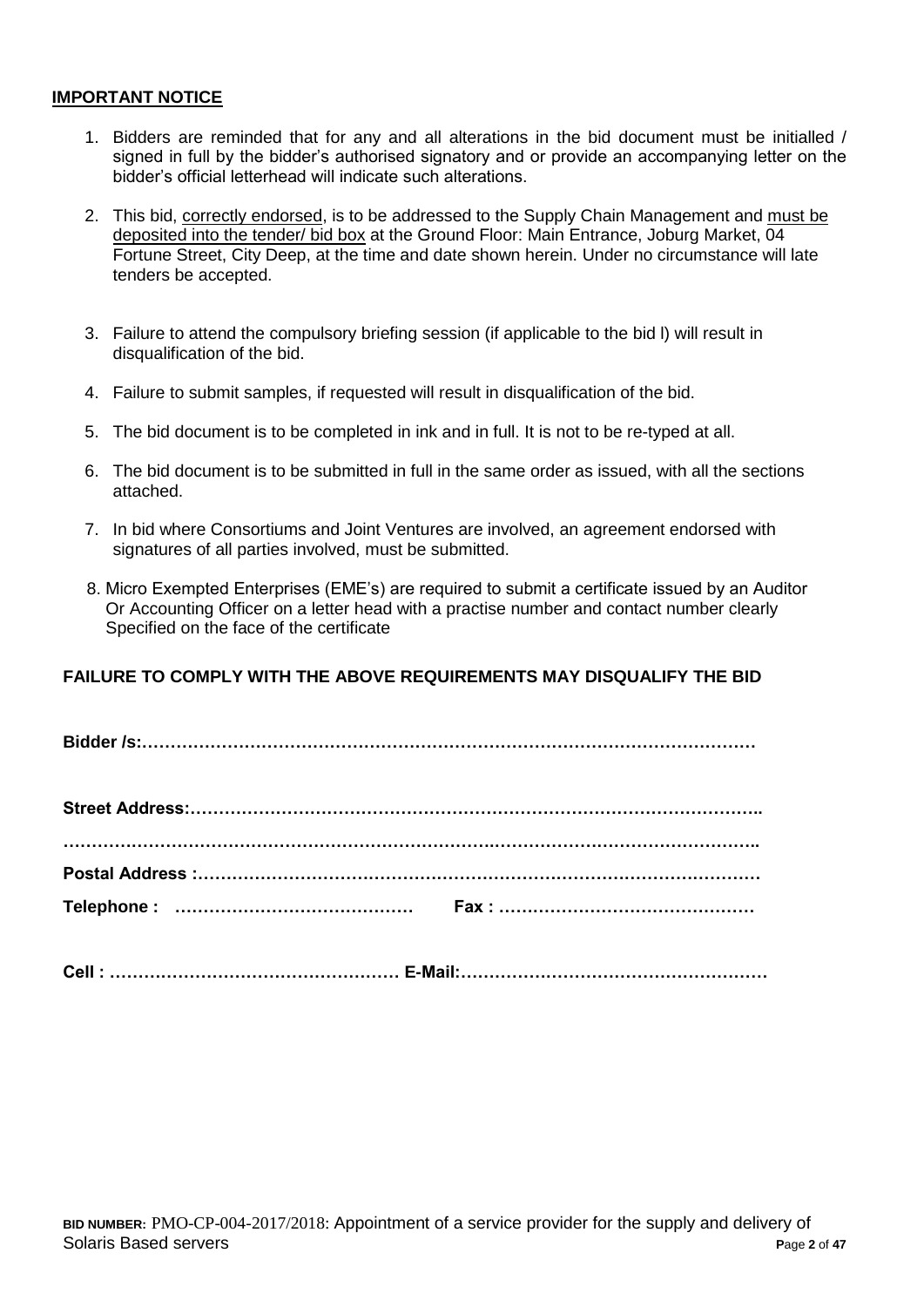## IMPORTANT NOTICE

1. Bidders are reminded that for any and all alterations in the bid document must be initialled / signed in full by the bidder's authorised signatory and or provide an accompanying letter on the bidder's official letterhead will indicate such alterations.
2. This bid, correctly endorsed, is to be addressed to the Supply Chain Management and must be deposited into the tender/ bid box at the Ground Floor: Main Entrance, Joburg Market, 04 Fortune Street, City Deep, at the time and date shown herein. Under no circumstance will late tenders be accepted.
3. Failure to attend the compulsory briefing session (if applicable to the bid l) will result in disqualification of the bid.
4. Failure to submit samples, if requested will result in disqualification of the bid.
5. The bid document is to be completed in ink and in full. It is not to be re-typed at all.
6. The bid document is to be submitted in full in the same order as issued, with all the sections attached.
7. In bid where Consortiums and Joint Ventures are involved, an agreement endorsed with signatures of all parties involved, must be submitted.
8. Micro Exempted Enterprises (EME's) are required to submit a certificate issued by an Auditor Or Accounting Officer on a letter head with a practise number and contact number clearly Specified on the face of the certificate

**FAILURE TO COMPLY WITH THE ABOVE REQUIREMENTS MAY DISQUALIFY THE BID**

**Bidder /s:…………………………………………………………………………………………**

**Street Address:……………………………………………………………………………………..**

**……………………………………………………………………………………………………..**

**Postal Address :………………………………………………………………………………………**

**Telephone : …………………………………… Fax : ………………………………………**

**Cell : …………………………………………… E-Mail:………………………………………………**

**BID NUMBER:** PMO-CP-004-2017/2018: Appointment of a service provider for the supply and delivery of Solaris Based servers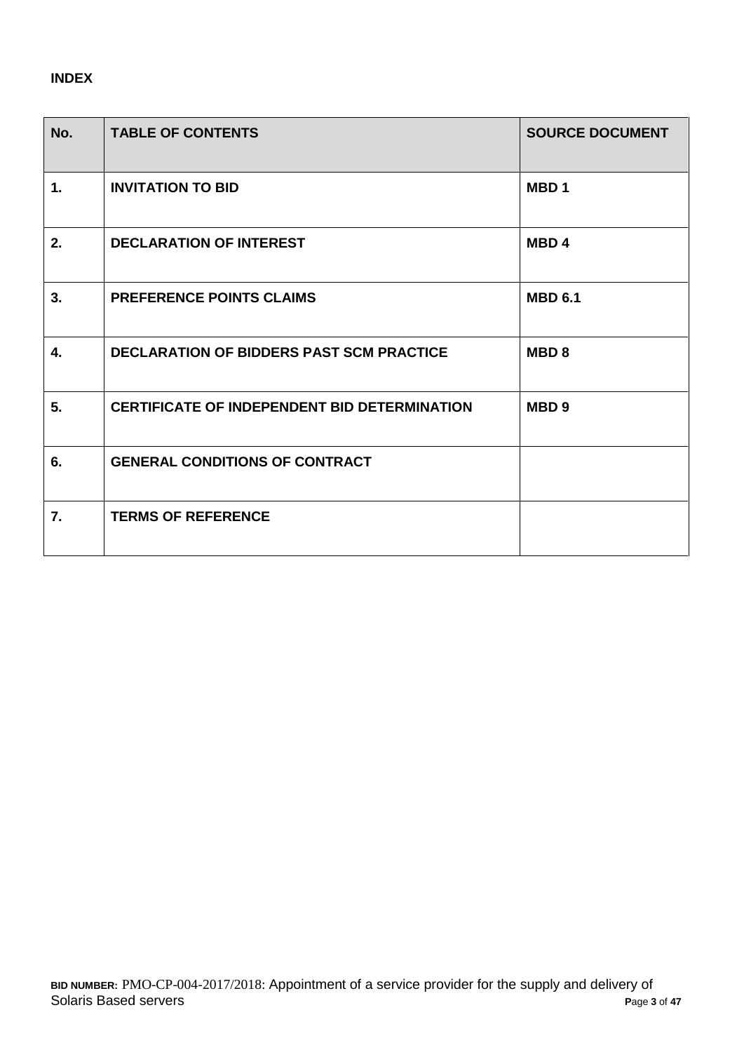**INDEX**

| No. | TABLE OF CONTENTS | SOURCE DOCUMENT |
|---|---|---|
| **1.** | **INVITATION TO BID** | **MBD 1** |
| **2.** | **DECLARATION OF INTEREST** | **MBD 4** |
| **3.** | **PREFERENCE POINTS CLAIMS** | **MBD 6.1** |
| **4.** | **DECLARATION OF BIDDERS PAST SCM PRACTICE** | **MBD 8** |
| **5.** | **CERTIFICATE OF INDEPENDENT BID DETERMINATION** | **MBD 9** |
| **6.** | **GENERAL CONDITIONS OF CONTRACT** | |
| **7.** | **TERMS OF REFERENCE** | |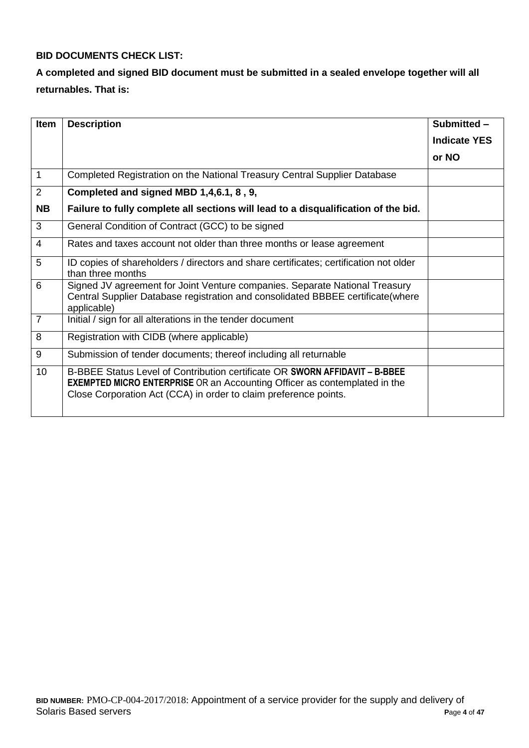**BID DOCUMENTS CHECK LIST:**

**A completed and signed BID document must be submitted in a sealed envelope together will all returnables. That is:**

| Item | Description | Submitted – Indicate YES or NO |
|---|---|---|
| 1 | Completed Registration on the National Treasury Central Supplier Database | |
| 2<br>**NB** | **Completed and signed MBD 1,4,6.1, 8 , 9,**<br>**Failure to fully complete all sections will lead to a disqualification of the bid.** | |
| 3 | General Condition of Contract (GCC) to be signed | |
| 4 | Rates and taxes account not older than three months or lease agreement | |
| 5 | ID copies of shareholders / directors and share certificates; certification not older than three months | |
| 6 | Signed JV agreement for Joint Venture companies. Separate National Treasury Central Supplier Database registration and consolidated BBBEE certificate(where applicable) | |
| 7 | Initial / sign for all alterations in the tender document | |
| 8 | Registration with CIDB (where applicable) | |
| 9 | Submission of tender documents; thereof including all returnable | |
| 10 | B-BBEE Status Level of Contribution certificate OR **SWORN AFFIDAVIT – B-BBEE EXEMPTED MICRO ENTERPRISE** OR an Accounting Officer as contemplated in the Close Corporation Act (CCA) in order to claim preference points. | |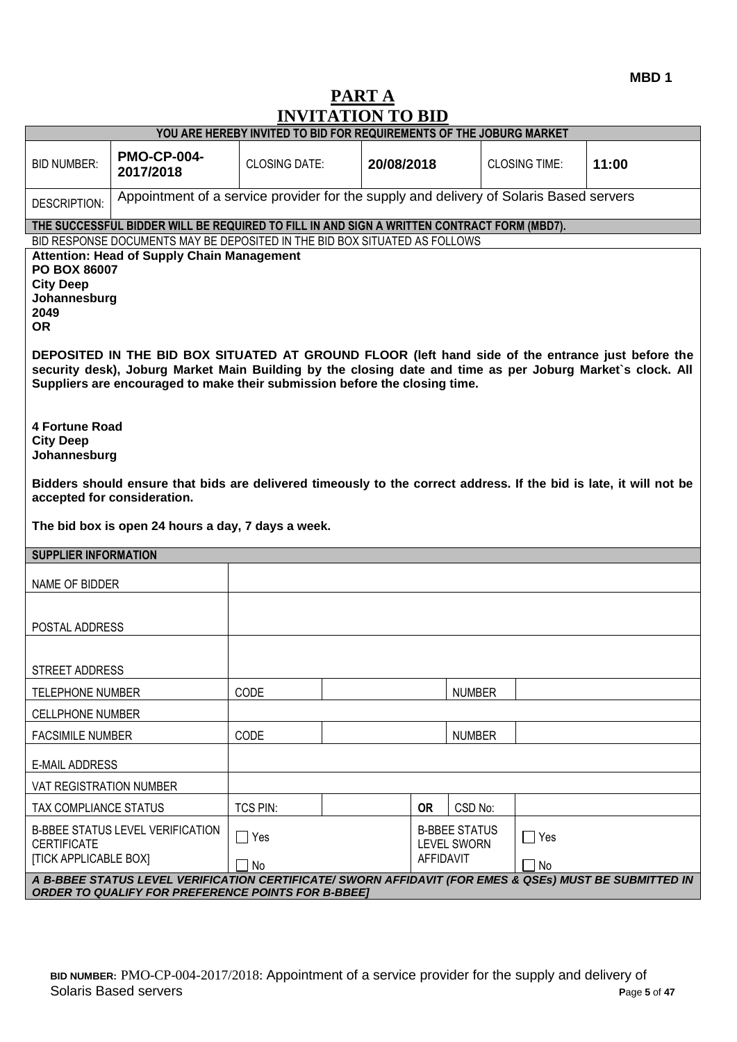**MBD 1**

# PART A
# INVITATION TO BID

| YOU ARE HEREBY INVITED TO BID FOR REQUIREMENTS OF THE JOBURG MARKET | | | | | |
|---|---|---|---|---|---|
| BID NUMBER: | **PMO-CP-004-2017/2018** | CLOSING DATE: | **20/08/2018** | CLOSING TIME: | **11:00** |
| DESCRIPTION: | Appointment of a service provider for the supply and delivery of Solaris Based servers | | | | |

**THE SUCCESSFUL BIDDER WILL BE REQUIRED TO FILL IN AND SIGN A WRITTEN CONTRACT FORM (MBD7).**

BID RESPONSE DOCUMENTS MAY BE DEPOSITED IN THE BID BOX SITUATED AS FOLLOWS

**Attention: Head of Supply Chain Management**
**PO BOX 86007**
**City Deep**
**Johannesburg**
**2049**
**OR**

**DEPOSITED IN THE BID BOX SITUATED AT GROUND FLOOR (left hand side of the entrance just before the security desk), Joburg Market Main Building by the closing date and time as per Joburg Market`s clock. All Suppliers are encouraged to make their submission before the closing time.**

**4 Fortune Road**
**City Deep**
**Johannesburg**

**Bidders should ensure that bids are delivered timeously to the correct address. If the bid is late, it will not be accepted for consideration.**

**The bid box is open 24 hours a day, 7 days a week.**

| SUPPLIER INFORMATION | | | | | |
|---|---|---|---|---|---|
| NAME OF BIDDER | | | | | |
| POSTAL ADDRESS | | | | | |
| STREET ADDRESS | | | | | |
| TELEPHONE NUMBER | CODE | | | NUMBER | |
| CELLPHONE NUMBER | | | | | |
| FACSIMILE NUMBER | CODE | | | NUMBER | |
| E-MAIL ADDRESS | | | | | |
| VAT REGISTRATION NUMBER | | | | | |
| TAX COMPLIANCE STATUS | TCS PIN: | | OR | CSD No: | |
| B-BBEE STATUS LEVEL VERIFICATION CERTIFICATE [TICK APPLICABLE BOX] | ☐ Yes ☐ No | | B-BBEE STATUS LEVEL SWORN AFFIDAVIT | | ☐ Yes ☐ No |

***A B-BBEE STATUS LEVEL VERIFICATION CERTIFICATE/ SWORN AFFIDAVIT (FOR EMES & QSEs) MUST BE SUBMITTED IN ORDER TO QUALIFY FOR PREFERENCE POINTS FOR B-BBEE]***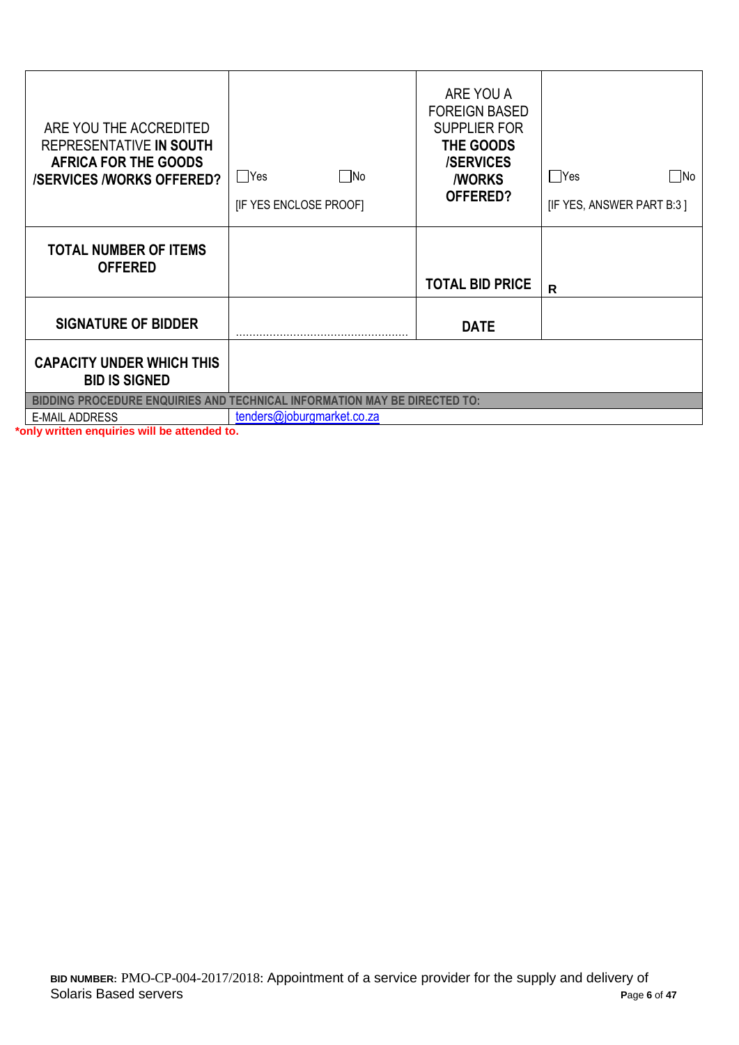| ARE YOU THE ACCREDITED REPRESENTATIVE **IN SOUTH AFRICA FOR THE GOODS /SERVICES /WORKS OFFERED?** | ☐Yes ☐No [IF YES ENCLOSE PROOF] | ARE YOU A FOREIGN BASED SUPPLIER FOR **THE GOODS /SERVICES /WORKS OFFERED?** | ☐Yes ☐No [IF YES, ANSWER PART B:3 ] |
|---|---|---|---|
| **TOTAL NUMBER OF ITEMS OFFERED** | | **TOTAL BID PRICE** | **R** |
| **SIGNATURE OF BIDDER** | ……………………………………………… | **DATE** | |
| **CAPACITY UNDER WHICH THIS BID IS SIGNED** | | | |
| **BIDDING PROCEDURE ENQUIRIES AND TECHNICAL INFORMATION MAY BE DIRECTED TO:** | | | |
| E-MAIL ADDRESS | tenders@joburgmarket.co.za | | |

***only written enquiries will be attended to.**

**BID NUMBER:** PMO-CP-004-2017/2018: Appointment of a service provider for the supply and delivery of Solaris Based servers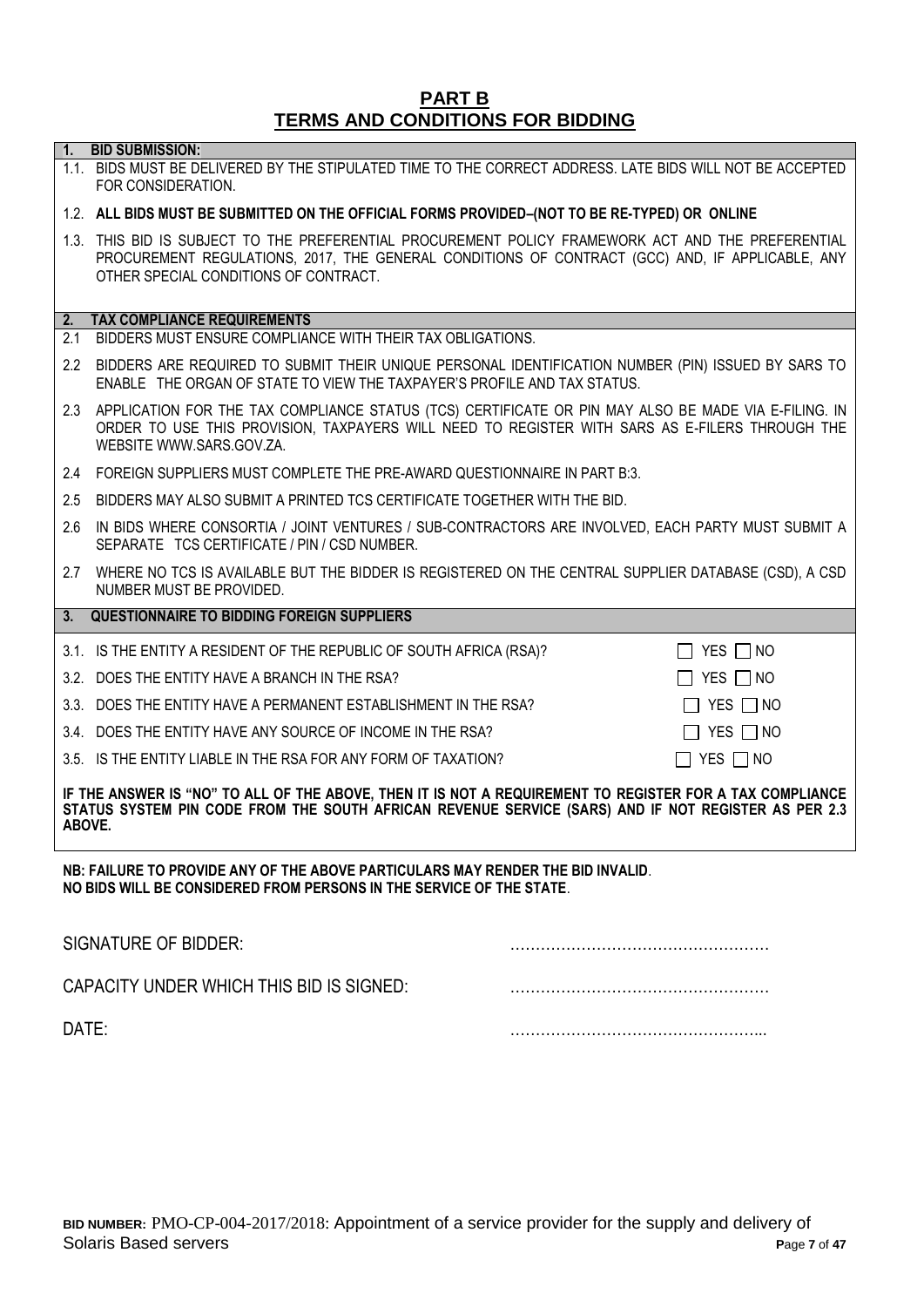# PART B
# TERMS AND CONDITIONS FOR BIDDING

## 1. BID SUBMISSION:

1.1. BIDS MUST BE DELIVERED BY THE STIPULATED TIME TO THE CORRECT ADDRESS. LATE BIDS WILL NOT BE ACCEPTED FOR CONSIDERATION.

1.2. **ALL BIDS MUST BE SUBMITTED ON THE OFFICIAL FORMS PROVIDED–(NOT TO BE RE-TYPED) OR ONLINE**

1.3. THIS BID IS SUBJECT TO THE PREFERENTIAL PROCUREMENT POLICY FRAMEWORK ACT AND THE PREFERENTIAL PROCUREMENT REGULATIONS, 2017, THE GENERAL CONDITIONS OF CONTRACT (GCC) AND, IF APPLICABLE, ANY OTHER SPECIAL CONDITIONS OF CONTRACT.

## 2. TAX COMPLIANCE REQUIREMENTS

2.1 BIDDERS MUST ENSURE COMPLIANCE WITH THEIR TAX OBLIGATIONS.

2.2 BIDDERS ARE REQUIRED TO SUBMIT THEIR UNIQUE PERSONAL IDENTIFICATION NUMBER (PIN) ISSUED BY SARS TO ENABLE THE ORGAN OF STATE TO VIEW THE TAXPAYER'S PROFILE AND TAX STATUS.

2.3 APPLICATION FOR THE TAX COMPLIANCE STATUS (TCS) CERTIFICATE OR PIN MAY ALSO BE MADE VIA E-FILING. IN ORDER TO USE THIS PROVISION, TAXPAYERS WILL NEED TO REGISTER WITH SARS AS E-FILERS THROUGH THE WEBSITE WWW.SARS.GOV.ZA.

2.4 FOREIGN SUPPLIERS MUST COMPLETE THE PRE-AWARD QUESTIONNAIRE IN PART B:3.

2.5 BIDDERS MAY ALSO SUBMIT A PRINTED TCS CERTIFICATE TOGETHER WITH THE BID.

2.6 IN BIDS WHERE CONSORTIA / JOINT VENTURES / SUB-CONTRACTORS ARE INVOLVED, EACH PARTY MUST SUBMIT A SEPARATE TCS CERTIFICATE / PIN / CSD NUMBER.

2.7 WHERE NO TCS IS AVAILABLE BUT THE BIDDER IS REGISTERED ON THE CENTRAL SUPPLIER DATABASE (CSD), A CSD NUMBER MUST BE PROVIDED.

## 3. QUESTIONNAIRE TO BIDDING FOREIGN SUPPLIERS

| | |
|---|---|
| 3.1. IS THE ENTITY A RESIDENT OF THE REPUBLIC OF SOUTH AFRICA (RSA)? | ☐ YES ☐ NO |
| 3.2. DOES THE ENTITY HAVE A BRANCH IN THE RSA? | ☐ YES ☐ NO |
| 3.3. DOES THE ENTITY HAVE A PERMANENT ESTABLISHMENT IN THE RSA? | ☐ YES ☐ NO |
| 3.4. DOES THE ENTITY HAVE ANY SOURCE OF INCOME IN THE RSA? | ☐ YES ☐ NO |
| 3.5. IS THE ENTITY LIABLE IN THE RSA FOR ANY FORM OF TAXATION? | ☐ YES ☐ NO |

**IF THE ANSWER IS "NO" TO ALL OF THE ABOVE, THEN IT IS NOT A REQUIREMENT TO REGISTER FOR A TAX COMPLIANCE STATUS SYSTEM PIN CODE FROM THE SOUTH AFRICAN REVENUE SERVICE (SARS) AND IF NOT REGISTER AS PER 2.3 ABOVE.**

**NB: FAILURE TO PROVIDE ANY OF THE ABOVE PARTICULARS MAY RENDER THE BID INVALID**.
**NO BIDS WILL BE CONSIDERED FROM PERSONS IN THE SERVICE OF THE STATE**.

SIGNATURE OF BIDDER: ……………………………………………

CAPACITY UNDER WHICH THIS BID IS SIGNED: ……………………………………………

DATE: …………………………………………...

**BID NUMBER:** PMO-CP-004-2017/2018: Appointment of a service provider for the supply and delivery of Solaris Based servers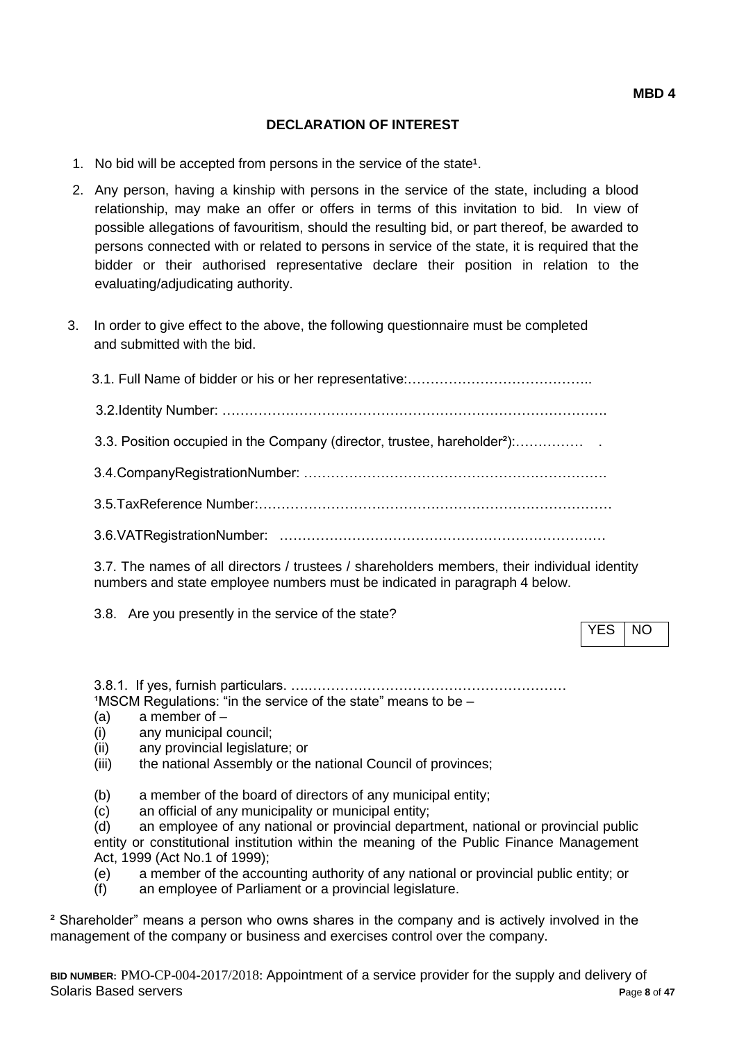**MBD 4**

**DECLARATION OF INTEREST**

1. No bid will be accepted from persons in the service of the state[1].
2. Any person, having a kinship with persons in the service of the state, including a blood relationship, may make an offer or offers in terms of this invitation to bid. In view of possible allegations of favouritism, should the resulting bid, or part thereof, be awarded to persons connected with or related to persons in service of the state, it is required that the bidder or their authorised representative declare their position in relation to the evaluating/adjudicating authority.
3. In order to give effect to the above, the following questionnaire must be completed and submitted with the bid.

3.1. Full Name of bidder or his or her representative:…………………………………..

3.2.Identity Number: ……………………………………………………………………….

3.3. Position occupied in the Company (director, trustee, hareholder[2]):…………… .

3.4.CompanyRegistrationNumber: ………………………………………………………….

3.5.TaxReference Number:……………………………………………………………………

3.6.VATRegistrationNumber: ………………………………………………………………

3.7. The names of all directors / trustees / shareholders members, their individual identity numbers and state employee numbers must be indicated in paragraph 4 below.

3.8. Are you presently in the service of the state?

| YES | NO |
|---|---|

3.8.1. If yes, furnish particulars. ….……………………………………………………

[1]MSCM Regulations: "in the service of the state" means to be –

(a) a member of –

(i) any municipal council;

(ii) any provincial legislature; or

(iii) the national Assembly or the national Council of provinces;

(b) a member of the board of directors of any municipal entity;

(c) an official of any municipality or municipal entity;

(d) an employee of any national or provincial department, national or provincial public entity or constitutional institution within the meaning of the Public Finance Management Act, 1999 (Act No.1 of 1999);

(e) a member of the accounting authority of any national or provincial public entity; or

(f) an employee of Parliament or a provincial legislature.

[2] Shareholder" means a person who owns shares in the company and is actively involved in the management of the company or business and exercises control over the company.

**BID NUMBER:** PMO-CP-004-2017/2018: Appointment of a service provider for the supply and delivery of Solaris Based servers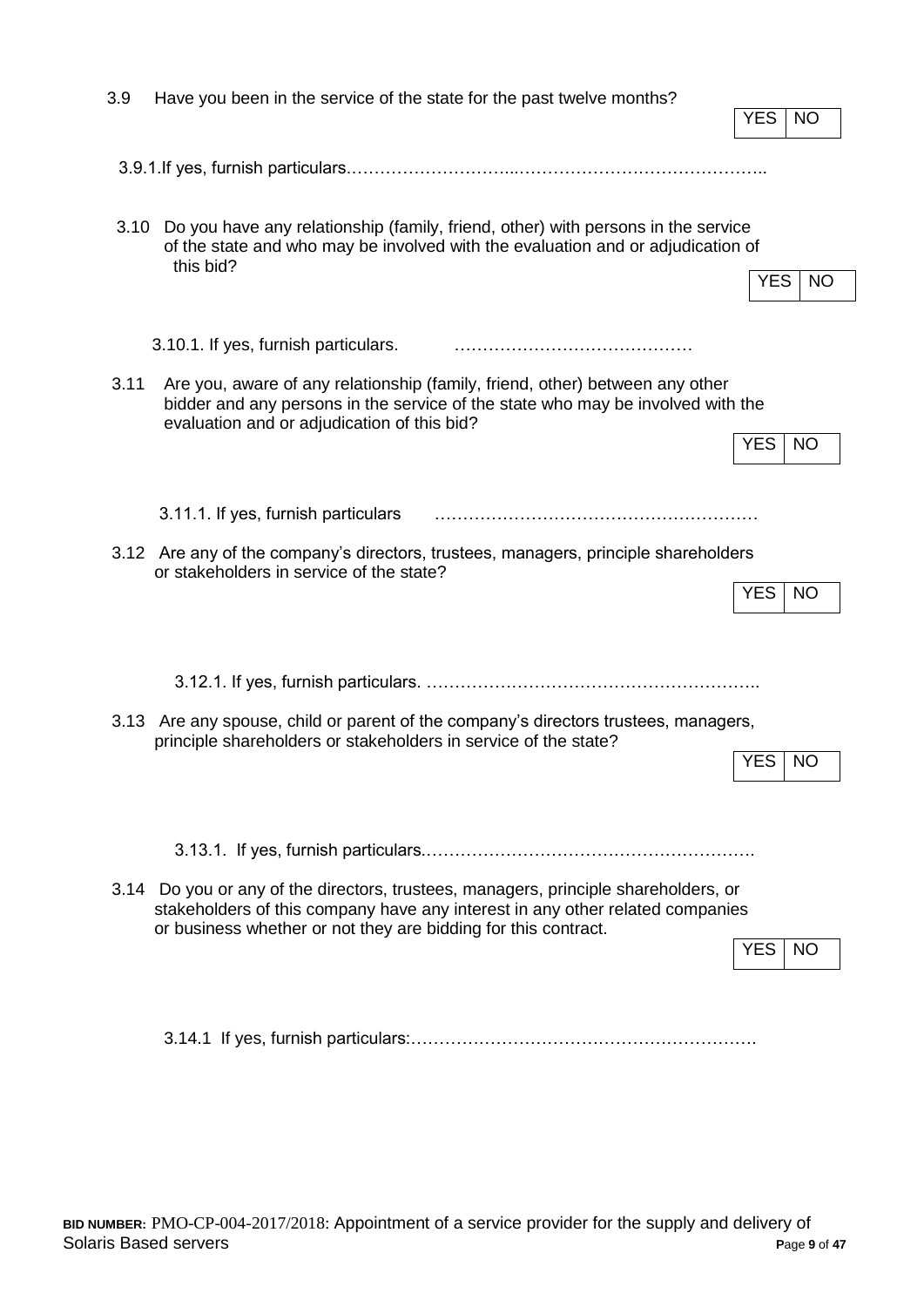3.9 Have you been in the service of the state for the past twelve months?

| YES | NO |
|---|---|

3.9.1.If yes, furnish particulars…………………………...……………………………………..

3.10 Do you have any relationship (family, friend, other) with persons in the service of the state and who may be involved with the evaluation and or adjudication of this bid?

| YES | NO |
|---|---|

3.10.1. If yes, furnish particulars. ……………………………………

3.11 Are you, aware of any relationship (family, friend, other) between any other bidder and any persons in the service of the state who may be involved with the evaluation and or adjudication of this bid?

| YES | NO |
|---|---|

3.11.1. If yes, furnish particulars ……………………………………………….…

3.12 Are any of the company's directors, trustees, managers, principle shareholders or stakeholders in service of the state?

| YES | NO |
|---|---|

3.12.1. If yes, furnish particulars. …………………………………………………..

3.13 Are any spouse, child or parent of the company's directors trustees, managers, principle shareholders or stakeholders in service of the state?

| YES | NO |
|---|---|

3.13.1. If yes, furnish particulars.………………………………………………….

3.14 Do you or any of the directors, trustees, managers, principle shareholders, or stakeholders of this company have any interest in any other related companies or business whether or not they are bidding for this contract.

| YES | NO |
|---|---|

3.14.1 If yes, furnish particulars:…………………………………………………….

**BID NUMBER:** PMO-CP-004-2017/2018: Appointment of a service provider for the supply and delivery of Solaris Based servers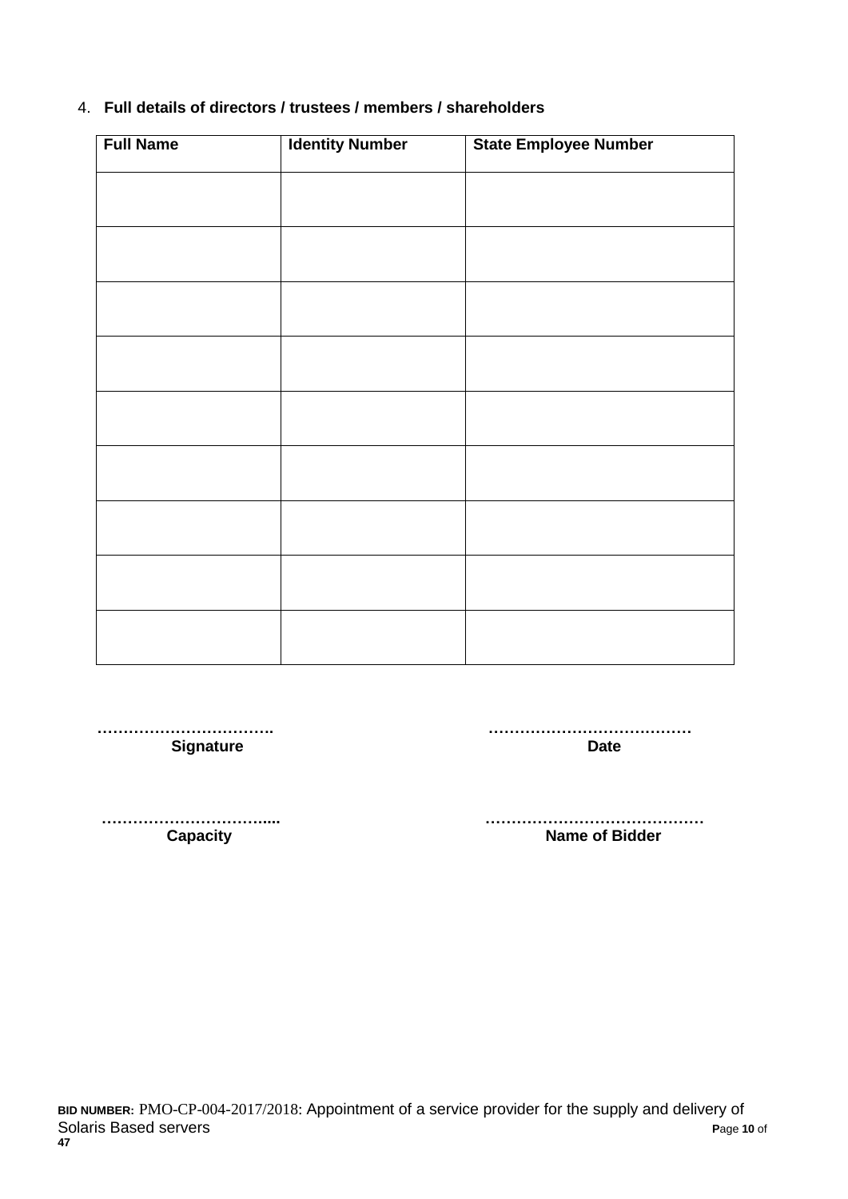4. **Full details of directors / trustees / members / shareholders**

| Full Name | Identity Number | State Employee Number |
|---|---|---|
| | | |
| | | |
| | | |
| | | |
| | | |
| | | |
| | | |
| | | |
| | | |

…………………………….
**Signature**

…………………………………
**Date**

…………………………....
**Capacity**

……………………………………
**Name of Bidder**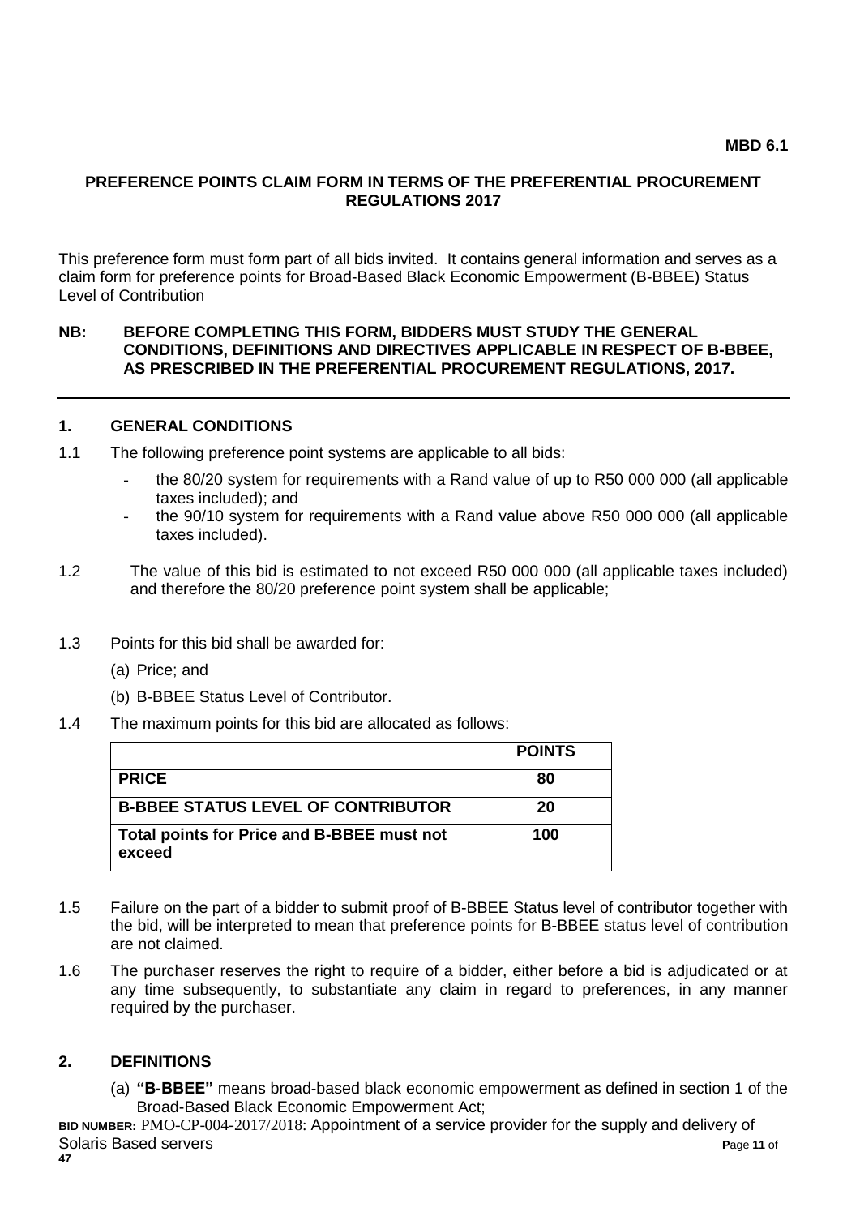**MBD 6.1**

**PREFERENCE POINTS CLAIM FORM IN TERMS OF THE PREFERENTIAL PROCUREMENT REGULATIONS 2017**

This preference form must form part of all bids invited. It contains general information and serves as a claim form for preference points for Broad-Based Black Economic Empowerment (B-BBEE) Status Level of Contribution

**NB: BEFORE COMPLETING THIS FORM, BIDDERS MUST STUDY THE GENERAL CONDITIONS, DEFINITIONS AND DIRECTIVES APPLICABLE IN RESPECT OF B-BBEE, AS PRESCRIBED IN THE PREFERENTIAL PROCUREMENT REGULATIONS, 2017.**

---

## 1. GENERAL CONDITIONS

1.1 The following preference point systems are applicable to all bids:

- the 80/20 system for requirements with a Rand value of up to R50 000 000 (all applicable taxes included); and
- the 90/10 system for requirements with a Rand value above R50 000 000 (all applicable taxes included).

1.2 The value of this bid is estimated to not exceed R50 000 000 (all applicable taxes included) and therefore the 80/20 preference point system shall be applicable;

1.3 Points for this bid shall be awarded for:

(a) Price; and

(b) B-BBEE Status Level of Contributor.

1.4 The maximum points for this bid are allocated as follows:

| | **POINTS** |
|---|---|
| **PRICE** | **80** |
| **B-BBEE STATUS LEVEL OF CONTRIBUTOR** | **20** |
| **Total points for Price and B-BBEE must not exceed** | **100** |

1.5 Failure on the part of a bidder to submit proof of B-BBEE Status level of contributor together with the bid, will be interpreted to mean that preference points for B-BBEE status level of contribution are not claimed.

1.6 The purchaser reserves the right to require of a bidder, either before a bid is adjudicated or at any time subsequently, to substantiate any claim in regard to preferences, in any manner required by the purchaser.

## 2. DEFINITIONS

(a) **"B-BBEE"** means broad-based black economic empowerment as defined in section 1 of the Broad-Based Black Economic Empowerment Act;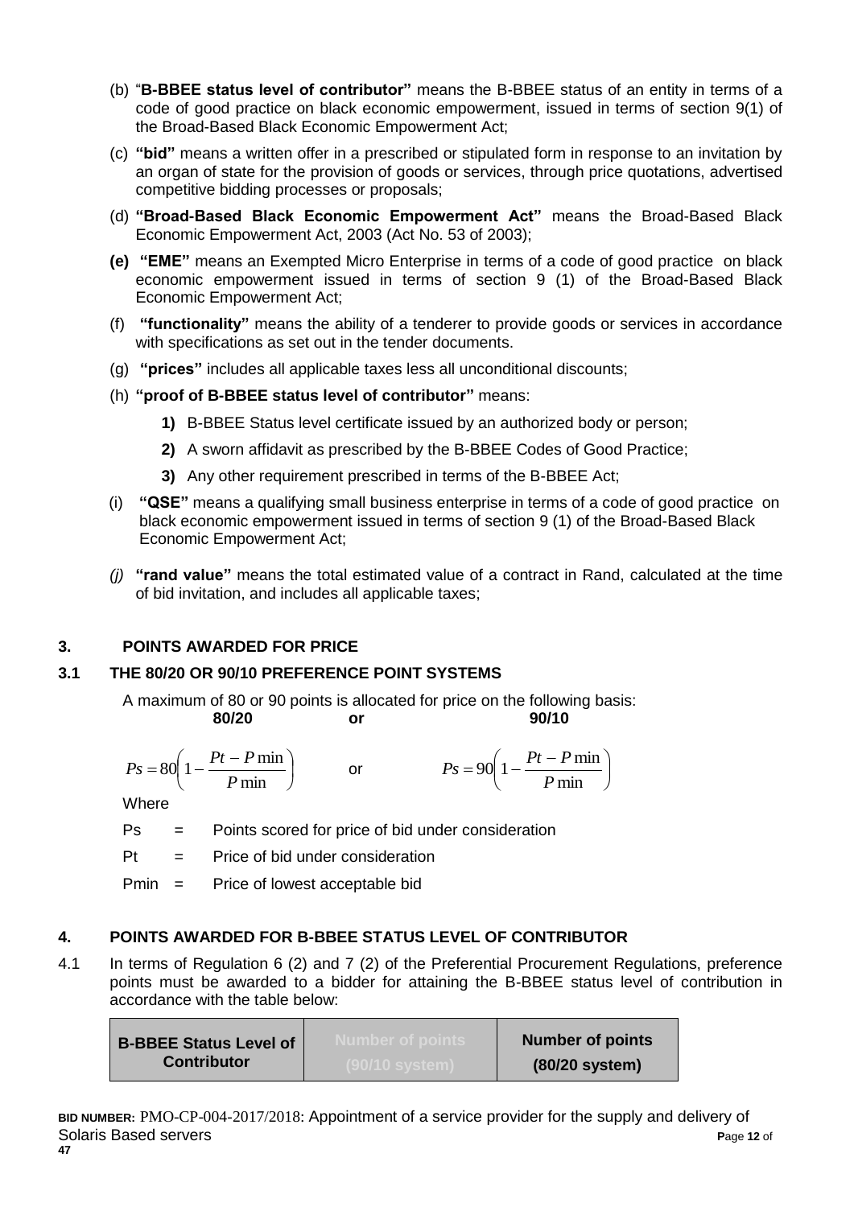(b) "**B-BBEE status level of contributor"** means the B-BBEE status of an entity in terms of a code of good practice on black economic empowerment, issued in terms of section 9(1) of the Broad-Based Black Economic Empowerment Act;

(c) **"bid"** means a written offer in a prescribed or stipulated form in response to an invitation by an organ of state for the provision of goods or services, through price quotations, advertised competitive bidding processes or proposals;

(d) **"Broad-Based Black Economic Empowerment Act"** means the Broad-Based Black Economic Empowerment Act, 2003 (Act No. 53 of 2003);

**(e)** **"EME"** means an Exempted Micro Enterprise in terms of a code of good practice on black economic empowerment issued in terms of section 9 (1) of the Broad-Based Black Economic Empowerment Act;

(f) **"functionality"** means the ability of a tenderer to provide goods or services in accordance with specifications as set out in the tender documents.

(g) **"prices"** includes all applicable taxes less all unconditional discounts;

(h) **"proof of B-BBEE status level of contributor"** means:

**1)** B-BBEE Status level certificate issued by an authorized body or person;

**2)** A sworn affidavit as prescribed by the B-BBEE Codes of Good Practice;

**3)** Any other requirement prescribed in terms of the B-BBEE Act;

(i) **"QSE"** means a qualifying small business enterprise in terms of a code of good practice on black economic empowerment issued in terms of section 9 (1) of the Broad-Based Black Economic Empowerment Act;

*(j)* **"rand value"** means the total estimated value of a contract in Rand, calculated at the time of bid invitation, and includes all applicable taxes;

## 3. POINTS AWARDED FOR PRICE

### 3.1 THE 80/20 OR 90/10 PREFERENCE POINT SYSTEMS

A maximum of 80 or 90 points is allocated for price on the following basis:

**80/20** **or** **90/10**

$$Ps = 80\left(1 - \frac{Pt - P\min}{P\min}\right) \quad \text{or} \quad Ps = 90\left(1 - \frac{Pt - P\min}{P\min}\right)$$

Where

Ps = Points scored for price of bid under consideration

Pt = Price of bid under consideration

Pmin = Price of lowest acceptable bid

## 4. POINTS AWARDED FOR B-BBEE STATUS LEVEL OF CONTRIBUTOR

4.1 In terms of Regulation 6 (2) and 7 (2) of the Preferential Procurement Regulations, preference points must be awarded to a bidder for attaining the B-BBEE status level of contribution in accordance with the table below:

| B-BBEE Status Level of Contributor | Number of points (90/10 system) | Number of points (80/20 system) |
|---|---|---|

BID NUMBER: PMO-CP-004-2017/2018: Appointment of a service provider for the supply and delivery of Solaris Based servers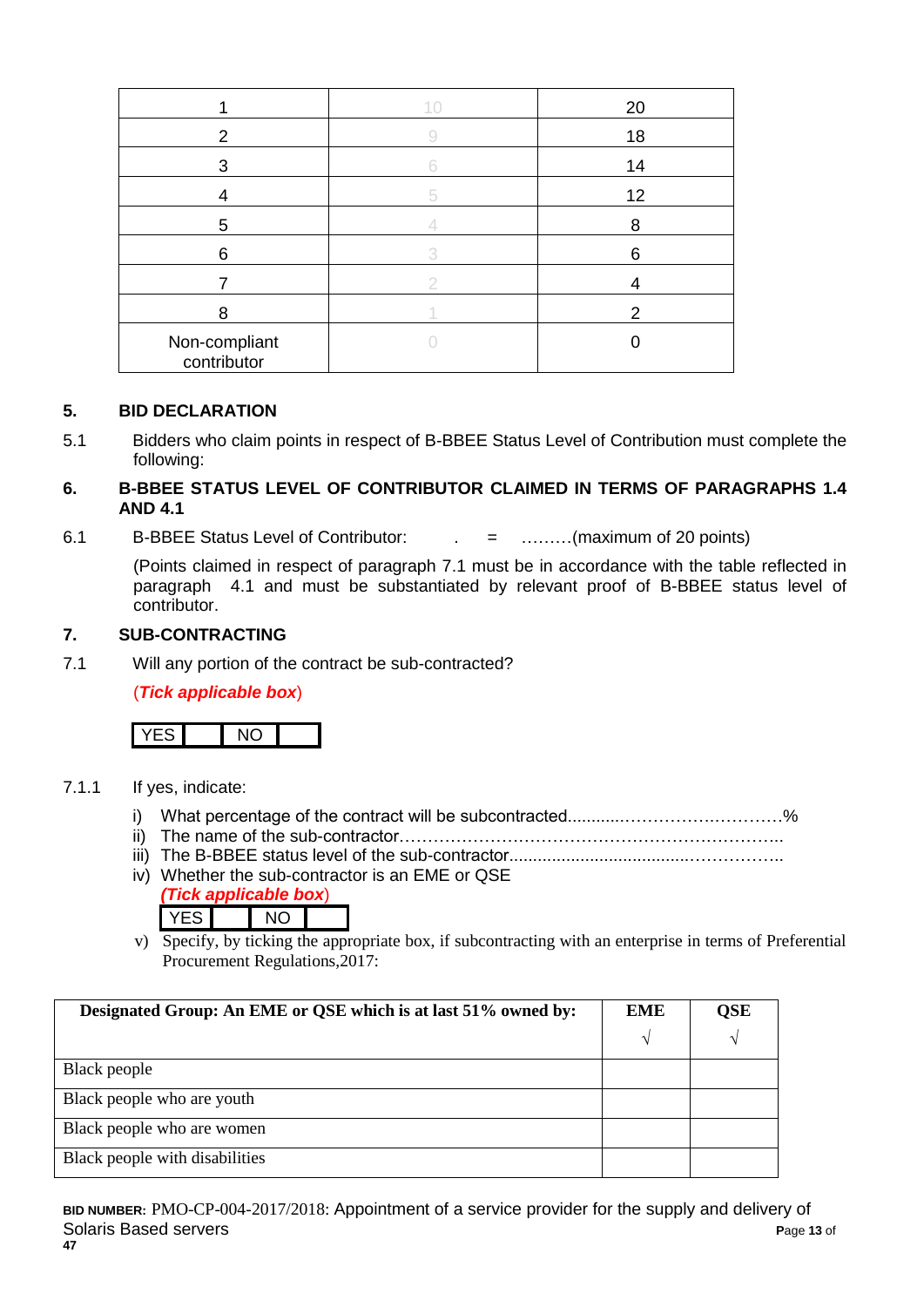| 1 | 10 | 20 |
|---|---|---|
| 2 | 9 | 18 |
| 3 | 6 | 14 |
| 4 | 5 | 12 |
| 5 | 4 | 8 |
| 6 | 3 | 6 |
| 7 | 2 | 4 |
| 8 | 1 | 2 |
| Non-compliant contributor | 0 | 0 |

## 5. BID DECLARATION

5.1 Bidders who claim points in respect of B-BBEE Status Level of Contribution must complete the following:

## 6. B-BBEE STATUS LEVEL OF CONTRIBUTOR CLAIMED IN TERMS OF PARAGRAPHS 1.4 AND 4.1

6.1 B-BBEE Status Level of Contributor: . = ………(maximum of 20 points)

(Points claimed in respect of paragraph 7.1 must be in accordance with the table reflected in paragraph 4.1 and must be substantiated by relevant proof of B-BBEE status level of contributor.

## 7. SUB-CONTRACTING

7.1 Will any portion of the contract be sub-contracted?

(***Tick applicable box***)

| YES | | NO | |
|---|---|---|---|

7.1.1 If yes, indicate:

i) What percentage of the contract will be subcontracted............…………….…………%
ii) The name of the sub-contractor…………………………………………………………..
iii) The B-BBEE status level of the sub-contractor......................................……………..
iv) Whether the sub-contractor is an EME or QSE
*(**Tick applicable box**)*

| YES | | NO | |
|---|---|---|---|

v) Specify, by ticking the appropriate box, if subcontracting with an enterprise in terms of Preferential Procurement Regulations,2017:

| **Designated Group: An EME or QSE which is at last 51% owned by:** | **EME** √ | **QSE** √ |
|---|---|---|
| Black people | | |
| Black people who are youth | | |
| Black people who are women | | |
| Black people with disabilities | | |

**BID NUMBER:** PMO-CP-004-2017/2018: Appointment of a service provider for the supply and delivery of Solaris Based servers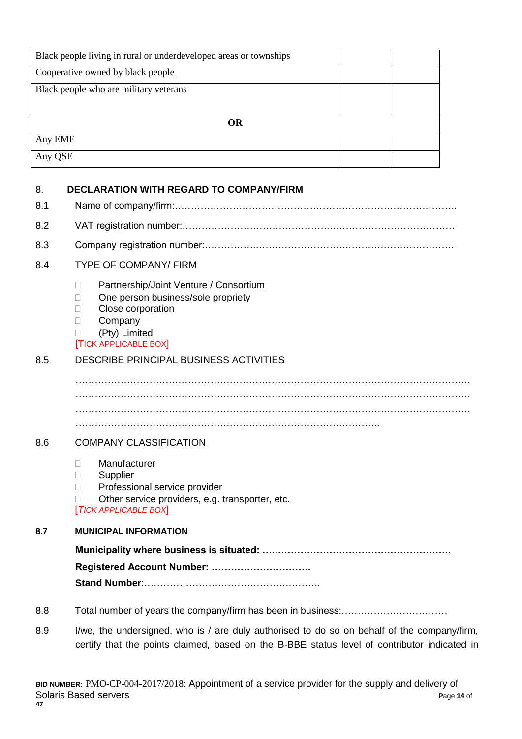| | | |
|---|---|---|
| Black people living in rural or underdeveloped areas or townships | | |
| Cooperative owned by black people | | |
| Black people who are military veterans | | |
| **OR** | | |
| Any EME | | |
| Any QSE | | |

## 8. DECLARATION WITH REGARD TO COMPANY/FIRM

8.1 Name of company/firm:…………………………………………………………………………….

8.2 VAT registration number:……………………………………….…………………………………

8.3 Company registration number:…………….……………………….…………………………….

8.4 TYPE OF COMPANY/ FIRM

- ☐ Partnership/Joint Venture / Consortium
- ☐ One person business/sole propriety
- ☐ Close corporation
- ☐ Company
- ☐ (Pty) Limited

[TICK APPLICABLE BOX]

8.5 DESCRIBE PRINCIPAL BUSINESS ACTIVITIES

……………………………………………………………………………………………………………
……………………………………………………………………………………………………………
……………………………………………………………………………………………………………
………………………………………………………………………………………..

8.6 COMPANY CLASSIFICATION

- ☐ Manufacturer
- ☐ Supplier
- ☐ Professional service provider
- ☐ Other service providers, e.g. transporter, etc.

*[TICK APPLICABLE BOX]*

**8.7 MUNICIPAL INFORMATION**

**Municipality where business is situated: ….………………………………………………**

**Registered Account Number: ………………………….**

**Stand Number**:……………………………………………….

8.8 Total number of years the company/firm has been in business:……………………………

8.9 I/we, the undersigned, who is / are duly authorised to do so on behalf of the company/firm, certify that the points claimed, based on the B-BBE status level of contributor indicated in

**BID NUMBER:** PMO-CP-004-2017/2018: Appointment of a service provider for the supply and delivery of Solaris Based servers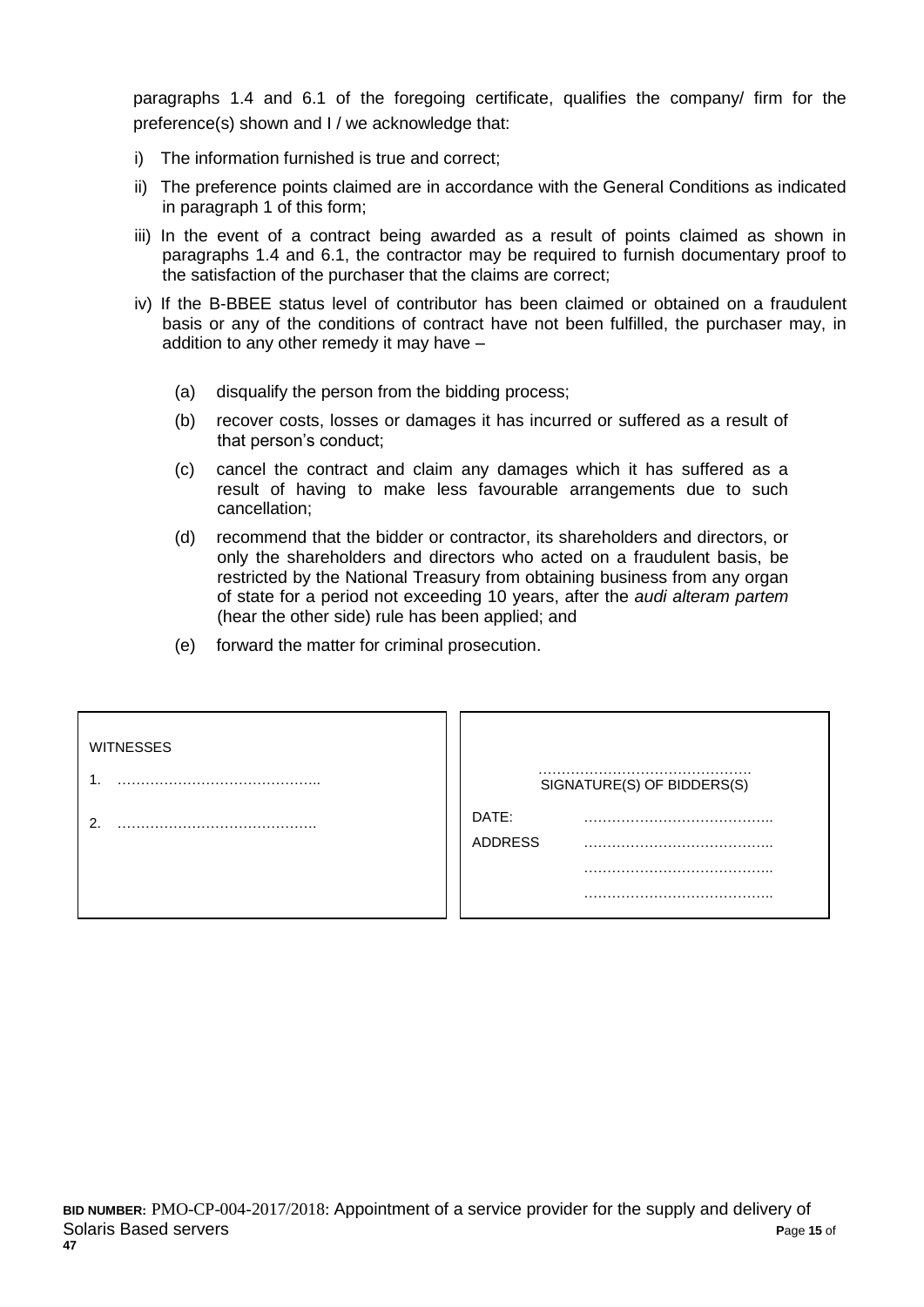paragraphs 1.4 and 6.1 of the foregoing certificate, qualifies the company/ firm for the preference(s) shown and I / we acknowledge that:

i) The information furnished is true and correct;

ii) The preference points claimed are in accordance with the General Conditions as indicated in paragraph 1 of this form;

iii) In the event of a contract being awarded as a result of points claimed as shown in paragraphs 1.4 and 6.1, the contractor may be required to furnish documentary proof to the satisfaction of the purchaser that the claims are correct;

iv) If the B-BBEE status level of contributor has been claimed or obtained on a fraudulent basis or any of the conditions of contract have not been fulfilled, the purchaser may, in addition to any other remedy it may have –

   (a) disqualify the person from the bidding process;

   (b) recover costs, losses or damages it has incurred or suffered as a result of that person's conduct;

   (c) cancel the contract and claim any damages which it has suffered as a result of having to make less favourable arrangements due to such cancellation;

   (d) recommend that the bidder or contractor, its shareholders and directors, or only the shareholders and directors who acted on a fraudulent basis, be restricted by the National Treasury from obtaining business from any organ of state for a period not exceeding 10 years, after the *audi alteram partem* (hear the other side) rule has been applied; and

   (e) forward the matter for criminal prosecution.

| WITNESSES | |
|---|---|
| 1. …………………………………….. | ………………………………………. SIGNATURE(S) OF BIDDERS(S) |
| 2. ……………………………………. | DATE: ………………………………….. |
| | ADDRESS ………………………………….. |
| | ………………………………….. |
| | ………………………………….. |

**BID NUMBER:** PMO-CP-004-2017/2018: Appointment of a service provider for the supply and delivery of Solaris Based servers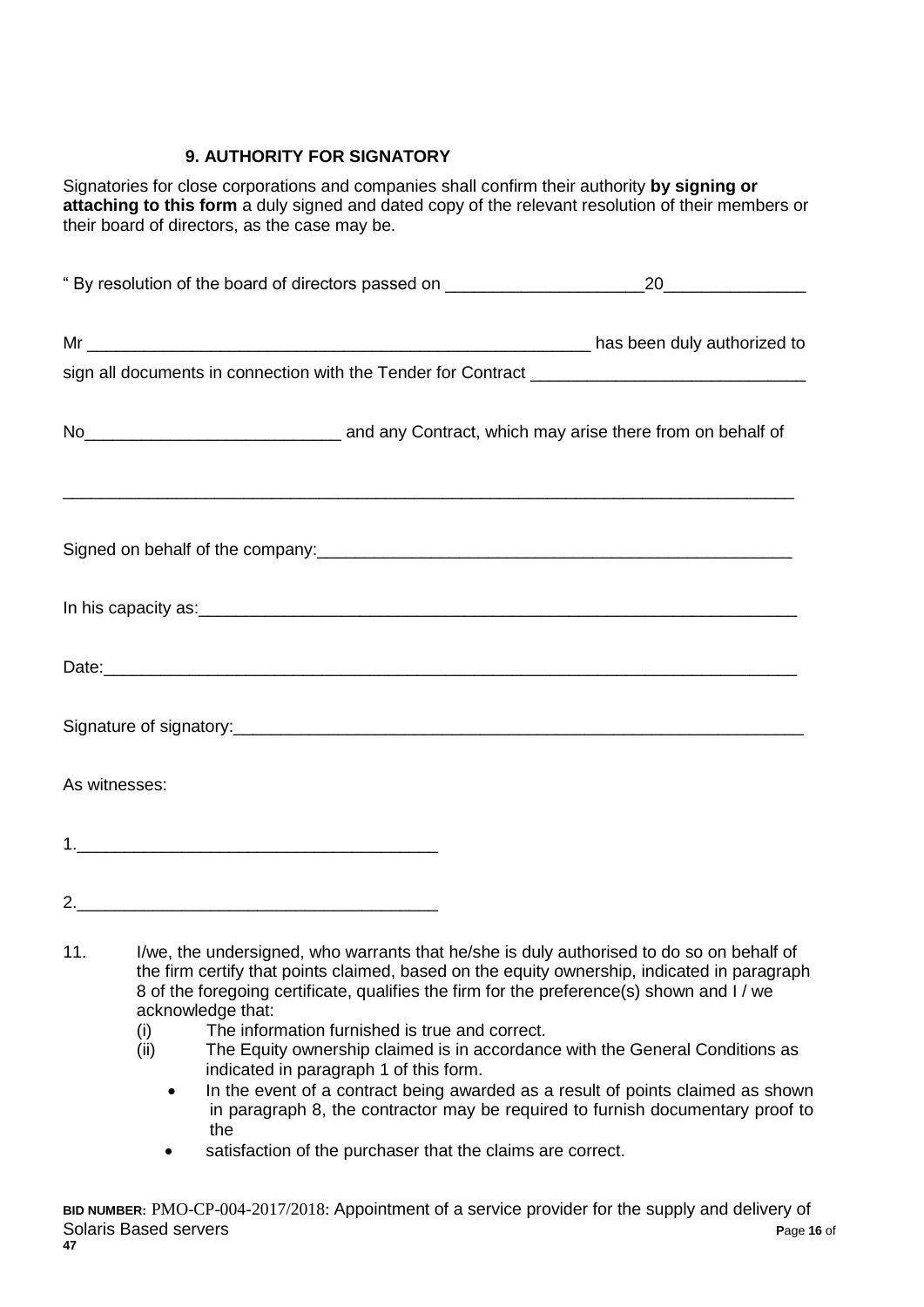### 9. AUTHORITY FOR SIGNATORY

Signatories for close corporations and companies shall confirm their authority **by signing or attaching to this form** a duly signed and dated copy of the relevant resolution of their members or their board of directors, as the case may be.

" By resolution of the board of directors passed on _____________________20_______________

Mr _______________________________________________________ has been duly authorized to sign all documents in connection with the Tender for Contract _____________________________

No___________________________ and any Contract, which may arise there from on behalf of

_____________________________________________________________________________

Signed on behalf of the company:_____________________________________________________

In his capacity as:_________________________________________________________________

Date:___________________________________________________________________________

Signature of signatory:______________________________________________________________

As witnesses:

1.______________________________________

2.______________________________________

11. I/we, the undersigned, who warrants that he/she is duly authorised to do so on behalf of the firm certify that points claimed, based on the equity ownership, indicated in paragraph 8 of the foregoing certificate, qualifies the firm for the preference(s) shown and I / we acknowledge that:
    (i) The information furnished is true and correct.
    (ii) The Equity ownership claimed is in accordance with the General Conditions as indicated in paragraph 1 of this form.
    - In the event of a contract being awarded as a result of points claimed as shown in paragraph 8, the contractor may be required to furnish documentary proof to the
    - satisfaction of the purchaser that the claims are correct.

**BID NUMBER:** PMO-CP-004-2017/2018: Appointment of a service provider for the supply and delivery of Solaris Based servers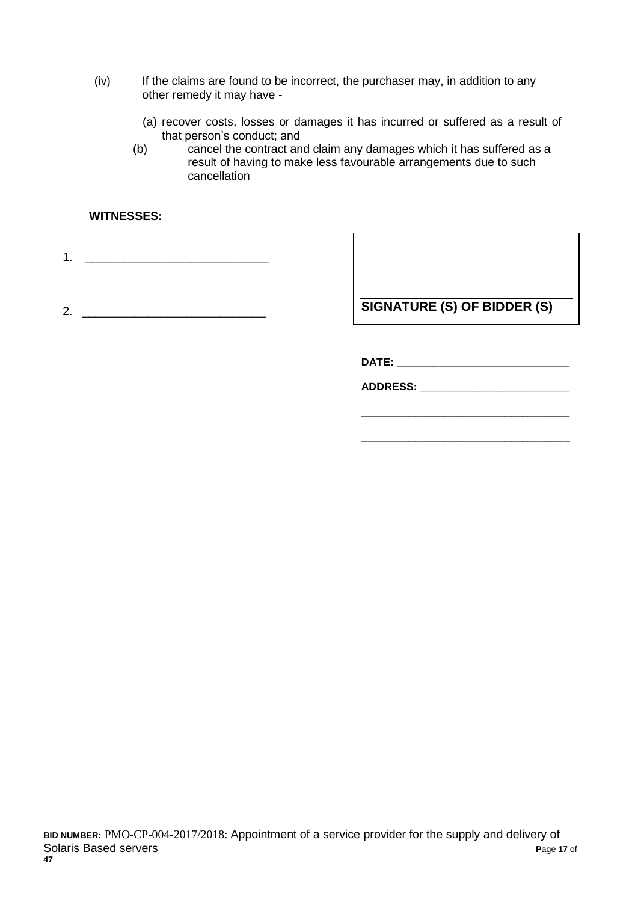(iv) If the claims are found to be incorrect, the purchaser may, in addition to any other remedy it may have -

(a) recover costs, losses or damages it has incurred or suffered as a result of that person's conduct; and

(b) cancel the contract and claim any damages which it has suffered as a result of having to make less favourable arrangements due to such cancellation

**WITNESSES:**

1. ____________________________

2. ____________________________

____________________________

**SIGNATURE (S) OF BIDDER (S)**

**DATE:** ____________________________

**ADDRESS:** __________________________

____________________________________

____________________________________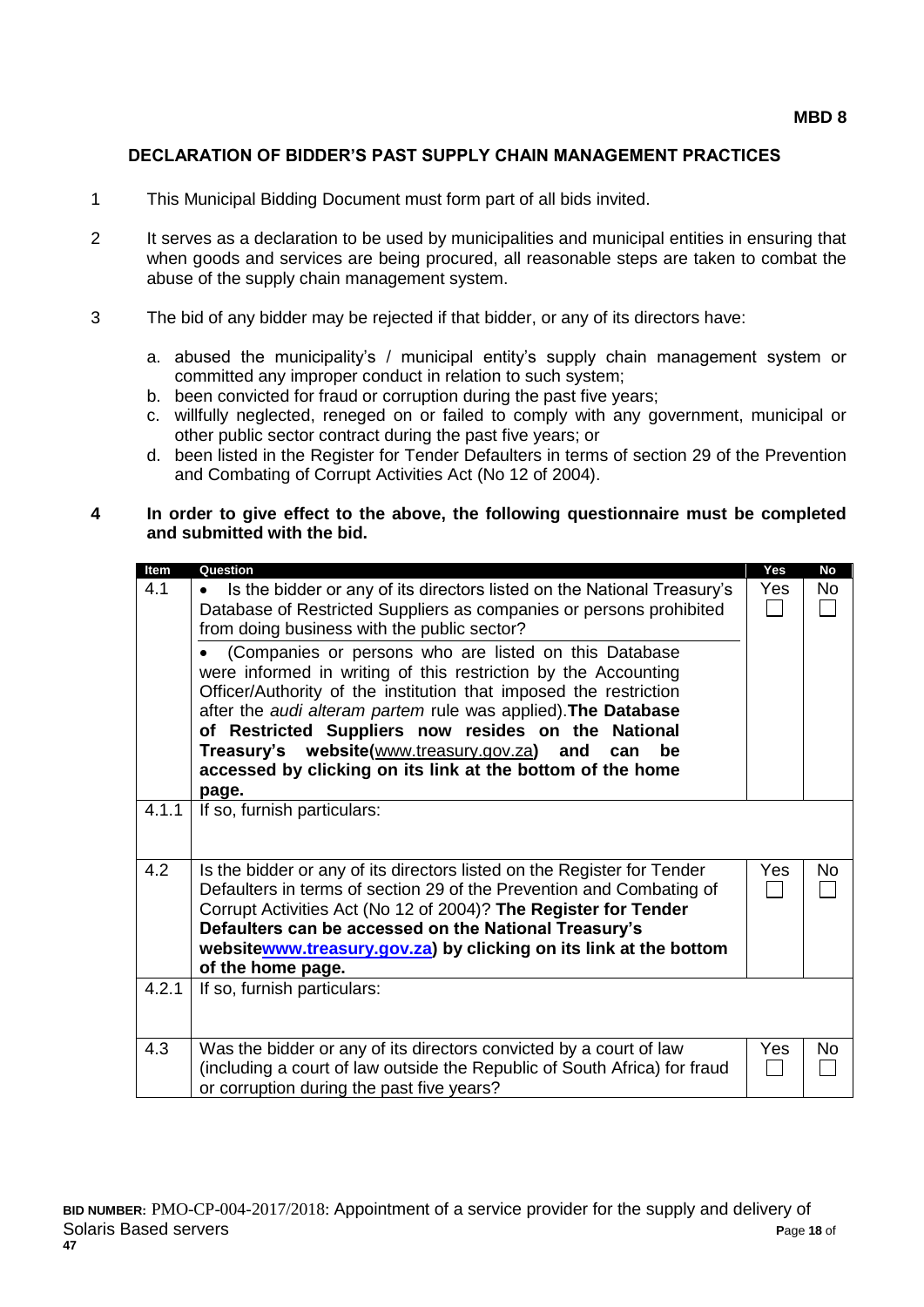**MBD 8**

## DECLARATION OF BIDDER'S PAST SUPPLY CHAIN MANAGEMENT PRACTICES

1. This Municipal Bidding Document must form part of all bids invited.

2. It serves as a declaration to be used by municipalities and municipal entities in ensuring that when goods and services are being procured, all reasonable steps are taken to combat the abuse of the supply chain management system.

3. The bid of any bidder may be rejected if that bidder, or any of its directors have:

   a. abused the municipality's / municipal entity's supply chain management system or committed any improper conduct in relation to such system;
   b. been convicted for fraud or corruption during the past five years;
   c. willfully neglected, reneged on or failed to comply with any government, municipal or other public sector contract during the past five years; or
   d. been listed in the Register for Tender Defaulters in terms of section 29 of the Prevention and Combating of Corrupt Activities Act (No 12 of 2004).

**4 In order to give effect to the above, the following questionnaire must be completed and submitted with the bid.**

| Item | Question | Yes | No |
|---|---|---|---|
| 4.1 | • Is the bidder or any of its directors listed on the National Treasury's Database of Restricted Suppliers as companies or persons prohibited from doing business with the public sector?<br>• (Companies or persons who are listed on this Database were informed in writing of this restriction by the Accounting Officer/Authority of the institution that imposed the restriction after the *audi alteram partem* rule was applied).**The Database of Restricted Suppliers now resides on the National Treasury's website(www.treasury.gov.za) and can be accessed by clicking on its link at the bottom of the home page.** | Yes ☐ | No ☐ |
| 4.1.1 | If so, furnish particulars: | | |
| 4.2 | Is the bidder or any of its directors listed on the Register for Tender Defaulters in terms of section 29 of the Prevention and Combating of Corrupt Activities Act (No 12 of 2004)? **The Register for Tender Defaulters can be accessed on the National Treasury's websitewww.treasury.gov.za) by clicking on its link at the bottom of the home page.** | Yes ☐ | No ☐ |
| 4.2.1 | If so, furnish particulars: | | |
| 4.3 | Was the bidder or any of its directors convicted by a court of law (including a court of law outside the Republic of South Africa) for fraud or corruption during the past five years? | Yes ☐ | No ☐ |

**BID NUMBER:** PMO-CP-004-2017/2018: Appointment of a service provider for the supply and delivery of Solaris Based servers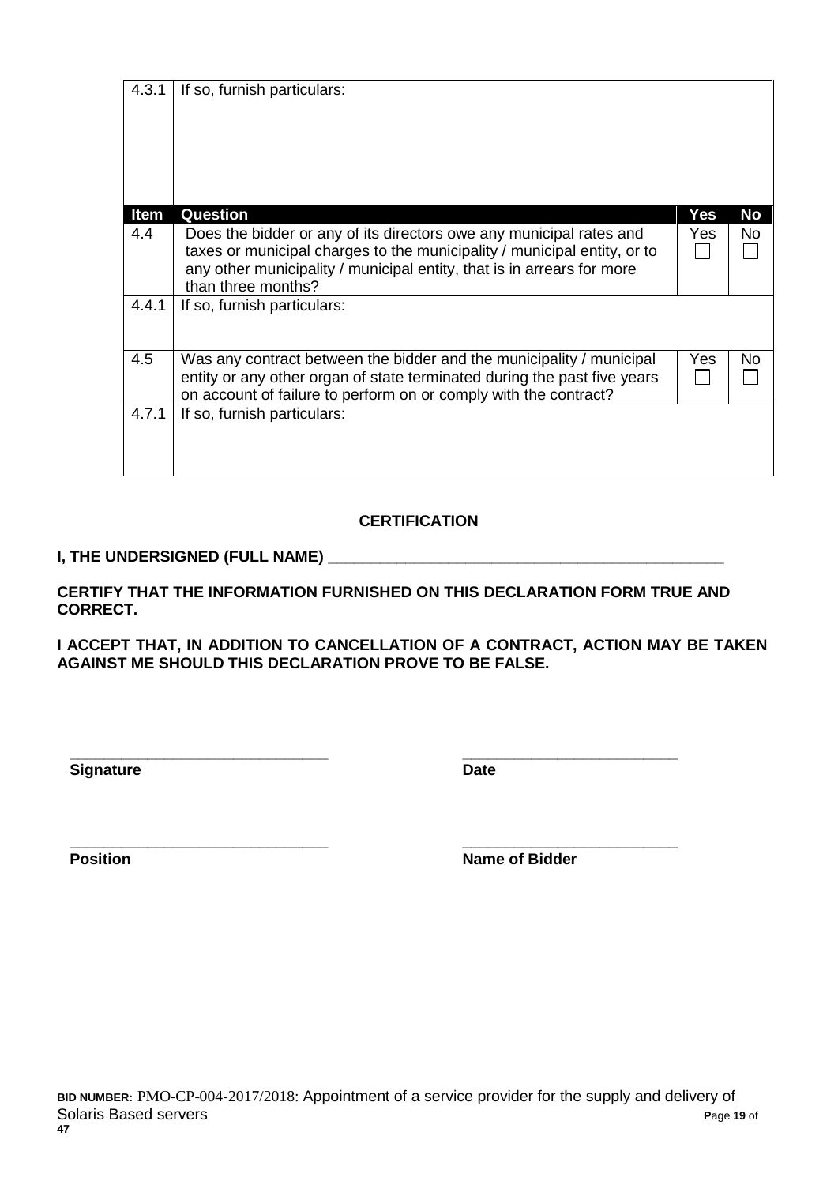| 4.3.1 | If so, furnish particulars: | | |
|---|---|---|---|
| **Item** | **Question** | **Yes** | **No** |
| 4.4 | Does the bidder or any of its directors owe any municipal rates and taxes or municipal charges to the municipality / municipal entity, or to any other municipality / municipal entity, that is in arrears for more than three months? | Yes ☐ | No ☐ |
| 4.4.1 | If so, furnish particulars: | | |
| 4.5 | Was any contract between the bidder and the municipality / municipal entity or any other organ of state terminated during the past five years on account of failure to perform on or comply with the contract? | Yes ☐ | No ☐ |
| 4.7.1 | If so, furnish particulars: | | |

**CERTIFICATION**

**I, THE UNDERSIGNED (FULL NAME) ______________________________________________**

**CERTIFY THAT THE INFORMATION FURNISHED ON THIS DECLARATION FORM TRUE AND CORRECT.**

**I ACCEPT THAT, IN ADDITION TO CANCELLATION OF A CONTRACT, ACTION MAY BE TAKEN AGAINST ME SHOULD THIS DECLARATION PROVE TO BE FALSE.**

______________________________ ________________________

**Signature** **Date**

______________________________ ________________________

**Position** **Name of Bidder**

**BID NUMBER:** PMO-CP-004-2017/2018: Appointment of a service provider for the supply and delivery of Solaris Based servers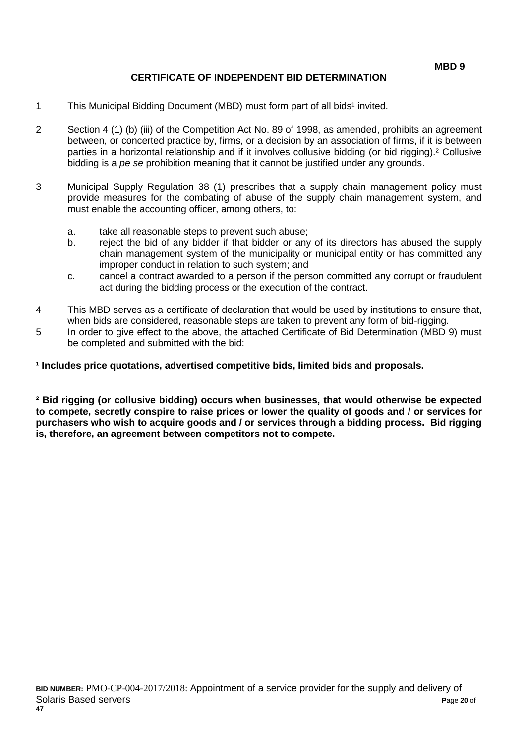**MBD 9**

## CERTIFICATE OF INDEPENDENT BID DETERMINATION

1 This Municipal Bidding Document (MBD) must form part of all bids[1] invited.

2 Section 4 (1) (b) (iii) of the Competition Act No. 89 of 1998, as amended, prohibits an agreement between, or concerted practice by, firms, or a decision by an association of firms, if it is between parties in a horizontal relationship and if it involves collusive bidding (or bid rigging).[2] Collusive bidding is a *pe se* prohibition meaning that it cannot be justified under any grounds.

3 Municipal Supply Regulation 38 (1) prescribes that a supply chain management policy must provide measures for the combating of abuse of the supply chain management system, and must enable the accounting officer, among others, to:

   a. take all reasonable steps to prevent such abuse;
   b. reject the bid of any bidder if that bidder or any of its directors has abused the supply chain management system of the municipality or municipal entity or has committed any improper conduct in relation to such system; and
   c. cancel a contract awarded to a person if the person committed any corrupt or fraudulent act during the bidding process or the execution of the contract.

4 This MBD serves as a certificate of declaration that would be used by institutions to ensure that, when bids are considered, reasonable steps are taken to prevent any form of bid-rigging.

5 In order to give effect to the above, the attached Certificate of Bid Determination (MBD 9) must be completed and submitted with the bid:

**[1] Includes price quotations, advertised competitive bids, limited bids and proposals.**

**[2] Bid rigging (or collusive bidding) occurs when businesses, that would otherwise be expected to compete, secretly conspire to raise prices or lower the quality of goods and / or services for purchasers who wish to acquire goods and / or services through a bidding process. Bid rigging is, therefore, an agreement between competitors not to compete.**

**BID NUMBER:** PMO-CP-004-2017/2018: Appointment of a service provider for the supply and delivery of Solaris Based servers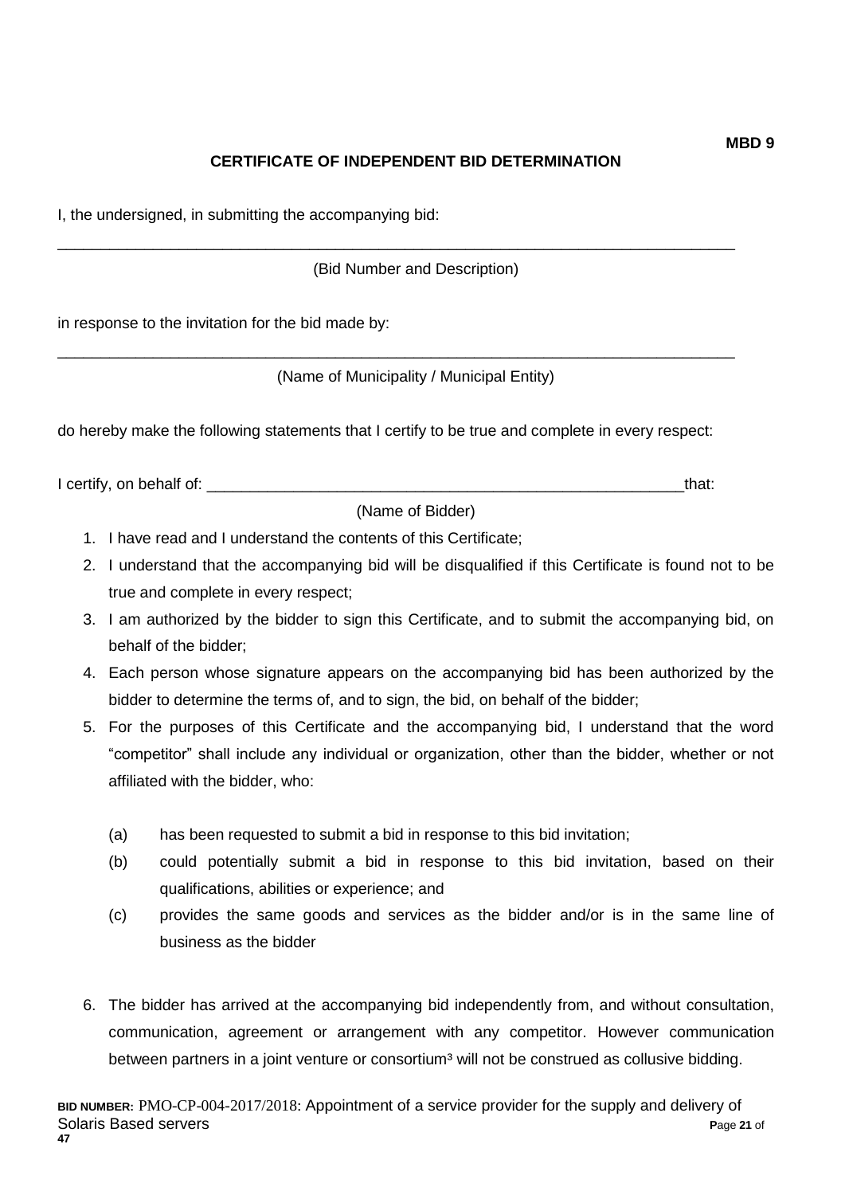**MBD 9**

## CERTIFICATE OF INDEPENDENT BID DETERMINATION

I, the undersigned, in submitting the accompanying bid:

\_\_\_\_\_\_\_\_\_\_\_\_\_\_\_\_\_\_\_\_\_\_\_\_\_\_\_\_\_\_\_\_\_\_\_\_\_\_\_\_\_\_\_\_\_\_\_\_\_\_\_\_\_\_\_\_\_\_\_\_\_\_\_\_\_\_\_\_\_\_\_\_\_\_\_\_\_\_

(Bid Number and Description)

in response to the invitation for the bid made by:

\_\_\_\_\_\_\_\_\_\_\_\_\_\_\_\_\_\_\_\_\_\_\_\_\_\_\_\_\_\_\_\_\_\_\_\_\_\_\_\_\_\_\_\_\_\_\_\_\_\_\_\_\_\_\_\_\_\_\_\_\_\_\_\_\_\_\_\_\_\_\_\_\_\_\_\_\_\_

(Name of Municipality / Municipal Entity)

do hereby make the following statements that I certify to be true and complete in every respect:

I certify, on behalf of: \_\_\_\_\_\_\_\_\_\_\_\_\_\_\_\_\_\_\_\_\_\_\_\_\_\_\_\_\_\_\_\_\_\_\_\_\_\_\_\_\_\_\_\_\_\_\_\_\_\_\_\_\_\_\_\_\_that:

(Name of Bidder)

1. I have read and I understand the contents of this Certificate;
2. I understand that the accompanying bid will be disqualified if this Certificate is found not to be true and complete in every respect;
3. I am authorized by the bidder to sign this Certificate, and to submit the accompanying bid, on behalf of the bidder;
4. Each person whose signature appears on the accompanying bid has been authorized by the bidder to determine the terms of, and to sign, the bid, on behalf of the bidder;
5. For the purposes of this Certificate and the accompanying bid, I understand that the word "competitor" shall include any individual or organization, other than the bidder, whether or not affiliated with the bidder, who:

   (a) has been requested to submit a bid in response to this bid invitation;

   (b) could potentially submit a bid in response to this bid invitation, based on their qualifications, abilities or experience; and

   (c) provides the same goods and services as the bidder and/or is in the same line of business as the bidder

6. The bidder has arrived at the accompanying bid independently from, and without consultation, communication, agreement or arrangement with any competitor. However communication between partners in a joint venture or consortium[3] will not be construed as collusive bidding.

**BID NUMBER:** PMO-CP-004-2017/2018: Appointment of a service provider for the supply and delivery of Solaris Based servers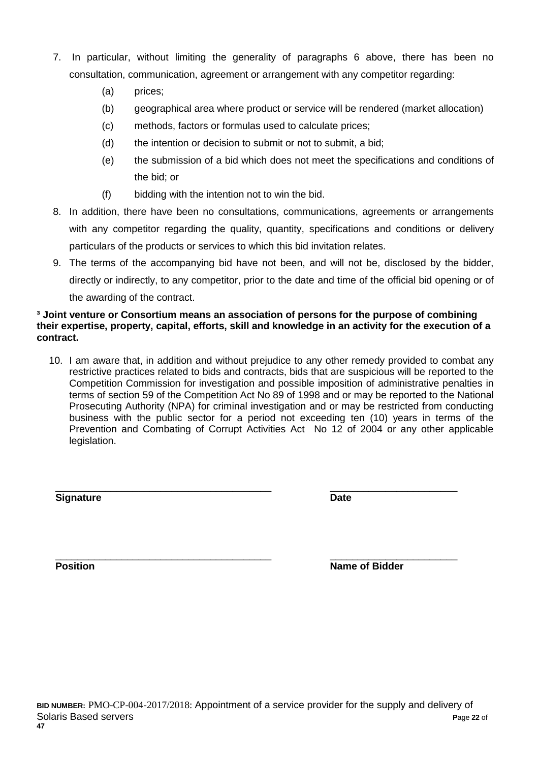7. In particular, without limiting the generality of paragraphs 6 above, there has been no consultation, communication, agreement or arrangement with any competitor regarding:
   - (a) prices;
   - (b) geographical area where product or service will be rendered (market allocation)
   - (c) methods, factors or formulas used to calculate prices;
   - (d) the intention or decision to submit or not to submit, a bid;
   - (e) the submission of a bid which does not meet the specifications and conditions of the bid; or
   - (f) bidding with the intention not to win the bid.
8. In addition, there have been no consultations, communications, agreements or arrangements with any competitor regarding the quality, quantity, specifications and conditions or delivery particulars of the products or services to which this bid invitation relates.
9. The terms of the accompanying bid have not been, and will not be, disclosed by the bidder, directly or indirectly, to any competitor, prior to the date and time of the official bid opening or of the awarding of the contract.

**[3] Joint venture or Consortium means an association of persons for the purpose of combining their expertise, property, capital, efforts, skill and knowledge in an activity for the execution of a contract.**

10. I am aware that, in addition and without prejudice to any other remedy provided to combat any restrictive practices related to bids and contracts, bids that are suspicious will be reported to the Competition Commission for investigation and possible imposition of administrative penalties in terms of section 59 of the Competition Act No 89 of 1998 and or may be reported to the National Prosecuting Authority (NPA) for criminal investigation and or may be restricted from conducting business with the public sector for a period not exceeding ten (10) years in terms of the Prevention and Combating of Corrupt Activities Act No 12 of 2004 or any other applicable legislation.

\_\_\_\_\_\_\_\_\_\_\_\_\_\_\_\_\_\_\_\_\_\_\_\_\_\_\_\_\_\_\_\_\_\_\_\_\_\_ &nbsp;&nbsp;&nbsp;&nbsp; \_\_\_\_\_\_\_\_\_\_\_\_\_\_\_\_\_\_\_\_\_\_\_

**Signature** &nbsp;&nbsp;&nbsp;&nbsp; **Date**

\_\_\_\_\_\_\_\_\_\_\_\_\_\_\_\_\_\_\_\_\_\_\_\_\_\_\_\_\_\_\_\_\_\_\_\_\_\_ &nbsp;&nbsp;&nbsp;&nbsp; \_\_\_\_\_\_\_\_\_\_\_\_\_\_\_\_\_\_\_\_\_\_\_

**Position** &nbsp;&nbsp;&nbsp;&nbsp; **Name of Bidder**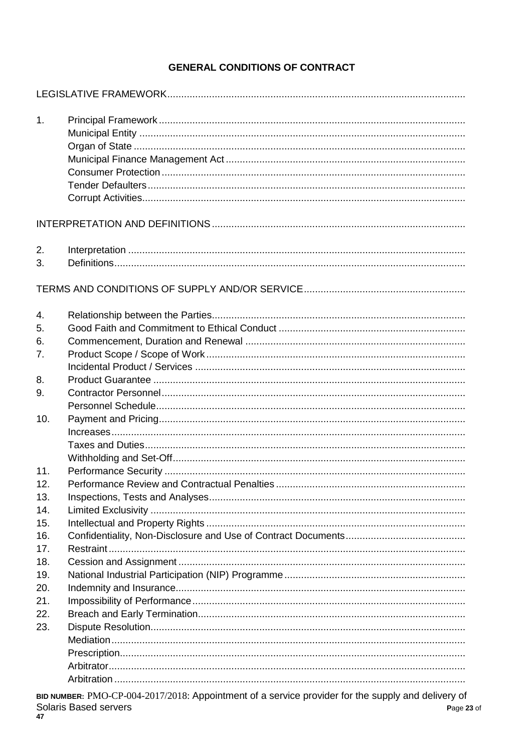# GENERAL CONDITIONS OF CONTRACT

LEGISLATIVE FRAMEWORK

1. Principal Framework
   - Municipal Entity
   - Organ of State
   - Municipal Finance Management Act
   - Consumer Protection
   - Tender Defaulters
   - Corrupt Activities

INTERPRETATION AND DEFINITIONS

2. Interpretation
3. Definitions

TERMS AND CONDITIONS OF SUPPLY AND/OR SERVICE

4. Relationship between the Parties
5. Good Faith and Commitment to Ethical Conduct
6. Commencement, Duration and Renewal
7. Product Scope / Scope of Work
   - Incidental Product / Services
8. Product Guarantee
9. Contractor Personnel
   - Personnel Schedule
10. Payment and Pricing
    - Increases
    - Taxes and Duties
    - Withholding and Set-Off
11. Performance Security
12. Performance Review and Contractual Penalties
13. Inspections, Tests and Analyses
14. Limited Exclusivity
15. Intellectual and Property Rights
16. Confidentiality, Non-Disclosure and Use of Contract Documents
17. Restraint
18. Cession and Assignment
19. National Industrial Participation (NIP) Programme
20. Indemnity and Insurance
21. Impossibility of Performance
22. Breach and Early Termination
23. Dispute Resolution
    - Mediation
    - Prescription
    - Arbitrator
    - Arbitration

**BID NUMBER:** PMO-CP-004-2017/2018: Appointment of a service provider for the supply and delivery of Solaris Based servers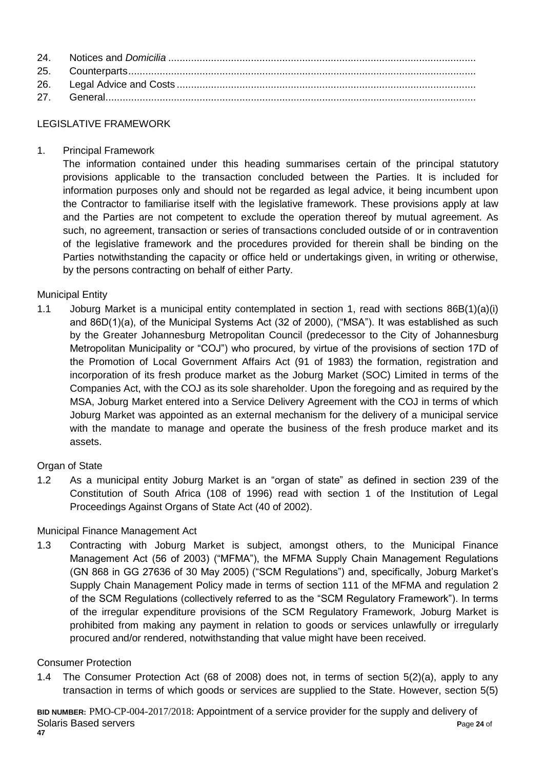24. Notices and *Domicilia* ............................................................................................................
25. Counterparts..........................................................................................................................
26. Legal Advice and Costs .........................................................................................................
27. General..................................................................................................................................

LEGISLATIVE FRAMEWORK

1. Principal Framework

The information contained under this heading summarises certain of the principal statutory provisions applicable to the transaction concluded between the Parties. It is included for information purposes only and should not be regarded as legal advice, it being incumbent upon the Contractor to familiarise itself with the legislative framework. These provisions apply at law and the Parties are not competent to exclude the operation thereof by mutual agreement. As such, no agreement, transaction or series of transactions concluded outside of or in contravention of the legislative framework and the procedures provided for therein shall be binding on the Parties notwithstanding the capacity or office held or undertakings given, in writing or otherwise, by the persons contracting on behalf of either Party.

Municipal Entity

1.1 Joburg Market is a municipal entity contemplated in section 1, read with sections 86B(1)(a)(i) and 86D(1)(a), of the Municipal Systems Act (32 of 2000), ("MSA"). It was established as such by the Greater Johannesburg Metropolitan Council (predecessor to the City of Johannesburg Metropolitan Municipality or "COJ") who procured, by virtue of the provisions of section 17D of the Promotion of Local Government Affairs Act (91 of 1983) the formation, registration and incorporation of its fresh produce market as the Joburg Market (SOC) Limited in terms of the Companies Act, with the COJ as its sole shareholder. Upon the foregoing and as required by the MSA, Joburg Market entered into a Service Delivery Agreement with the COJ in terms of which Joburg Market was appointed as an external mechanism for the delivery of a municipal service with the mandate to manage and operate the business of the fresh produce market and its assets.

Organ of State

1.2 As a municipal entity Joburg Market is an "organ of state" as defined in section 239 of the Constitution of South Africa (108 of 1996) read with section 1 of the Institution of Legal Proceedings Against Organs of State Act (40 of 2002).

Municipal Finance Management Act

1.3 Contracting with Joburg Market is subject, amongst others, to the Municipal Finance Management Act (56 of 2003) ("MFMA"), the MFMA Supply Chain Management Regulations (GN 868 in GG 27636 of 30 May 2005) ("SCM Regulations") and, specifically, Joburg Market's Supply Chain Management Policy made in terms of section 111 of the MFMA and regulation 2 of the SCM Regulations (collectively referred to as the "SCM Regulatory Framework"). In terms of the irregular expenditure provisions of the SCM Regulatory Framework, Joburg Market is prohibited from making any payment in relation to goods or services unlawfully or irregularly procured and/or rendered, notwithstanding that value might have been received.

Consumer Protection

1.4 The Consumer Protection Act (68 of 2008) does not, in terms of section 5(2)(a), apply to any transaction in terms of which goods or services are supplied to the State. However, section 5(5)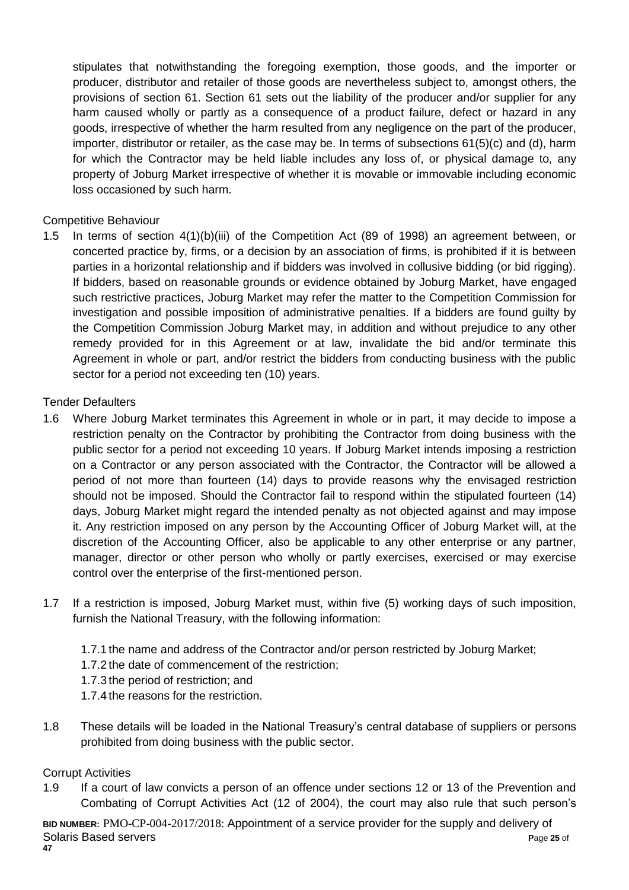stipulates that notwithstanding the foregoing exemption, those goods, and the importer or producer, distributor and retailer of those goods are nevertheless subject to, amongst others, the provisions of section 61. Section 61 sets out the liability of the producer and/or supplier for any harm caused wholly or partly as a consequence of a product failure, defect or hazard in any goods, irrespective of whether the harm resulted from any negligence on the part of the producer, importer, distributor or retailer, as the case may be. In terms of subsections 61(5)(c) and (d), harm for which the Contractor may be held liable includes any loss of, or physical damage to, any property of Joburg Market irrespective of whether it is movable or immovable including economic loss occasioned by such harm.

Competitive Behaviour

1.5 In terms of section 4(1)(b)(iii) of the Competition Act (89 of 1998) an agreement between, or concerted practice by, firms, or a decision by an association of firms, is prohibited if it is between parties in a horizontal relationship and if bidders was involved in collusive bidding (or bid rigging). If bidders, based on reasonable grounds or evidence obtained by Joburg Market, have engaged such restrictive practices, Joburg Market may refer the matter to the Competition Commission for investigation and possible imposition of administrative penalties. If a bidders are found guilty by the Competition Commission Joburg Market may, in addition and without prejudice to any other remedy provided for in this Agreement or at law, invalidate the bid and/or terminate this Agreement in whole or part, and/or restrict the bidders from conducting business with the public sector for a period not exceeding ten (10) years.

Tender Defaulters

1.6 Where Joburg Market terminates this Agreement in whole or in part, it may decide to impose a restriction penalty on the Contractor by prohibiting the Contractor from doing business with the public sector for a period not exceeding 10 years. If Joburg Market intends imposing a restriction on a Contractor or any person associated with the Contractor, the Contractor will be allowed a period of not more than fourteen (14) days to provide reasons why the envisaged restriction should not be imposed. Should the Contractor fail to respond within the stipulated fourteen (14) days, Joburg Market might regard the intended penalty as not objected against and may impose it. Any restriction imposed on any person by the Accounting Officer of Joburg Market will, at the discretion of the Accounting Officer, also be applicable to any other enterprise or any partner, manager, director or other person who wholly or partly exercises, exercised or may exercise control over the enterprise of the first-mentioned person.

1.7 If a restriction is imposed, Joburg Market must, within five (5) working days of such imposition, furnish the National Treasury, with the following information:

1.7.1 the name and address of the Contractor and/or person restricted by Joburg Market;
1.7.2 the date of commencement of the restriction;
1.7.3 the period of restriction; and
1.7.4 the reasons for the restriction.

1.8 These details will be loaded in the National Treasury's central database of suppliers or persons prohibited from doing business with the public sector.

Corrupt Activities

1.9 If a court of law convicts a person of an offence under sections 12 or 13 of the Prevention and Combating of Corrupt Activities Act (12 of 2004), the court may also rule that such person's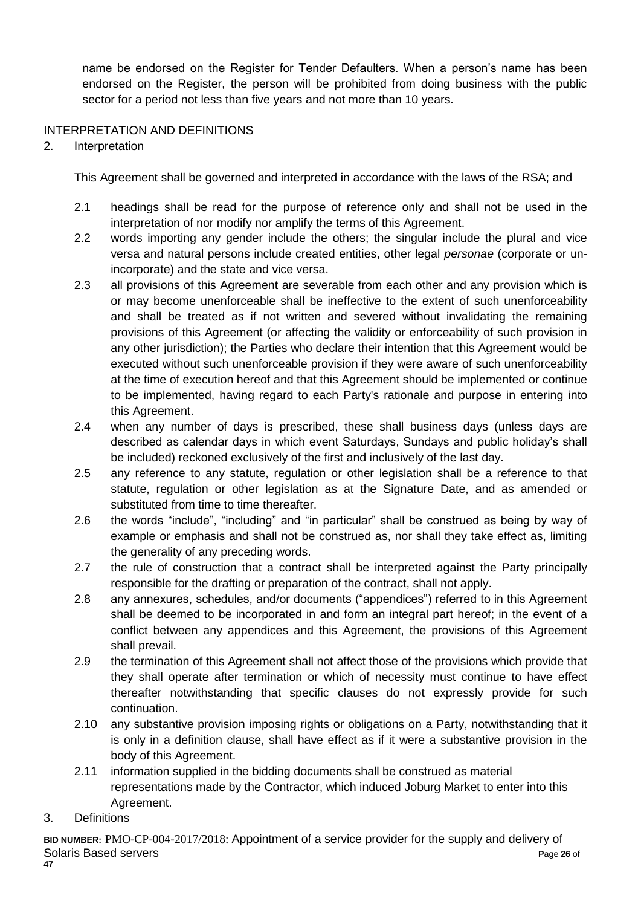name be endorsed on the Register for Tender Defaulters. When a person's name has been endorsed on the Register, the person will be prohibited from doing business with the public sector for a period not less than five years and not more than 10 years.

INTERPRETATION AND DEFINITIONS

2. Interpretation

This Agreement shall be governed and interpreted in accordance with the laws of the RSA; and

2.1 headings shall be read for the purpose of reference only and shall not be used in the interpretation of nor modify nor amplify the terms of this Agreement.

2.2 words importing any gender include the others; the singular include the plural and vice versa and natural persons include created entities, other legal *personae* (corporate or un-incorporate) and the state and vice versa.

2.3 all provisions of this Agreement are severable from each other and any provision which is or may become unenforceable shall be ineffective to the extent of such unenforceability and shall be treated as if not written and severed without invalidating the remaining provisions of this Agreement (or affecting the validity or enforceability of such provision in any other jurisdiction); the Parties who declare their intention that this Agreement would be executed without such unenforceable provision if they were aware of such unenforceability at the time of execution hereof and that this Agreement should be implemented or continue to be implemented, having regard to each Party's rationale and purpose in entering into this Agreement.

2.4 when any number of days is prescribed, these shall business days (unless days are described as calendar days in which event Saturdays, Sundays and public holiday's shall be included) reckoned exclusively of the first and inclusively of the last day.

2.5 any reference to any statute, regulation or other legislation shall be a reference to that statute, regulation or other legislation as at the Signature Date, and as amended or substituted from time to time thereafter.

2.6 the words "include", "including" and "in particular" shall be construed as being by way of example or emphasis and shall not be construed as, nor shall they take effect as, limiting the generality of any preceding words.

2.7 the rule of construction that a contract shall be interpreted against the Party principally responsible for the drafting or preparation of the contract, shall not apply.

2.8 any annexures, schedules, and/or documents ("appendices") referred to in this Agreement shall be deemed to be incorporated in and form an integral part hereof; in the event of a conflict between any appendices and this Agreement, the provisions of this Agreement shall prevail.

2.9 the termination of this Agreement shall not affect those of the provisions which provide that they shall operate after termination or which of necessity must continue to have effect thereafter notwithstanding that specific clauses do not expressly provide for such continuation.

2.10 any substantive provision imposing rights or obligations on a Party, notwithstanding that it is only in a definition clause, shall have effect as if it were a substantive provision in the body of this Agreement.

2.11 information supplied in the bidding documents shall be construed as material representations made by the Contractor, which induced Joburg Market to enter into this Agreement.

3. Definitions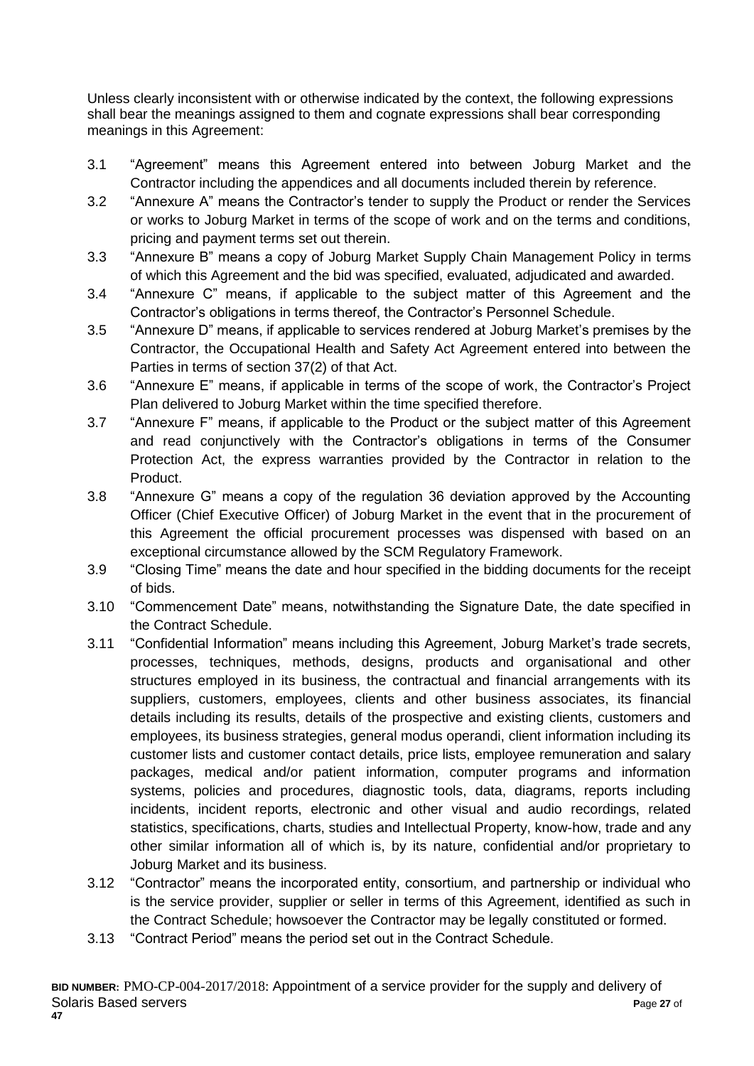Unless clearly inconsistent with or otherwise indicated by the context, the following expressions shall bear the meanings assigned to them and cognate expressions shall bear corresponding meanings in this Agreement:

3.1 "Agreement" means this Agreement entered into between Joburg Market and the Contractor including the appendices and all documents included therein by reference.

3.2 "Annexure A" means the Contractor's tender to supply the Product or render the Services or works to Joburg Market in terms of the scope of work and on the terms and conditions, pricing and payment terms set out therein.

3.3 "Annexure B" means a copy of Joburg Market Supply Chain Management Policy in terms of which this Agreement and the bid was specified, evaluated, adjudicated and awarded.

3.4 "Annexure C" means, if applicable to the subject matter of this Agreement and the Contractor's obligations in terms thereof, the Contractor's Personnel Schedule.

3.5 "Annexure D" means, if applicable to services rendered at Joburg Market's premises by the Contractor, the Occupational Health and Safety Act Agreement entered into between the Parties in terms of section 37(2) of that Act.

3.6 "Annexure E" means, if applicable in terms of the scope of work, the Contractor's Project Plan delivered to Joburg Market within the time specified therefore.

3.7 "Annexure F" means, if applicable to the Product or the subject matter of this Agreement and read conjunctively with the Contractor's obligations in terms of the Consumer Protection Act, the express warranties provided by the Contractor in relation to the Product.

3.8 "Annexure G" means a copy of the regulation 36 deviation approved by the Accounting Officer (Chief Executive Officer) of Joburg Market in the event that in the procurement of this Agreement the official procurement processes was dispensed with based on an exceptional circumstance allowed by the SCM Regulatory Framework.

3.9 "Closing Time" means the date and hour specified in the bidding documents for the receipt of bids.

3.10 "Commencement Date" means, notwithstanding the Signature Date, the date specified in the Contract Schedule.

3.11 "Confidential Information" means including this Agreement, Joburg Market's trade secrets, processes, techniques, methods, designs, products and organisational and other structures employed in its business, the contractual and financial arrangements with its suppliers, customers, employees, clients and other business associates, its financial details including its results, details of the prospective and existing clients, customers and employees, its business strategies, general modus operandi, client information including its customer lists and customer contact details, price lists, employee remuneration and salary packages, medical and/or patient information, computer programs and information systems, policies and procedures, diagnostic tools, data, diagrams, reports including incidents, incident reports, electronic and other visual and audio recordings, related statistics, specifications, charts, studies and Intellectual Property, know-how, trade and any other similar information all of which is, by its nature, confidential and/or proprietary to Joburg Market and its business.

3.12 "Contractor" means the incorporated entity, consortium, and partnership or individual who is the service provider, supplier or seller in terms of this Agreement, identified as such in the Contract Schedule; howsoever the Contractor may be legally constituted or formed.

3.13 "Contract Period" means the period set out in the Contract Schedule.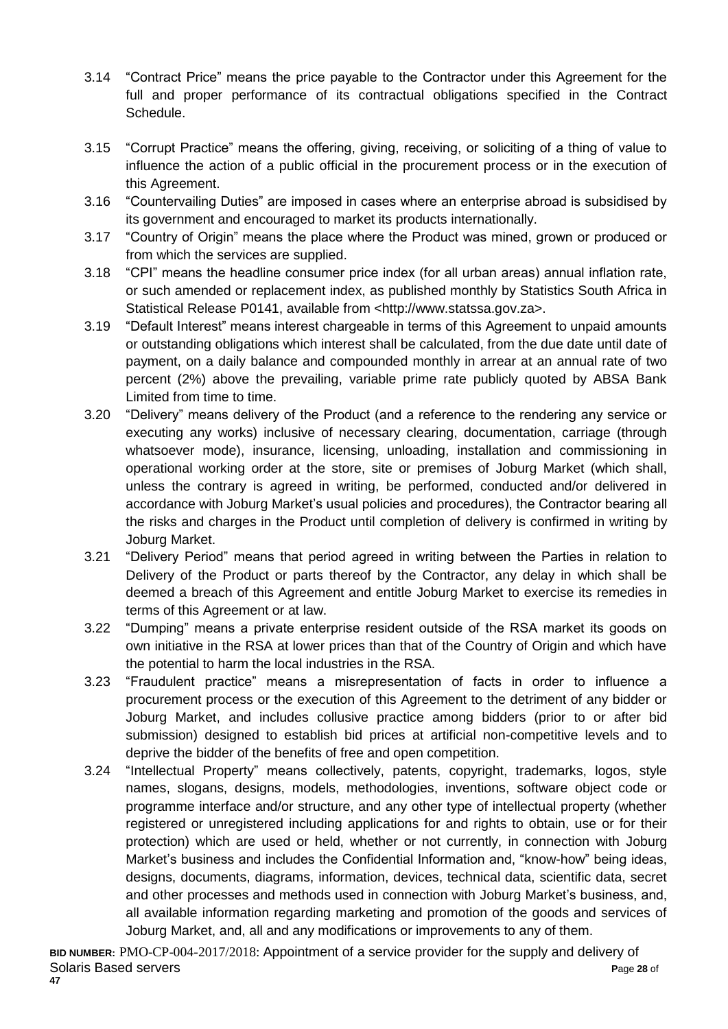3.14 "Contract Price" means the price payable to the Contractor under this Agreement for the full and proper performance of its contractual obligations specified in the Contract Schedule.

3.15 "Corrupt Practice" means the offering, giving, receiving, or soliciting of a thing of value to influence the action of a public official in the procurement process or in the execution of this Agreement.

3.16 "Countervailing Duties" are imposed in cases where an enterprise abroad is subsidised by its government and encouraged to market its products internationally.

3.17 "Country of Origin" means the place where the Product was mined, grown or produced or from which the services are supplied.

3.18 "CPI" means the headline consumer price index (for all urban areas) annual inflation rate, or such amended or replacement index, as published monthly by Statistics South Africa in Statistical Release P0141, available from <http://www.statssa.gov.za>.

3.19 "Default Interest" means interest chargeable in terms of this Agreement to unpaid amounts or outstanding obligations which interest shall be calculated, from the due date until date of payment, on a daily balance and compounded monthly in arrear at an annual rate of two percent (2%) above the prevailing, variable prime rate publicly quoted by ABSA Bank Limited from time to time.

3.20 "Delivery" means delivery of the Product (and a reference to the rendering any service or executing any works) inclusive of necessary clearing, documentation, carriage (through whatsoever mode), insurance, licensing, unloading, installation and commissioning in operational working order at the store, site or premises of Joburg Market (which shall, unless the contrary is agreed in writing, be performed, conducted and/or delivered in accordance with Joburg Market's usual policies and procedures), the Contractor bearing all the risks and charges in the Product until completion of delivery is confirmed in writing by Joburg Market.

3.21 "Delivery Period" means that period agreed in writing between the Parties in relation to Delivery of the Product or parts thereof by the Contractor, any delay in which shall be deemed a breach of this Agreement and entitle Joburg Market to exercise its remedies in terms of this Agreement or at law.

3.22 "Dumping" means a private enterprise resident outside of the RSA market its goods on own initiative in the RSA at lower prices than that of the Country of Origin and which have the potential to harm the local industries in the RSA.

3.23 "Fraudulent practice" means a misrepresentation of facts in order to influence a procurement process or the execution of this Agreement to the detriment of any bidder or Joburg Market, and includes collusive practice among bidders (prior to or after bid submission) designed to establish bid prices at artificial non-competitive levels and to deprive the bidder of the benefits of free and open competition.

3.24 "Intellectual Property" means collectively, patents, copyright, trademarks, logos, style names, slogans, designs, models, methodologies, inventions, software object code or programme interface and/or structure, and any other type of intellectual property (whether registered or unregistered including applications for and rights to obtain, use or for their protection) which are used or held, whether or not currently, in connection with Joburg Market's business and includes the Confidential Information and, "know-how" being ideas, designs, documents, diagrams, information, devices, technical data, scientific data, secret and other processes and methods used in connection with Joburg Market's business, and, all available information regarding marketing and promotion of the goods and services of Joburg Market, and, all and any modifications or improvements to any of them.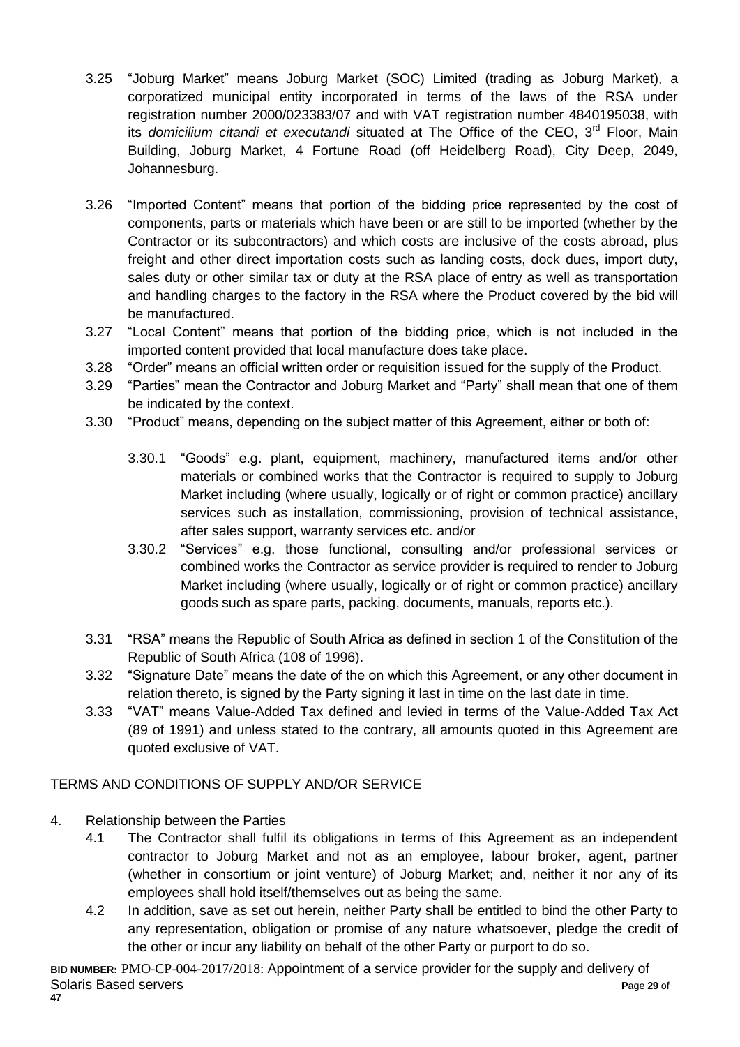3.25 "Joburg Market" means Joburg Market (SOC) Limited (trading as Joburg Market), a corporatized municipal entity incorporated in terms of the laws of the RSA under registration number 2000/023383/07 and with VAT registration number 4840195038, with its *domicilium citandi et executandi* situated at The Office of the CEO, 3rd Floor, Main Building, Joburg Market, 4 Fortune Road (off Heidelberg Road), City Deep, 2049, Johannesburg.

3.26 "Imported Content" means that portion of the bidding price represented by the cost of components, parts or materials which have been or are still to be imported (whether by the Contractor or its subcontractors) and which costs are inclusive of the costs abroad, plus freight and other direct importation costs such as landing costs, dock dues, import duty, sales duty or other similar tax or duty at the RSA place of entry as well as transportation and handling charges to the factory in the RSA where the Product covered by the bid will be manufactured.

3.27 "Local Content" means that portion of the bidding price, which is not included in the imported content provided that local manufacture does take place.

3.28 "Order" means an official written order or requisition issued for the supply of the Product.

3.29 "Parties" mean the Contractor and Joburg Market and "Party" shall mean that one of them be indicated by the context.

3.30 "Product" means, depending on the subject matter of this Agreement, either or both of:

3.30.1 "Goods" e.g. plant, equipment, machinery, manufactured items and/or other materials or combined works that the Contractor is required to supply to Joburg Market including (where usually, logically or of right or common practice) ancillary services such as installation, commissioning, provision of technical assistance, after sales support, warranty services etc. and/or

3.30.2 "Services" e.g. those functional, consulting and/or professional services or combined works the Contractor as service provider is required to render to Joburg Market including (where usually, logically or of right or common practice) ancillary goods such as spare parts, packing, documents, manuals, reports etc.).

3.31 "RSA" means the Republic of South Africa as defined in section 1 of the Constitution of the Republic of South Africa (108 of 1996).

3.32 "Signature Date" means the date of the on which this Agreement, or any other document in relation thereto, is signed by the Party signing it last in time on the last date in time.

3.33 "VAT" means Value-Added Tax defined and levied in terms of the Value-Added Tax Act (89 of 1991) and unless stated to the contrary, all amounts quoted in this Agreement are quoted exclusive of VAT.

TERMS AND CONDITIONS OF SUPPLY AND/OR SERVICE

4. Relationship between the Parties

4.1 The Contractor shall fulfil its obligations in terms of this Agreement as an independent contractor to Joburg Market and not as an employee, labour broker, agent, partner (whether in consortium or joint venture) of Joburg Market; and, neither it nor any of its employees shall hold itself/themselves out as being the same.

4.2 In addition, save as set out herein, neither Party shall be entitled to bind the other Party to any representation, obligation or promise of any nature whatsoever, pledge the credit of the other or incur any liability on behalf of the other Party or purport to do so.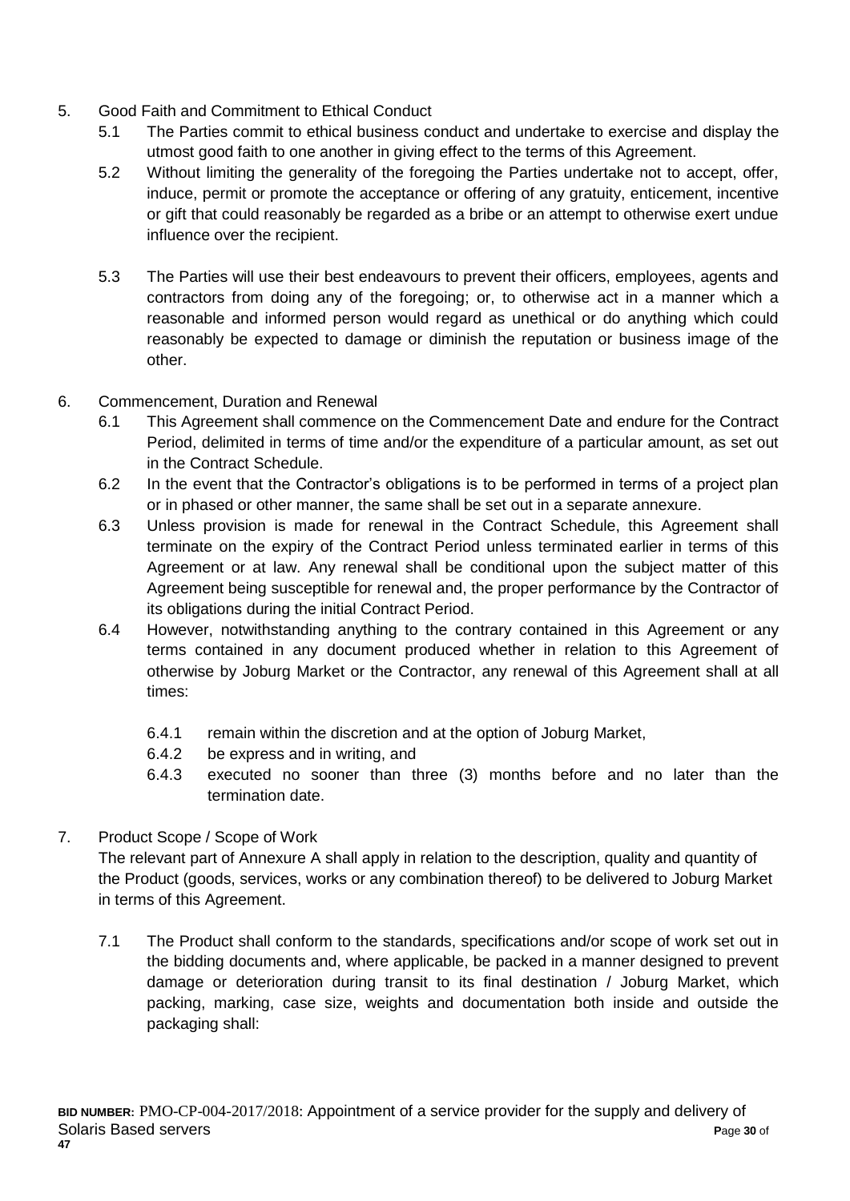5. Good Faith and Commitment to Ethical Conduct

   5.1 The Parties commit to ethical business conduct and undertake to exercise and display the utmost good faith to one another in giving effect to the terms of this Agreement.

   5.2 Without limiting the generality of the foregoing the Parties undertake not to accept, offer, induce, permit or promote the acceptance or offering of any gratuity, enticement, incentive or gift that could reasonably be regarded as a bribe or an attempt to otherwise exert undue influence over the recipient.

   5.3 The Parties will use their best endeavours to prevent their officers, employees, agents and contractors from doing any of the foregoing; or, to otherwise act in a manner which a reasonable and informed person would regard as unethical or do anything which could reasonably be expected to damage or diminish the reputation or business image of the other.

6. Commencement, Duration and Renewal

   6.1 This Agreement shall commence on the Commencement Date and endure for the Contract Period, delimited in terms of time and/or the expenditure of a particular amount, as set out in the Contract Schedule.

   6.2 In the event that the Contractor's obligations is to be performed in terms of a project plan or in phased or other manner, the same shall be set out in a separate annexure.

   6.3 Unless provision is made for renewal in the Contract Schedule, this Agreement shall terminate on the expiry of the Contract Period unless terminated earlier in terms of this Agreement or at law. Any renewal shall be conditional upon the subject matter of this Agreement being susceptible for renewal and, the proper performance by the Contractor of its obligations during the initial Contract Period.

   6.4 However, notwithstanding anything to the contrary contained in this Agreement or any terms contained in any document produced whether in relation to this Agreement of otherwise by Joburg Market or the Contractor, any renewal of this Agreement shall at all times:

      6.4.1 remain within the discretion and at the option of Joburg Market,

      6.4.2 be express and in writing, and

      6.4.3 executed no sooner than three (3) months before and no later than the termination date.

7. Product Scope / Scope of Work

   The relevant part of Annexure A shall apply in relation to the description, quality and quantity of the Product (goods, services, works or any combination thereof) to be delivered to Joburg Market in terms of this Agreement.

   7.1 The Product shall conform to the standards, specifications and/or scope of work set out in the bidding documents and, where applicable, be packed in a manner designed to prevent damage or deterioration during transit to its final destination / Joburg Market, which packing, marking, case size, weights and documentation both inside and outside the packaging shall: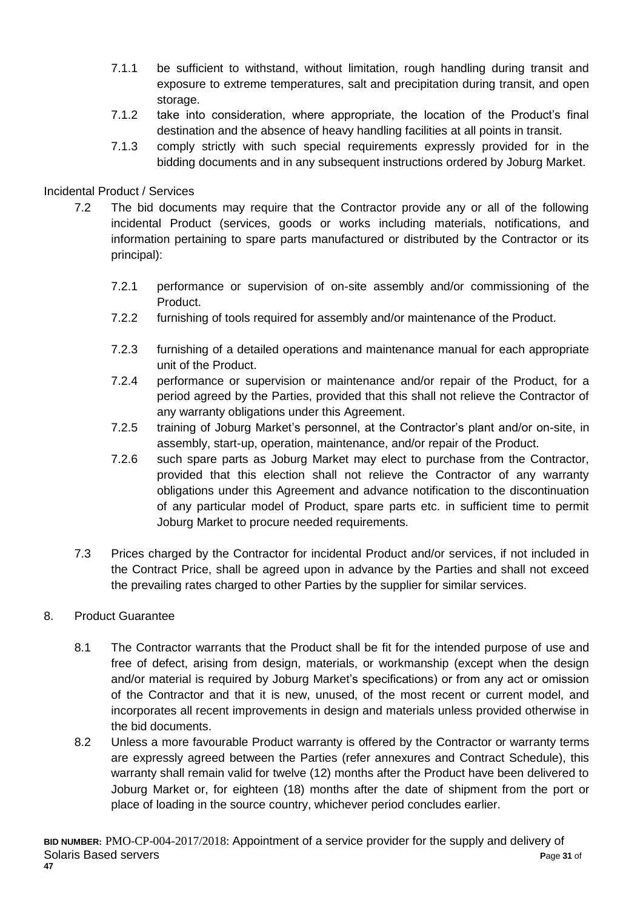7.1.1 be sufficient to withstand, without limitation, rough handling during transit and exposure to extreme temperatures, salt and precipitation during transit, and open storage.

7.1.2 take into consideration, where appropriate, the location of the Product's final destination and the absence of heavy handling facilities at all points in transit.

7.1.3 comply strictly with such special requirements expressly provided for in the bidding documents and in any subsequent instructions ordered by Joburg Market.

Incidental Product / Services

7.2 The bid documents may require that the Contractor provide any or all of the following incidental Product (services, goods or works including materials, notifications, and information pertaining to spare parts manufactured or distributed by the Contractor or its principal):

7.2.1 performance or supervision of on-site assembly and/or commissioning of the Product.

7.2.2 furnishing of tools required for assembly and/or maintenance of the Product.

7.2.3 furnishing of a detailed operations and maintenance manual for each appropriate unit of the Product.

7.2.4 performance or supervision or maintenance and/or repair of the Product, for a period agreed by the Parties, provided that this shall not relieve the Contractor of any warranty obligations under this Agreement.

7.2.5 training of Joburg Market's personnel, at the Contractor's plant and/or on-site, in assembly, start-up, operation, maintenance, and/or repair of the Product.

7.2.6 such spare parts as Joburg Market may elect to purchase from the Contractor, provided that this election shall not relieve the Contractor of any warranty obligations under this Agreement and advance notification to the discontinuation of any particular model of Product, spare parts etc. in sufficient time to permit Joburg Market to procure needed requirements.

7.3 Prices charged by the Contractor for incidental Product and/or services, if not included in the Contract Price, shall be agreed upon in advance by the Parties and shall not exceed the prevailing rates charged to other Parties by the supplier for similar services.

8. Product Guarantee

8.1 The Contractor warrants that the Product shall be fit for the intended purpose of use and free of defect, arising from design, materials, or workmanship (except when the design and/or material is required by Joburg Market's specifications) or from any act or omission of the Contractor and that it is new, unused, of the most recent or current model, and incorporates all recent improvements in design and materials unless provided otherwise in the bid documents.

8.2 Unless a more favourable Product warranty is offered by the Contractor or warranty terms are expressly agreed between the Parties (refer annexures and Contract Schedule), this warranty shall remain valid for twelve (12) months after the Product have been delivered to Joburg Market or, for eighteen (18) months after the date of shipment from the port or place of loading in the source country, whichever period concludes earlier.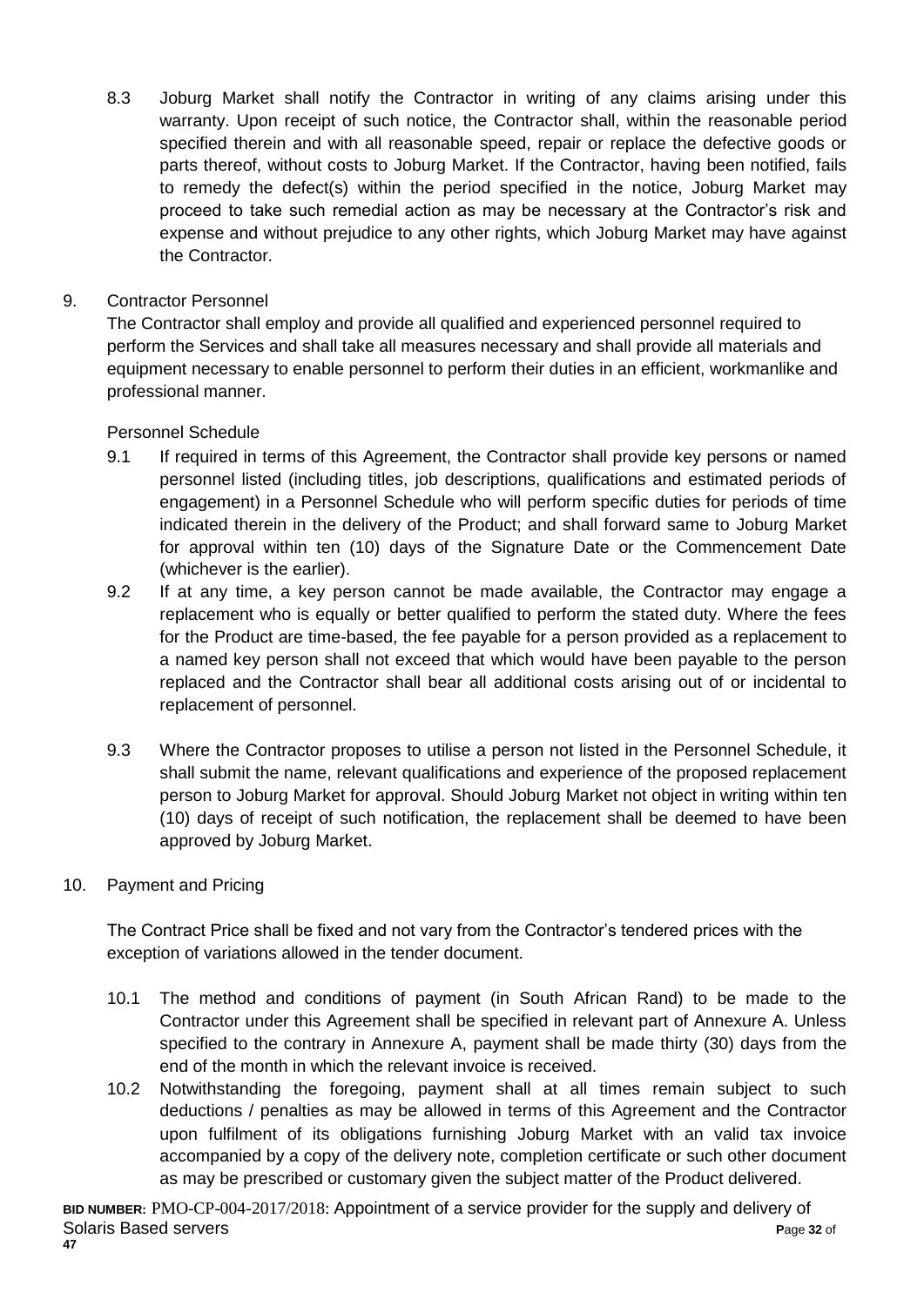8.3 Joburg Market shall notify the Contractor in writing of any claims arising under this warranty. Upon receipt of such notice, the Contractor shall, within the reasonable period specified therein and with all reasonable speed, repair or replace the defective goods or parts thereof, without costs to Joburg Market. If the Contractor, having been notified, fails to remedy the defect(s) within the period specified in the notice, Joburg Market may proceed to take such remedial action as may be necessary at the Contractor's risk and expense and without prejudice to any other rights, which Joburg Market may have against the Contractor.

9. Contractor Personnel

The Contractor shall employ and provide all qualified and experienced personnel required to perform the Services and shall take all measures necessary and shall provide all materials and equipment necessary to enable personnel to perform their duties in an efficient, workmanlike and professional manner.

Personnel Schedule

9.1 If required in terms of this Agreement, the Contractor shall provide key persons or named personnel listed (including titles, job descriptions, qualifications and estimated periods of engagement) in a Personnel Schedule who will perform specific duties for periods of time indicated therein in the delivery of the Product; and shall forward same to Joburg Market for approval within ten (10) days of the Signature Date or the Commencement Date (whichever is the earlier).

9.2 If at any time, a key person cannot be made available, the Contractor may engage a replacement who is equally or better qualified to perform the stated duty. Where the fees for the Product are time-based, the fee payable for a person provided as a replacement to a named key person shall not exceed that which would have been payable to the person replaced and the Contractor shall bear all additional costs arising out of or incidental to replacement of personnel.

9.3 Where the Contractor proposes to utilise a person not listed in the Personnel Schedule, it shall submit the name, relevant qualifications and experience of the proposed replacement person to Joburg Market for approval. Should Joburg Market not object in writing within ten (10) days of receipt of such notification, the replacement shall be deemed to have been approved by Joburg Market.

10. Payment and Pricing

The Contract Price shall be fixed and not vary from the Contractor's tendered prices with the exception of variations allowed in the tender document.

10.1 The method and conditions of payment (in South African Rand) to be made to the Contractor under this Agreement shall be specified in relevant part of Annexure A. Unless specified to the contrary in Annexure A, payment shall be made thirty (30) days from the end of the month in which the relevant invoice is received.

10.2 Notwithstanding the foregoing, payment shall at all times remain subject to such deductions / penalties as may be allowed in terms of this Agreement and the Contractor upon fulfilment of its obligations furnishing Joburg Market with an valid tax invoice accompanied by a copy of the delivery note, completion certificate or such other document as may be prescribed or customary given the subject matter of the Product delivered.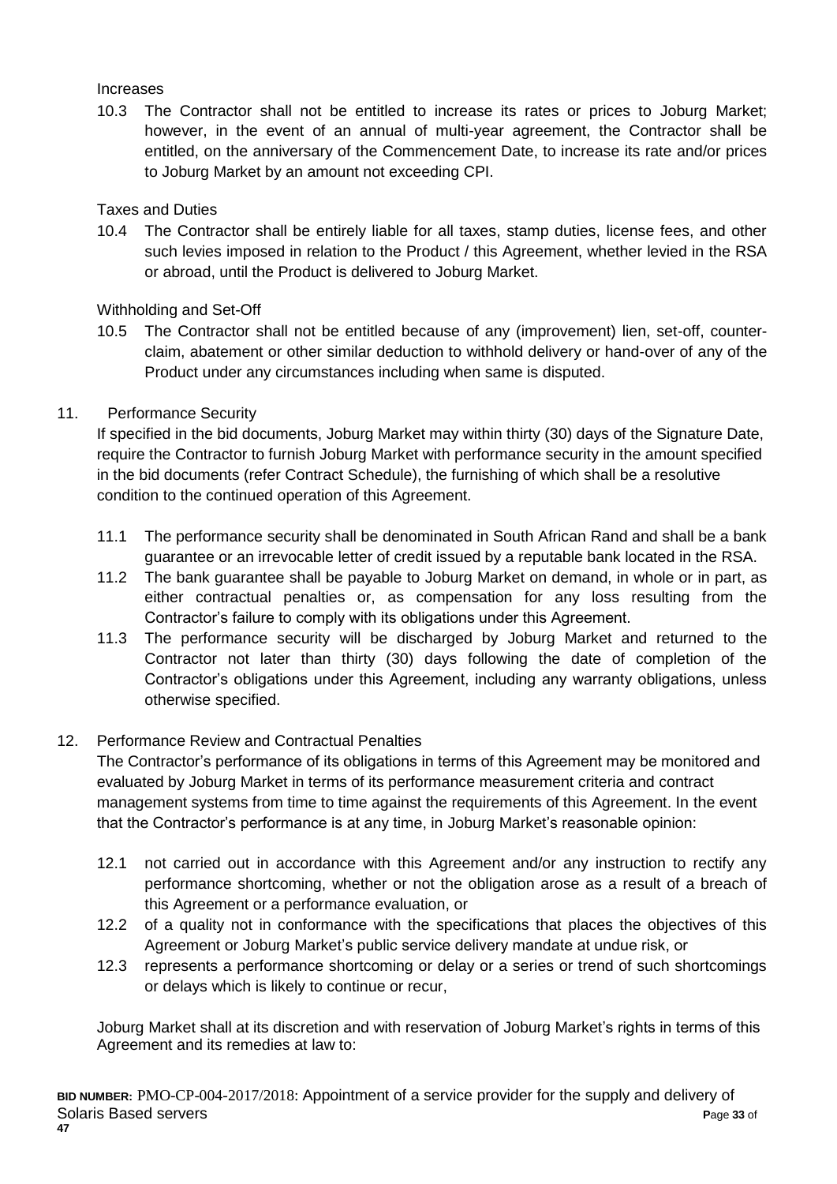Increases

10.3 The Contractor shall not be entitled to increase its rates or prices to Joburg Market; however, in the event of an annual of multi-year agreement, the Contractor shall be entitled, on the anniversary of the Commencement Date, to increase its rate and/or prices to Joburg Market by an amount not exceeding CPI.

Taxes and Duties

10.4 The Contractor shall be entirely liable for all taxes, stamp duties, license fees, and other such levies imposed in relation to the Product / this Agreement, whether levied in the RSA or abroad, until the Product is delivered to Joburg Market.

Withholding and Set-Off

10.5 The Contractor shall not be entitled because of any (improvement) lien, set-off, counter-claim, abatement or other similar deduction to withhold delivery or hand-over of any of the Product under any circumstances including when same is disputed.

11. Performance Security

If specified in the bid documents, Joburg Market may within thirty (30) days of the Signature Date, require the Contractor to furnish Joburg Market with performance security in the amount specified in the bid documents (refer Contract Schedule), the furnishing of which shall be a resolutive condition to the continued operation of this Agreement.

11.1 The performance security shall be denominated in South African Rand and shall be a bank guarantee or an irrevocable letter of credit issued by a reputable bank located in the RSA.

11.2 The bank guarantee shall be payable to Joburg Market on demand, in whole or in part, as either contractual penalties or, as compensation for any loss resulting from the Contractor's failure to comply with its obligations under this Agreement.

11.3 The performance security will be discharged by Joburg Market and returned to the Contractor not later than thirty (30) days following the date of completion of the Contractor's obligations under this Agreement, including any warranty obligations, unless otherwise specified.

12. Performance Review and Contractual Penalties

The Contractor's performance of its obligations in terms of this Agreement may be monitored and evaluated by Joburg Market in terms of its performance measurement criteria and contract management systems from time to time against the requirements of this Agreement. In the event that the Contractor's performance is at any time, in Joburg Market's reasonable opinion:

12.1 not carried out in accordance with this Agreement and/or any instruction to rectify any performance shortcoming, whether or not the obligation arose as a result of a breach of this Agreement or a performance evaluation, or

12.2 of a quality not in conformance with the specifications that places the objectives of this Agreement or Joburg Market's public service delivery mandate at undue risk, or

12.3 represents a performance shortcoming or delay or a series or trend of such shortcomings or delays which is likely to continue or recur,

Joburg Market shall at its discretion and with reservation of Joburg Market's rights in terms of this Agreement and its remedies at law to: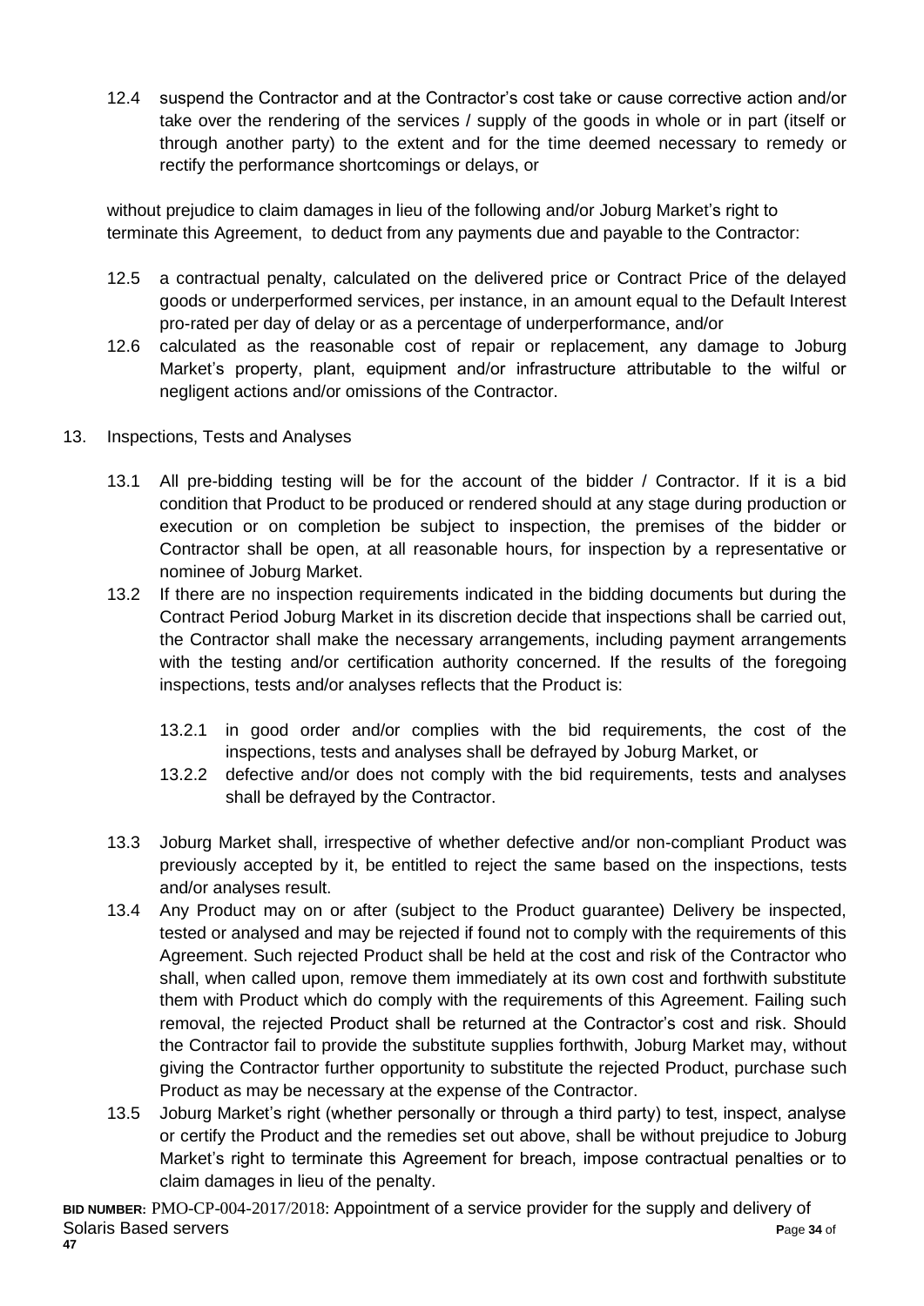12.4 suspend the Contractor and at the Contractor's cost take or cause corrective action and/or take over the rendering of the services / supply of the goods in whole or in part (itself or through another party) to the extent and for the time deemed necessary to remedy or rectify the performance shortcomings or delays, or

without prejudice to claim damages in lieu of the following and/or Joburg Market's right to terminate this Agreement, to deduct from any payments due and payable to the Contractor:

12.5 a contractual penalty, calculated on the delivered price or Contract Price of the delayed goods or underperformed services, per instance, in an amount equal to the Default Interest pro-rated per day of delay or as a percentage of underperformance, and/or

12.6 calculated as the reasonable cost of repair or replacement, any damage to Joburg Market's property, plant, equipment and/or infrastructure attributable to the wilful or negligent actions and/or omissions of the Contractor.

13. Inspections, Tests and Analyses

13.1 All pre-bidding testing will be for the account of the bidder / Contractor. If it is a bid condition that Product to be produced or rendered should at any stage during production or execution or on completion be subject to inspection, the premises of the bidder or Contractor shall be open, at all reasonable hours, for inspection by a representative or nominee of Joburg Market.

13.2 If there are no inspection requirements indicated in the bidding documents but during the Contract Period Joburg Market in its discretion decide that inspections shall be carried out, the Contractor shall make the necessary arrangements, including payment arrangements with the testing and/or certification authority concerned. If the results of the foregoing inspections, tests and/or analyses reflects that the Product is:

13.2.1 in good order and/or complies with the bid requirements, the cost of the inspections, tests and analyses shall be defrayed by Joburg Market, or

13.2.2 defective and/or does not comply with the bid requirements, tests and analyses shall be defrayed by the Contractor.

13.3 Joburg Market shall, irrespective of whether defective and/or non-compliant Product was previously accepted by it, be entitled to reject the same based on the inspections, tests and/or analyses result.

13.4 Any Product may on or after (subject to the Product guarantee) Delivery be inspected, tested or analysed and may be rejected if found not to comply with the requirements of this Agreement. Such rejected Product shall be held at the cost and risk of the Contractor who shall, when called upon, remove them immediately at its own cost and forthwith substitute them with Product which do comply with the requirements of this Agreement. Failing such removal, the rejected Product shall be returned at the Contractor's cost and risk. Should the Contractor fail to provide the substitute supplies forthwith, Joburg Market may, without giving the Contractor further opportunity to substitute the rejected Product, purchase such Product as may be necessary at the expense of the Contractor.

13.5 Joburg Market's right (whether personally or through a third party) to test, inspect, analyse or certify the Product and the remedies set out above, shall be without prejudice to Joburg Market's right to terminate this Agreement for breach, impose contractual penalties or to claim damages in lieu of the penalty.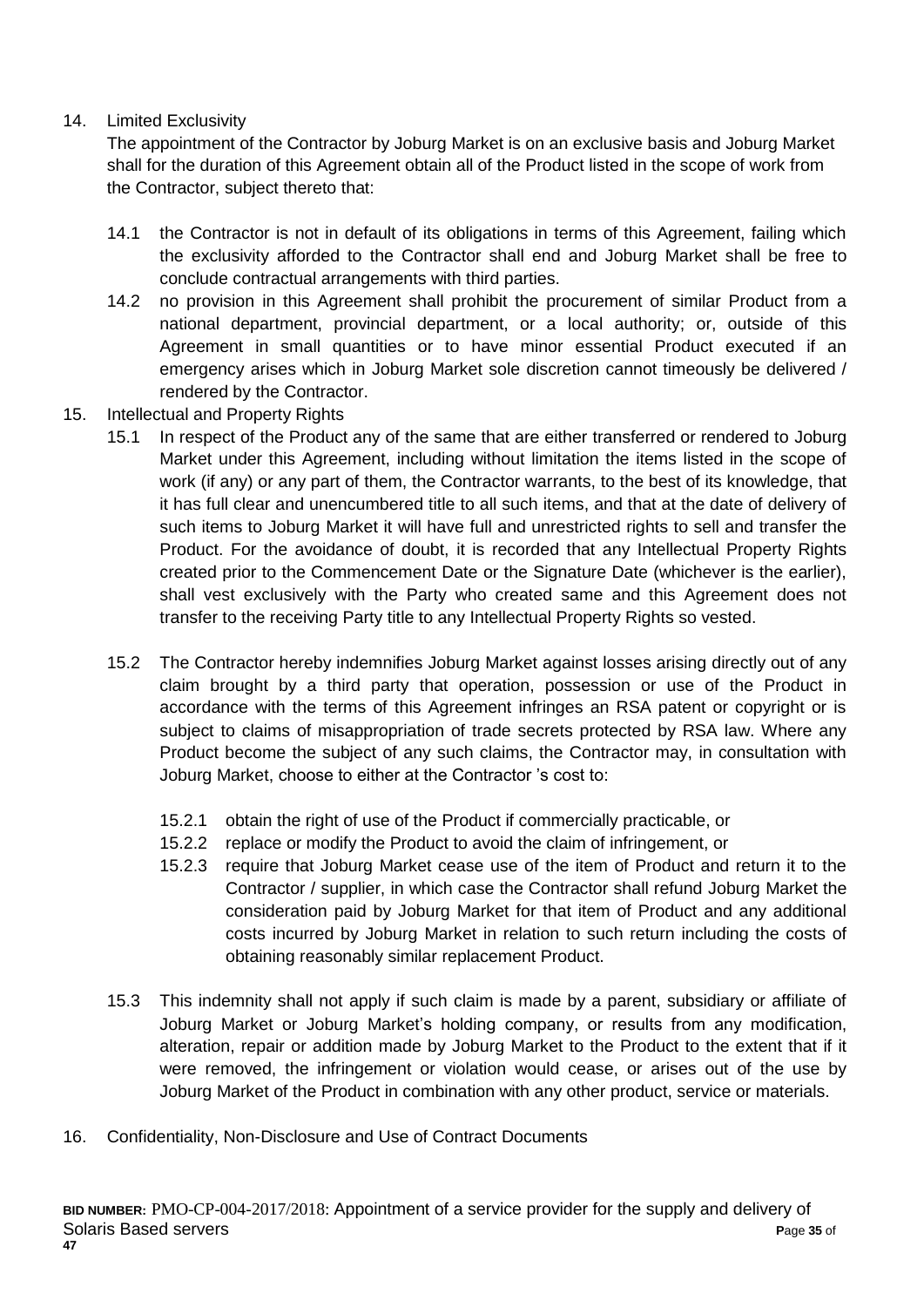14. Limited Exclusivity

    The appointment of the Contractor by Joburg Market is on an exclusive basis and Joburg Market shall for the duration of this Agreement obtain all of the Product listed in the scope of work from the Contractor, subject thereto that:

    14.1 the Contractor is not in default of its obligations in terms of this Agreement, failing which the exclusivity afforded to the Contractor shall end and Joburg Market shall be free to conclude contractual arrangements with third parties.

    14.2 no provision in this Agreement shall prohibit the procurement of similar Product from a national department, provincial department, or a local authority; or, outside of this Agreement in small quantities or to have minor essential Product executed if an emergency arises which in Joburg Market sole discretion cannot timeously be delivered / rendered by the Contractor.

15. Intellectual and Property Rights

    15.1 In respect of the Product any of the same that are either transferred or rendered to Joburg Market under this Agreement, including without limitation the items listed in the scope of work (if any) or any part of them, the Contractor warrants, to the best of its knowledge, that it has full clear and unencumbered title to all such items, and that at the date of delivery of such items to Joburg Market it will have full and unrestricted rights to sell and transfer the Product. For the avoidance of doubt, it is recorded that any Intellectual Property Rights created prior to the Commencement Date or the Signature Date (whichever is the earlier), shall vest exclusively with the Party who created same and this Agreement does not transfer to the receiving Party title to any Intellectual Property Rights so vested.

    15.2 The Contractor hereby indemnifies Joburg Market against losses arising directly out of any claim brought by a third party that operation, possession or use of the Product in accordance with the terms of this Agreement infringes an RSA patent or copyright or is subject to claims of misappropriation of trade secrets protected by RSA law. Where any Product become the subject of any such claims, the Contractor may, in consultation with Joburg Market, choose to either at the Contractor 's cost to:

        15.2.1 obtain the right of use of the Product if commercially practicable, or

        15.2.2 replace or modify the Product to avoid the claim of infringement, or

        15.2.3 require that Joburg Market cease use of the item of Product and return it to the Contractor / supplier, in which case the Contractor shall refund Joburg Market the consideration paid by Joburg Market for that item of Product and any additional costs incurred by Joburg Market in relation to such return including the costs of obtaining reasonably similar replacement Product.

    15.3 This indemnity shall not apply if such claim is made by a parent, subsidiary or affiliate of Joburg Market or Joburg Market's holding company, or results from any modification, alteration, repair or addition made by Joburg Market to the Product to the extent that if it were removed, the infringement or violation would cease, or arises out of the use by Joburg Market of the Product in combination with any other product, service or materials.

16. Confidentiality, Non-Disclosure and Use of Contract Documents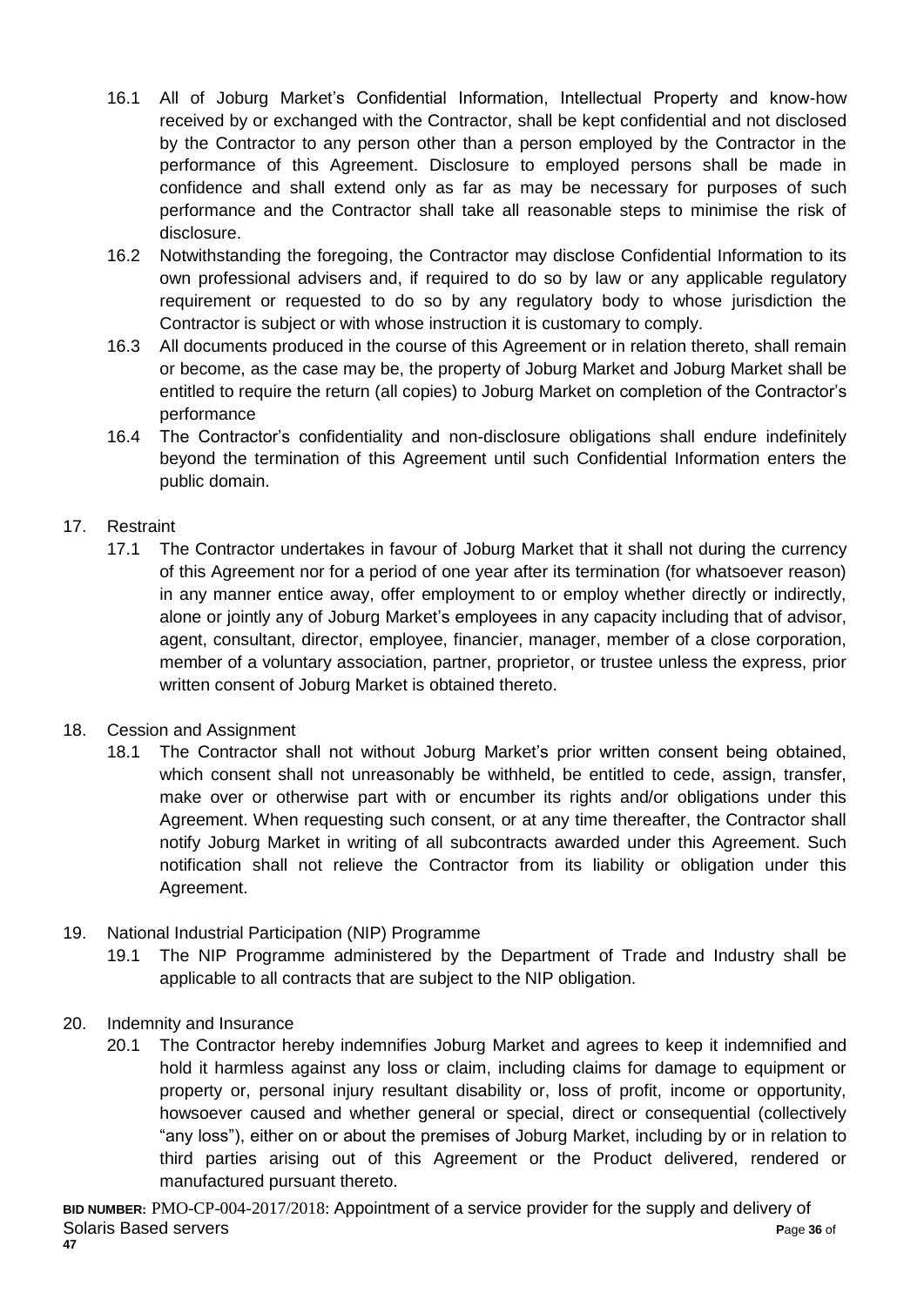16.1 All of Joburg Market's Confidential Information, Intellectual Property and know-how received by or exchanged with the Contractor, shall be kept confidential and not disclosed by the Contractor to any person other than a person employed by the Contractor in the performance of this Agreement. Disclosure to employed persons shall be made in confidence and shall extend only as far as may be necessary for purposes of such performance and the Contractor shall take all reasonable steps to minimise the risk of disclosure.

16.2 Notwithstanding the foregoing, the Contractor may disclose Confidential Information to its own professional advisers and, if required to do so by law or any applicable regulatory requirement or requested to do so by any regulatory body to whose jurisdiction the Contractor is subject or with whose instruction it is customary to comply.

16.3 All documents produced in the course of this Agreement or in relation thereto, shall remain or become, as the case may be, the property of Joburg Market and Joburg Market shall be entitled to require the return (all copies) to Joburg Market on completion of the Contractor's performance

16.4 The Contractor's confidentiality and non-disclosure obligations shall endure indefinitely beyond the termination of this Agreement until such Confidential Information enters the public domain.

17. Restraint

17.1 The Contractor undertakes in favour of Joburg Market that it shall not during the currency of this Agreement nor for a period of one year after its termination (for whatsoever reason) in any manner entice away, offer employment to or employ whether directly or indirectly, alone or jointly any of Joburg Market's employees in any capacity including that of advisor, agent, consultant, director, employee, financier, manager, member of a close corporation, member of a voluntary association, partner, proprietor, or trustee unless the express, prior written consent of Joburg Market is obtained thereto.

18. Cession and Assignment

18.1 The Contractor shall not without Joburg Market's prior written consent being obtained, which consent shall not unreasonably be withheld, be entitled to cede, assign, transfer, make over or otherwise part with or encumber its rights and/or obligations under this Agreement. When requesting such consent, or at any time thereafter, the Contractor shall notify Joburg Market in writing of all subcontracts awarded under this Agreement. Such notification shall not relieve the Contractor from its liability or obligation under this Agreement.

19. National Industrial Participation (NIP) Programme

19.1 The NIP Programme administered by the Department of Trade and Industry shall be applicable to all contracts that are subject to the NIP obligation.

20. Indemnity and Insurance

20.1 The Contractor hereby indemnifies Joburg Market and agrees to keep it indemnified and hold it harmless against any loss or claim, including claims for damage to equipment or property or, personal injury resultant disability or, loss of profit, income or opportunity, howsoever caused and whether general or special, direct or consequential (collectively "any loss"), either on or about the premises of Joburg Market, including by or in relation to third parties arising out of this Agreement or the Product delivered, rendered or manufactured pursuant thereto.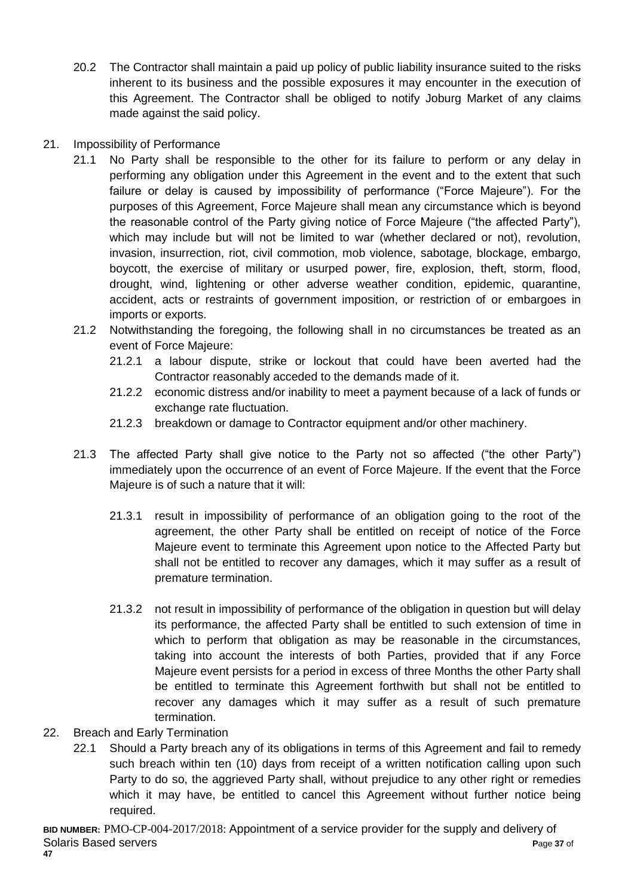20.2 The Contractor shall maintain a paid up policy of public liability insurance suited to the risks inherent to its business and the possible exposures it may encounter in the execution of this Agreement. The Contractor shall be obliged to notify Joburg Market of any claims made against the said policy.

21. Impossibility of Performance

21.1 No Party shall be responsible to the other for its failure to perform or any delay in performing any obligation under this Agreement in the event and to the extent that such failure or delay is caused by impossibility of performance ("Force Majeure"). For the purposes of this Agreement, Force Majeure shall mean any circumstance which is beyond the reasonable control of the Party giving notice of Force Majeure ("the affected Party"), which may include but will not be limited to war (whether declared or not), revolution, invasion, insurrection, riot, civil commotion, mob violence, sabotage, blockage, embargo, boycott, the exercise of military or usurped power, fire, explosion, theft, storm, flood, drought, wind, lightening or other adverse weather condition, epidemic, quarantine, accident, acts or restraints of government imposition, or restriction of or embargoes in imports or exports.

21.2 Notwithstanding the foregoing, the following shall in no circumstances be treated as an event of Force Majeure:

21.2.1 a labour dispute, strike or lockout that could have been averted had the Contractor reasonably acceded to the demands made of it.

21.2.2 economic distress and/or inability to meet a payment because of a lack of funds or exchange rate fluctuation.

21.2.3 breakdown or damage to Contractor equipment and/or other machinery.

21.3 The affected Party shall give notice to the Party not so affected ("the other Party") immediately upon the occurrence of an event of Force Majeure. If the event that the Force Majeure is of such a nature that it will:

21.3.1 result in impossibility of performance of an obligation going to the root of the agreement, the other Party shall be entitled on receipt of notice of the Force Majeure event to terminate this Agreement upon notice to the Affected Party but shall not be entitled to recover any damages, which it may suffer as a result of premature termination.

21.3.2 not result in impossibility of performance of the obligation in question but will delay its performance, the affected Party shall be entitled to such extension of time in which to perform that obligation as may be reasonable in the circumstances, taking into account the interests of both Parties, provided that if any Force Majeure event persists for a period in excess of three Months the other Party shall be entitled to terminate this Agreement forthwith but shall not be entitled to recover any damages which it may suffer as a result of such premature termination.

22. Breach and Early Termination

22.1 Should a Party breach any of its obligations in terms of this Agreement and fail to remedy such breach within ten (10) days from receipt of a written notification calling upon such Party to do so, the aggrieved Party shall, without prejudice to any other right or remedies which it may have, be entitled to cancel this Agreement without further notice being required.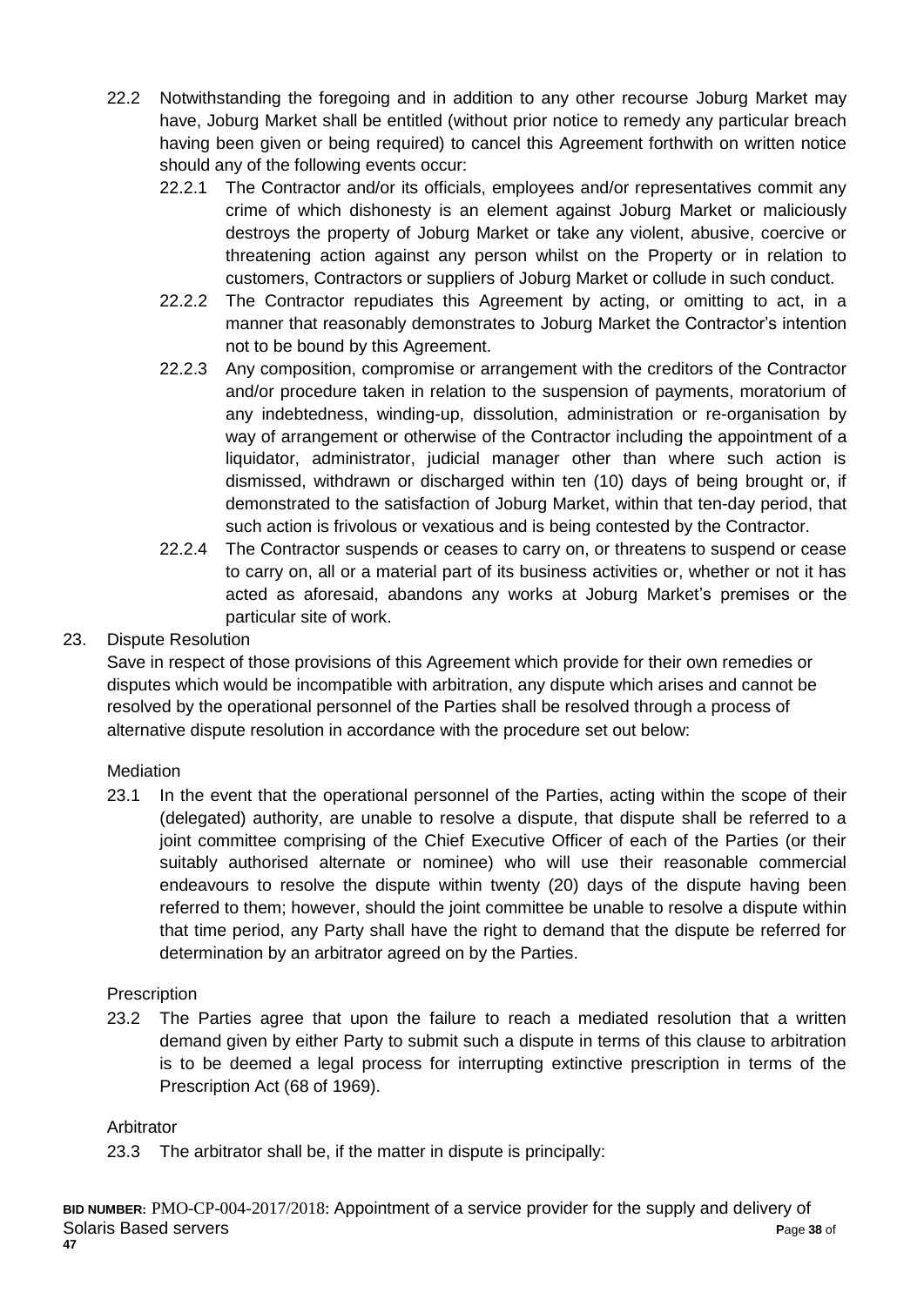22.2 Notwithstanding the foregoing and in addition to any other recourse Joburg Market may have, Joburg Market shall be entitled (without prior notice to remedy any particular breach having been given or being required) to cancel this Agreement forthwith on written notice should any of the following events occur:

22.2.1 The Contractor and/or its officials, employees and/or representatives commit any crime of which dishonesty is an element against Joburg Market or maliciously destroys the property of Joburg Market or take any violent, abusive, coercive or threatening action against any person whilst on the Property or in relation to customers, Contractors or suppliers of Joburg Market or collude in such conduct.

22.2.2 The Contractor repudiates this Agreement by acting, or omitting to act, in a manner that reasonably demonstrates to Joburg Market the Contractor's intention not to be bound by this Agreement.

22.2.3 Any composition, compromise or arrangement with the creditors of the Contractor and/or procedure taken in relation to the suspension of payments, moratorium of any indebtedness, winding-up, dissolution, administration or re-organisation by way of arrangement or otherwise of the Contractor including the appointment of a liquidator, administrator, judicial manager other than where such action is dismissed, withdrawn or discharged within ten (10) days of being brought or, if demonstrated to the satisfaction of Joburg Market, within that ten-day period, that such action is frivolous or vexatious and is being contested by the Contractor.

22.2.4 The Contractor suspends or ceases to carry on, or threatens to suspend or cease to carry on, all or a material part of its business activities or, whether or not it has acted as aforesaid, abandons any works at Joburg Market's premises or the particular site of work.

23. Dispute Resolution

Save in respect of those provisions of this Agreement which provide for their own remedies or disputes which would be incompatible with arbitration, any dispute which arises and cannot be resolved by the operational personnel of the Parties shall be resolved through a process of alternative dispute resolution in accordance with the procedure set out below:

Mediation

23.1 In the event that the operational personnel of the Parties, acting within the scope of their (delegated) authority, are unable to resolve a dispute, that dispute shall be referred to a joint committee comprising of the Chief Executive Officer of each of the Parties (or their suitably authorised alternate or nominee) who will use their reasonable commercial endeavours to resolve the dispute within twenty (20) days of the dispute having been referred to them; however, should the joint committee be unable to resolve a dispute within that time period, any Party shall have the right to demand that the dispute be referred for determination by an arbitrator agreed on by the Parties.

Prescription

23.2 The Parties agree that upon the failure to reach a mediated resolution that a written demand given by either Party to submit such a dispute in terms of this clause to arbitration is to be deemed a legal process for interrupting extinctive prescription in terms of the Prescription Act (68 of 1969).

Arbitrator

23.3 The arbitrator shall be, if the matter in dispute is principally: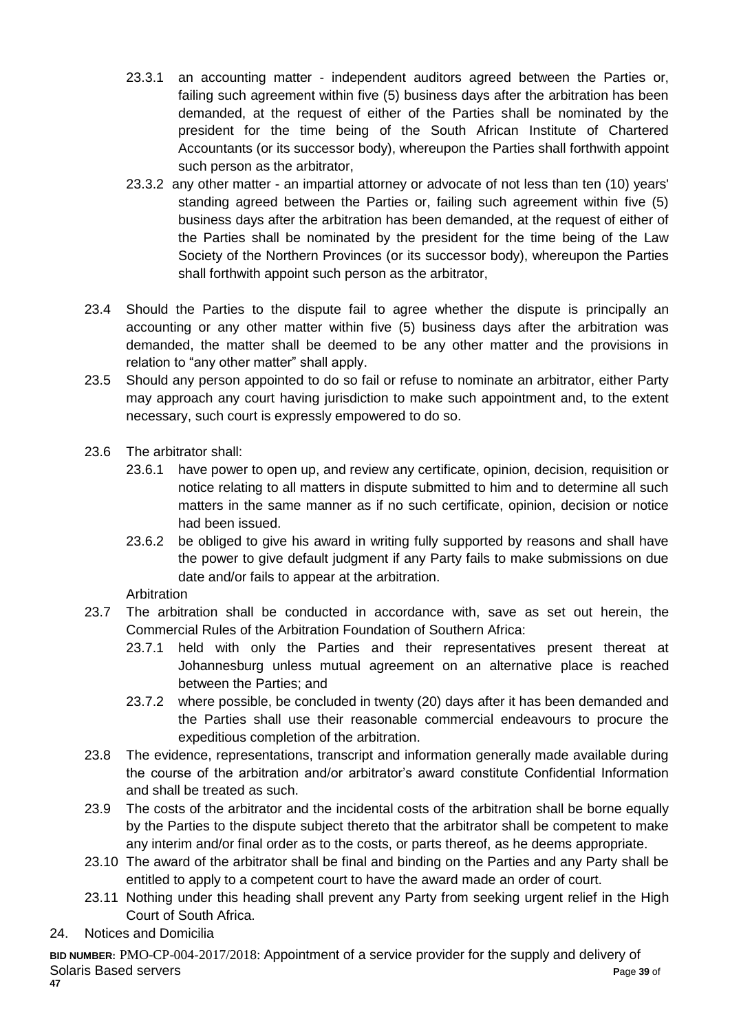23.3.1 an accounting matter - independent auditors agreed between the Parties or, failing such agreement within five (5) business days after the arbitration has been demanded, at the request of either of the Parties shall be nominated by the president for the time being of the South African Institute of Chartered Accountants (or its successor body), whereupon the Parties shall forthwith appoint such person as the arbitrator,

23.3.2 any other matter - an impartial attorney or advocate of not less than ten (10) years' standing agreed between the Parties or, failing such agreement within five (5) business days after the arbitration has been demanded, at the request of either of the Parties shall be nominated by the president for the time being of the Law Society of the Northern Provinces (or its successor body), whereupon the Parties shall forthwith appoint such person as the arbitrator,

23.4 Should the Parties to the dispute fail to agree whether the dispute is principally an accounting or any other matter within five (5) business days after the arbitration was demanded, the matter shall be deemed to be any other matter and the provisions in relation to "any other matter" shall apply.

23.5 Should any person appointed to do so fail or refuse to nominate an arbitrator, either Party may approach any court having jurisdiction to make such appointment and, to the extent necessary, such court is expressly empowered to do so.

23.6 The arbitrator shall:

23.6.1 have power to open up, and review any certificate, opinion, decision, requisition or notice relating to all matters in dispute submitted to him and to determine all such matters in the same manner as if no such certificate, opinion, decision or notice had been issued.

23.6.2 be obliged to give his award in writing fully supported by reasons and shall have the power to give default judgment if any Party fails to make submissions on due date and/or fails to appear at the arbitration.

Arbitration

23.7 The arbitration shall be conducted in accordance with, save as set out herein, the Commercial Rules of the Arbitration Foundation of Southern Africa:

23.7.1 held with only the Parties and their representatives present thereat at Johannesburg unless mutual agreement on an alternative place is reached between the Parties; and

23.7.2 where possible, be concluded in twenty (20) days after it has been demanded and the Parties shall use their reasonable commercial endeavours to procure the expeditious completion of the arbitration.

23.8 The evidence, representations, transcript and information generally made available during the course of the arbitration and/or arbitrator's award constitute Confidential Information and shall be treated as such.

23.9 The costs of the arbitrator and the incidental costs of the arbitration shall be borne equally by the Parties to the dispute subject thereto that the arbitrator shall be competent to make any interim and/or final order as to the costs, or parts thereof, as he deems appropriate.

23.10 The award of the arbitrator shall be final and binding on the Parties and any Party shall be entitled to apply to a competent court to have the award made an order of court.

23.11 Nothing under this heading shall prevent any Party from seeking urgent relief in the High Court of South Africa.

24. Notices and Domicilia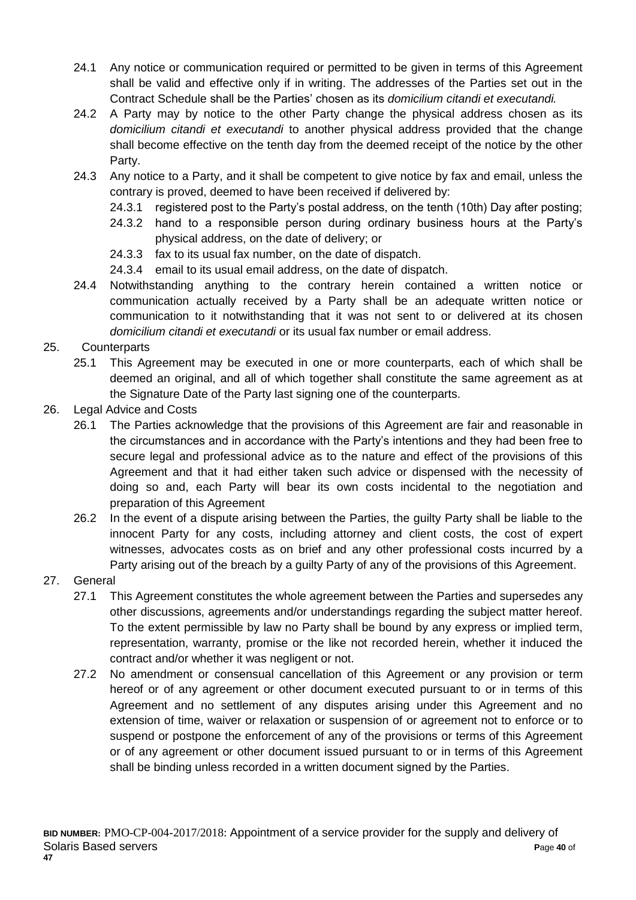24.1 Any notice or communication required or permitted to be given in terms of this Agreement shall be valid and effective only if in writing. The addresses of the Parties set out in the Contract Schedule shall be the Parties' chosen as its *domicilium citandi et executandi.*

24.2 A Party may by notice to the other Party change the physical address chosen as its *domicilium citandi et executandi* to another physical address provided that the change shall become effective on the tenth day from the deemed receipt of the notice by the other Party.

24.3 Any notice to a Party, and it shall be competent to give notice by fax and email, unless the contrary is proved, deemed to have been received if delivered by:

24.3.1 registered post to the Party's postal address, on the tenth (10th) Day after posting;

24.3.2 hand to a responsible person during ordinary business hours at the Party's physical address, on the date of delivery; or

24.3.3 fax to its usual fax number, on the date of dispatch.

24.3.4 email to its usual email address, on the date of dispatch.

24.4 Notwithstanding anything to the contrary herein contained a written notice or communication actually received by a Party shall be an adequate written notice or communication to it notwithstanding that it was not sent to or delivered at its chosen *domicilium citandi et executandi* or its usual fax number or email address.

25. Counterparts

25.1 This Agreement may be executed in one or more counterparts, each of which shall be deemed an original, and all of which together shall constitute the same agreement as at the Signature Date of the Party last signing one of the counterparts.

26. Legal Advice and Costs

26.1 The Parties acknowledge that the provisions of this Agreement are fair and reasonable in the circumstances and in accordance with the Party's intentions and they had been free to secure legal and professional advice as to the nature and effect of the provisions of this Agreement and that it had either taken such advice or dispensed with the necessity of doing so and, each Party will bear its own costs incidental to the negotiation and preparation of this Agreement

26.2 In the event of a dispute arising between the Parties, the guilty Party shall be liable to the innocent Party for any costs, including attorney and client costs, the cost of expert witnesses, advocates costs as on brief and any other professional costs incurred by a Party arising out of the breach by a guilty Party of any of the provisions of this Agreement.

27. General

27.1 This Agreement constitutes the whole agreement between the Parties and supersedes any other discussions, agreements and/or understandings regarding the subject matter hereof. To the extent permissible by law no Party shall be bound by any express or implied term, representation, warranty, promise or the like not recorded herein, whether it induced the contract and/or whether it was negligent or not.

27.2 No amendment or consensual cancellation of this Agreement or any provision or term hereof or of any agreement or other document executed pursuant to or in terms of this Agreement and no settlement of any disputes arising under this Agreement and no extension of time, waiver or relaxation or suspension of or agreement not to enforce or to suspend or postpone the enforcement of any of the provisions or terms of this Agreement or of any agreement or other document issued pursuant to or in terms of this Agreement shall be binding unless recorded in a written document signed by the Parties.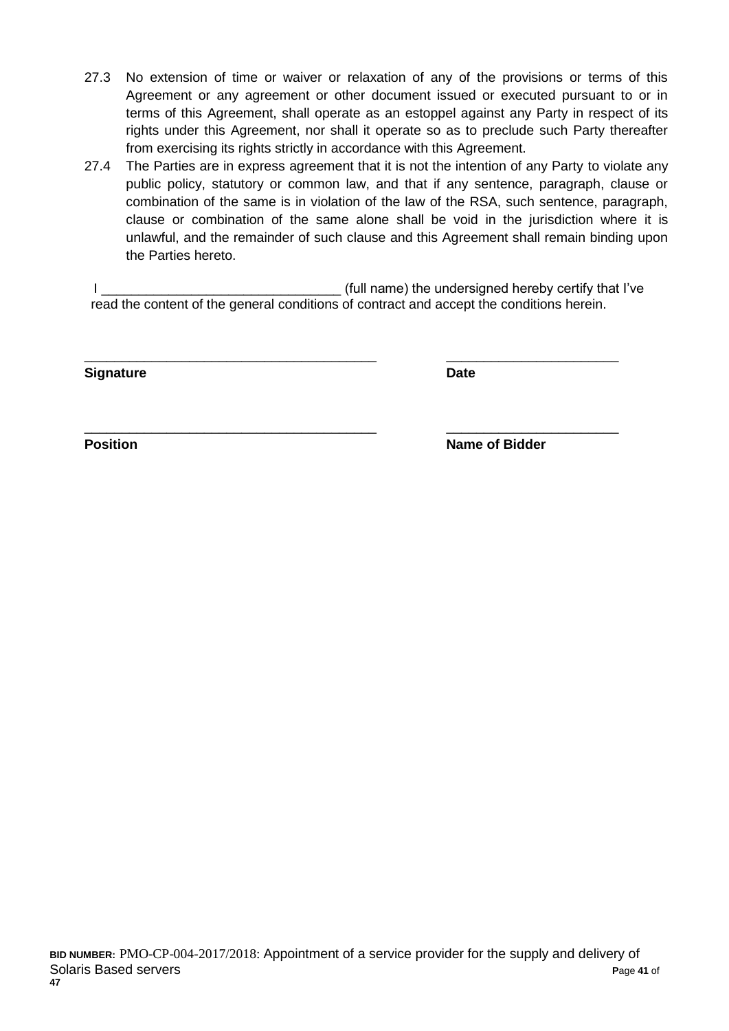27.3 No extension of time or waiver or relaxation of any of the provisions or terms of this Agreement or any agreement or other document issued or executed pursuant to or in terms of this Agreement, shall operate as an estoppel against any Party in respect of its rights under this Agreement, nor shall it operate so as to preclude such Party thereafter from exercising its rights strictly in accordance with this Agreement.

27.4 The Parties are in express agreement that it is not the intention of any Party to violate any public policy, statutory or common law, and that if any sentence, paragraph, clause or combination of the same is in violation of the law of the RSA, such sentence, paragraph, clause or combination of the same alone shall be void in the jurisdiction where it is unlawful, and the remainder of such clause and this Agreement shall remain binding upon the Parties hereto.

I ________________________________ (full name) the undersigned hereby certify that I've read the content of the general conditions of contract and accept the conditions herein.

_______________________________________ _______________________

**Signature** **Date**

_______________________________________ _______________________

**Position** **Name of Bidder**

**BID NUMBER:** PMO-CP-004-2017/2018: Appointment of a service provider for the supply and delivery of Solaris Based servers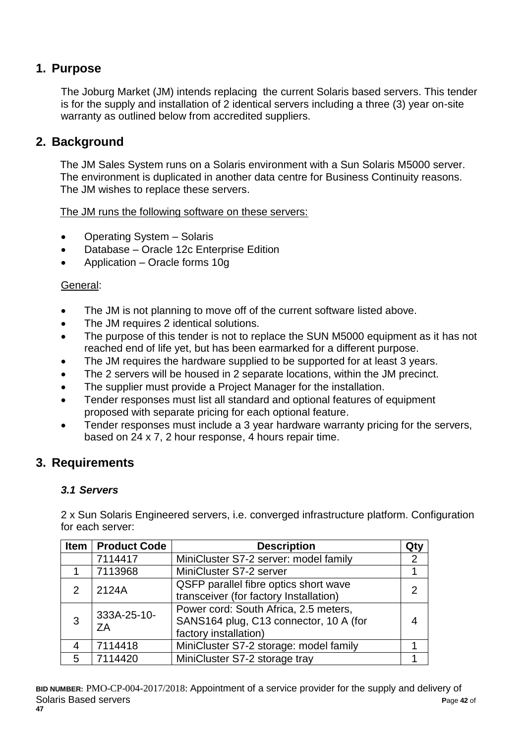## 1. Purpose

The Joburg Market (JM) intends replacing the current Solaris based servers. This tender is for the supply and installation of 2 identical servers including a three (3) year on-site warranty as outlined below from accredited suppliers.

## 2. Background

The JM Sales System runs on a Solaris environment with a Sun Solaris M5000 server. The environment is duplicated in another data centre for Business Continuity reasons. The JM wishes to replace these servers.

The JM runs the following software on these servers:

- Operating System – Solaris
- Database – Oracle 12c Enterprise Edition
- Application – Oracle forms 10g

General:

- The JM is not planning to move off of the current software listed above.
- The JM requires 2 identical solutions.
- The purpose of this tender is not to replace the SUN M5000 equipment as it has not reached end of life yet, but has been earmarked for a different purpose.
- The JM requires the hardware supplied to be supported for at least 3 years.
- The 2 servers will be housed in 2 separate locations, within the JM precinct.
- The supplier must provide a Project Manager for the installation.
- Tender responses must list all standard and optional features of equipment proposed with separate pricing for each optional feature.
- Tender responses must include a 3 year hardware warranty pricing for the servers, based on 24 x 7, 2 hour response, 4 hours repair time.

## 3. Requirements

### *3.1 Servers*

2 x Sun Solaris Engineered servers, i.e. converged infrastructure platform. Configuration for each server:

| Item | Product Code | Description | Qty |
|---|---|---|---|
| | 7114417 | MiniCluster S7-2 server: model family | 2 |
| 1 | 7113968 | MiniCluster S7-2 server | 1 |
| 2 | 2124A | QSFP parallel fibre optics short wave transceiver (for factory Installation) | 2 |
| 3 | 333A-25-10-ZA | Power cord: South Africa, 2.5 meters, SANS164 plug, C13 connector, 10 A (for factory installation) | 4 |
| 4 | 7114418 | MiniCluster S7-2 storage: model family | 1 |
| 5 | 7114420 | MiniCluster S7-2 storage tray | 1 |

**BID NUMBER:** PMO-CP-004-2017/2018: Appointment of a service provider for the supply and delivery of Solaris Based servers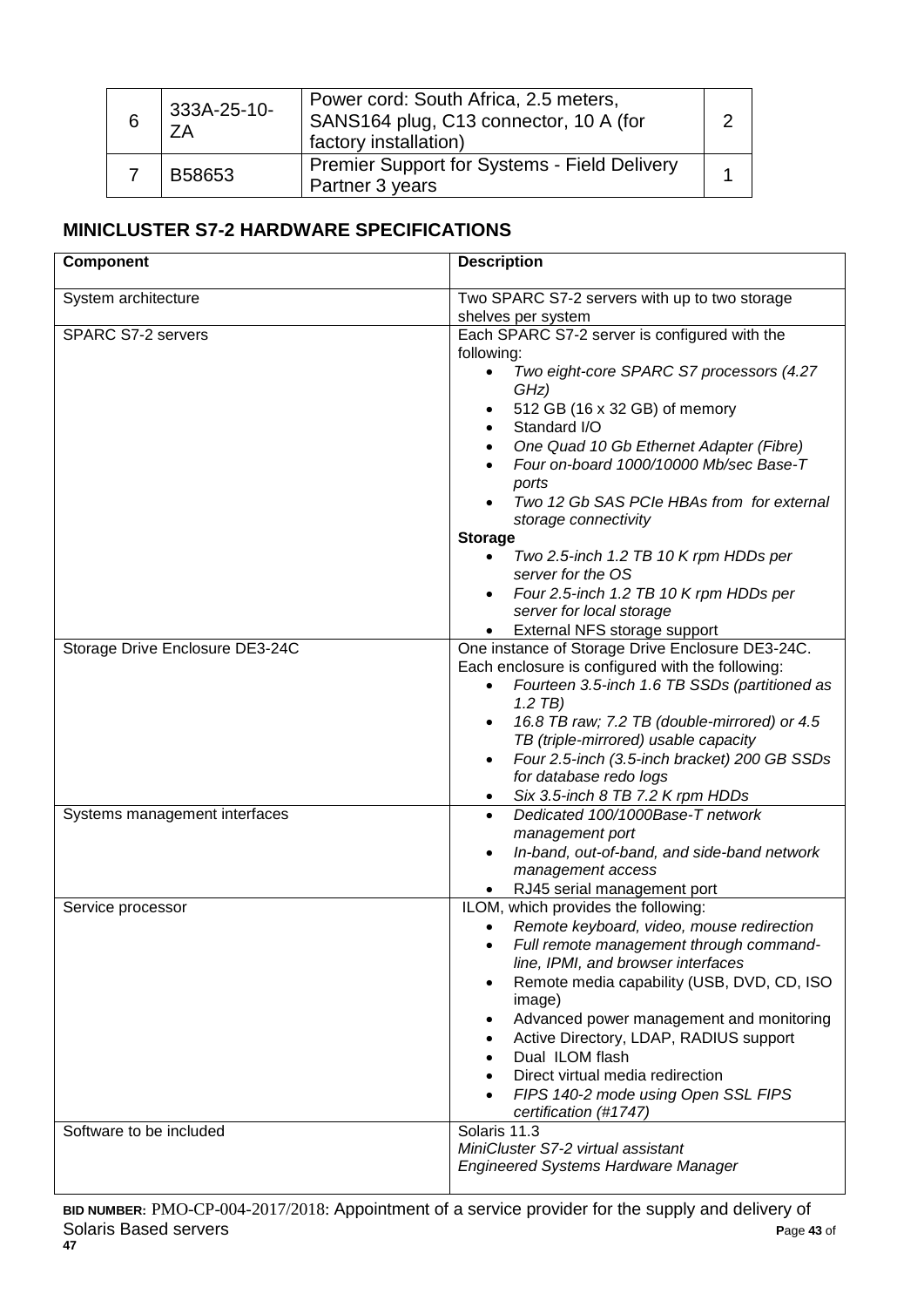| 6 | 333A-25-10-ZA | Power cord: South Africa, 2.5 meters, SANS164 plug, C13 connector, 10 A (for factory installation) | 2 |
|---|---|---|---|
| 7 | B58653 | Premier Support for Systems - Field Delivery Partner 3 years | 1 |

## MINICLUSTER S7-2 HARDWARE SPECIFICATIONS

| Component | Description |
|---|---|
| System architecture | Two SPARC S7-2 servers with up to two storage shelves per system |
| SPARC S7-2 servers | Each SPARC S7-2 server is configured with the following:<br>• *Two eight-core SPARC S7 processors (4.27 GHz)*<br>• 512 GB (16 x 32 GB) of memory<br>• Standard I/O<br>• *One Quad 10 Gb Ethernet Adapter (Fibre)*<br>• *Four on-board 1000/10000 Mb/sec Base-T ports*<br>• *Two 12 Gb SAS PCIe HBAs from for external storage connectivity*<br>**Storage**<br>• *Two 2.5-inch 1.2 TB 10 K rpm HDDs per server for the OS*<br>• *Four 2.5-inch 1.2 TB 10 K rpm HDDs per server for local storage*<br>• External NFS storage support |
| Storage Drive Enclosure DE3-24C | One instance of Storage Drive Enclosure DE3-24C. Each enclosure is configured with the following:<br>• *Fourteen 3.5-inch 1.6 TB SSDs (partitioned as 1.2 TB)*<br>• *16.8 TB raw; 7.2 TB (double-mirrored) or 4.5 TB (triple-mirrored) usable capacity*<br>• *Four 2.5-inch (3.5-inch bracket) 200 GB SSDs for database redo logs*<br>• *Six 3.5-inch 8 TB 7.2 K rpm HDDs* |
| Systems management interfaces | • *Dedicated 100/1000Base-T network management port*<br>• *In-band, out-of-band, and side-band network management access*<br>• RJ45 serial management port |
| Service processor | ILOM, which provides the following:<br>• *Remote keyboard, video, mouse redirection*<br>• *Full remote management through command-line, IPMI, and browser interfaces*<br>• Remote media capability (USB, DVD, CD, ISO image)<br>• Advanced power management and monitoring<br>• Active Directory, LDAP, RADIUS support<br>• Dual ILOM flash<br>• Direct virtual media redirection<br>• *FIPS 140-2 mode using Open SSL FIPS certification (#1747)* |
| Software to be included | Solaris 11.3<br>*MiniCluster S7-2 virtual assistant*<br>*Engineered Systems Hardware Manager* |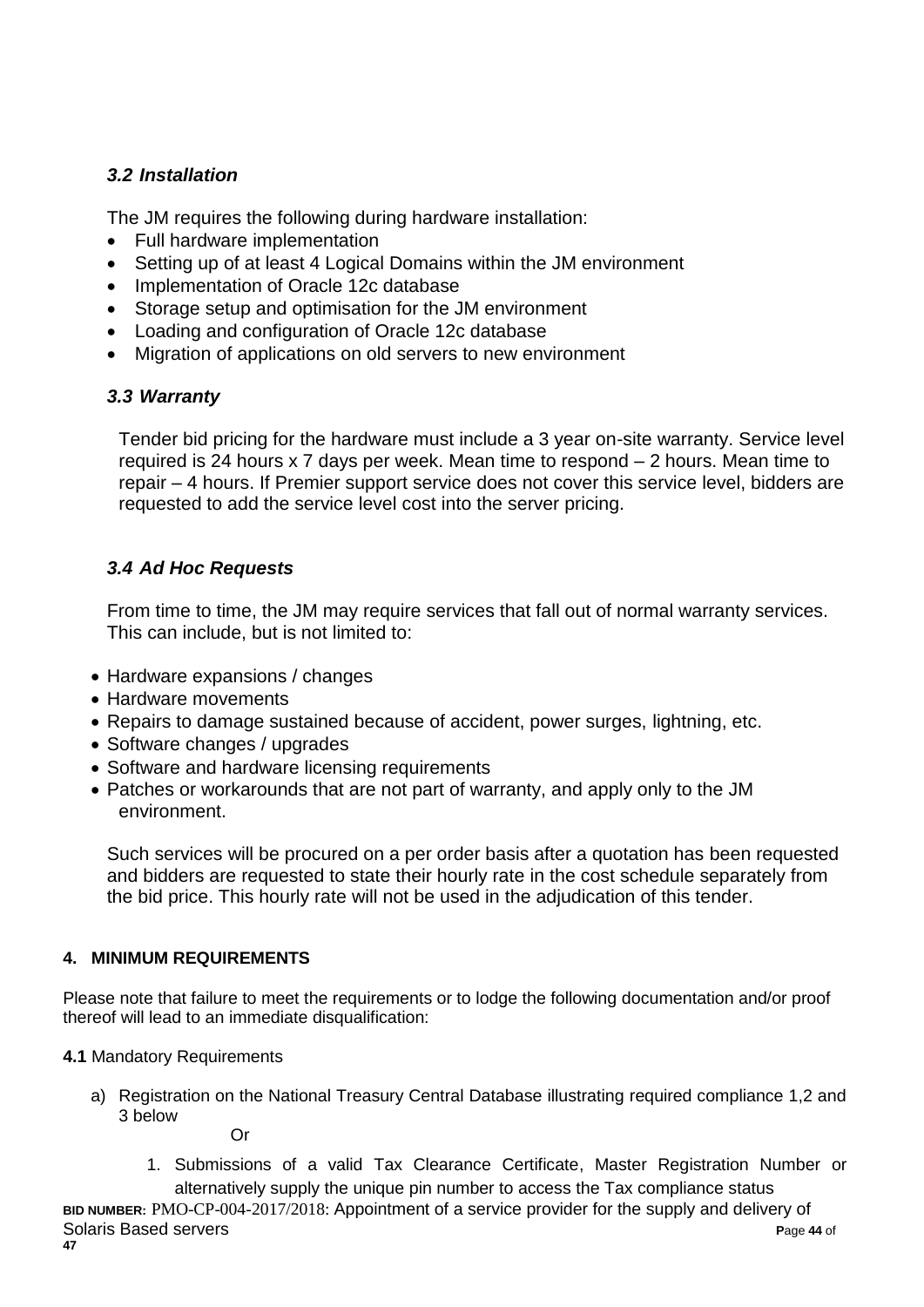### *3.2 Installation*

The JM requires the following during hardware installation:

- Full hardware implementation
- Setting up of at least 4 Logical Domains within the JM environment
- Implementation of Oracle 12c database
- Storage setup and optimisation for the JM environment
- Loading and configuration of Oracle 12c database
- Migration of applications on old servers to new environment

### *3.3 Warranty*

Tender bid pricing for the hardware must include a 3 year on-site warranty. Service level required is 24 hours x 7 days per week. Mean time to respond – 2 hours. Mean time to repair – 4 hours. If Premier support service does not cover this service level, bidders are requested to add the service level cost into the server pricing.

### *3.4 Ad Hoc Requests*

From time to time, the JM may require services that fall out of normal warranty services. This can include, but is not limited to:

- Hardware expansions / changes
- Hardware movements
- Repairs to damage sustained because of accident, power surges, lightning, etc.
- Software changes / upgrades
- Software and hardware licensing requirements
- Patches or workarounds that are not part of warranty, and apply only to the JM environment.

Such services will be procured on a per order basis after a quotation has been requested and bidders are requested to state their hourly rate in the cost schedule separately from the bid price. This hourly rate will not be used in the adjudication of this tender.

#### **4. MINIMUM REQUIREMENTS**

Please note that failure to meet the requirements or to lodge the following documentation and/or proof thereof will lead to an immediate disqualification:

**4.1** Mandatory Requirements

a) Registration on the National Treasury Central Database illustrating required compliance 1,2 and 3 below

Or

1. Submissions of a valid Tax Clearance Certificate, Master Registration Number or alternatively supply the unique pin number to access the Tax compliance status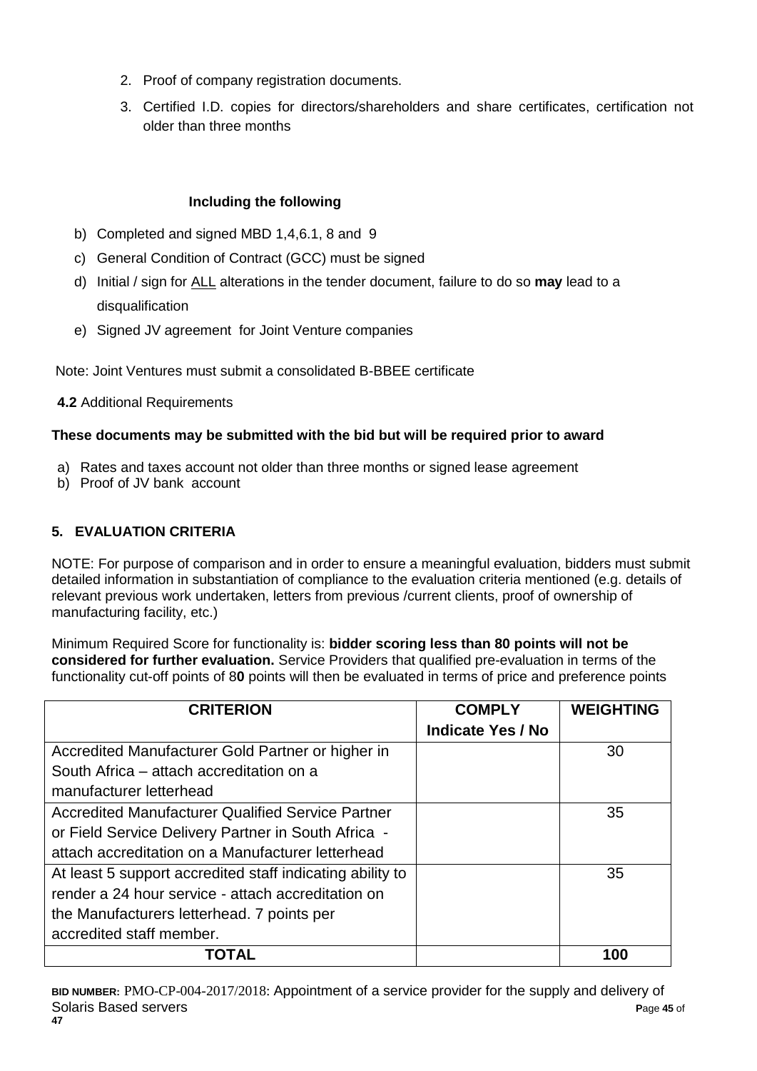2. Proof of company registration documents.
3. Certified I.D. copies for directors/shareholders and share certificates, certification not older than three months

**Including the following**

b) Completed and signed MBD 1,4,6.1, 8 and 9
c) General Condition of Contract (GCC) must be signed
d) Initial / sign for ALL alterations in the tender document, failure to do so **may** lead to a disqualification
e) Signed JV agreement for Joint Venture companies

Note: Joint Ventures must submit a consolidated B-BBEE certificate

**4.2** Additional Requirements

**These documents may be submitted with the bid but will be required prior to award**

a) Rates and taxes account not older than three months or signed lease agreement
b) Proof of JV bank account

## 5. EVALUATION CRITERIA

NOTE: For purpose of comparison and in order to ensure a meaningful evaluation, bidders must submit detailed information in substantiation of compliance to the evaluation criteria mentioned (e.g. details of relevant previous work undertaken, letters from previous /current clients, proof of ownership of manufacturing facility, etc.)

Minimum Required Score for functionality is: **bidder scoring less than 80 points will not be considered for further evaluation.** Service Providers that qualified pre-evaluation in terms of the functionality cut-off points of 8**0** points will then be evaluated in terms of price and preference points

| CRITERION | COMPLY Indicate Yes / No | WEIGHTING |
|---|---|---|
| Accredited Manufacturer Gold Partner or higher in South Africa – attach accreditation on a manufacturer letterhead | | 30 |
| Accredited Manufacturer Qualified Service Partner or Field Service Delivery Partner in South Africa - attach accreditation on a Manufacturer letterhead | | 35 |
| At least 5 support accredited staff indicating ability to render a 24 hour service - attach accreditation on the Manufacturers letterhead. 7 points per accredited staff member. | | 35 |
| **TOTAL** | | **100** |

**BID NUMBER:** PMO-CP-004-2017/2018: Appointment of a service provider for the supply and delivery of Solaris Based servers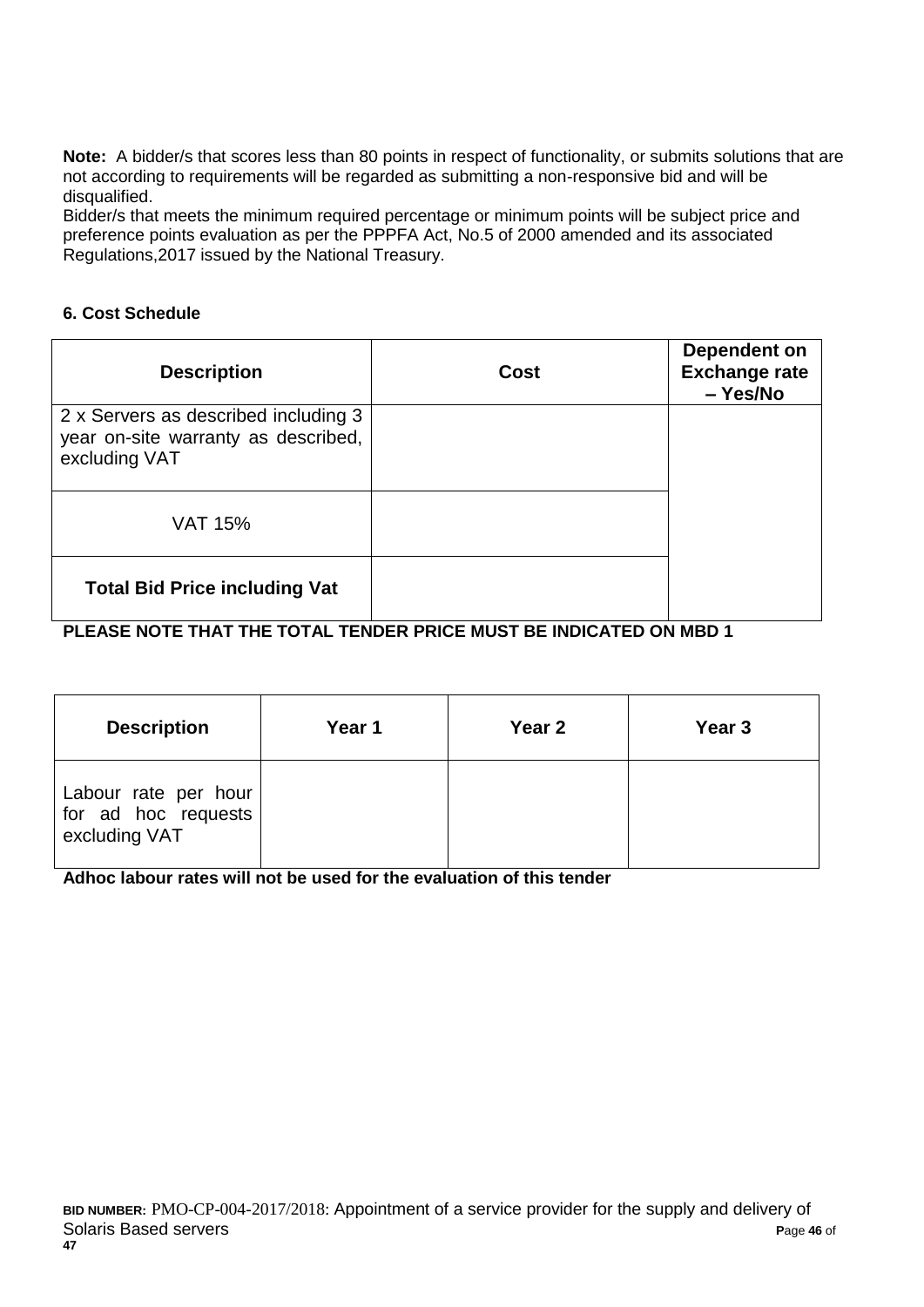**Note:** A bidder/s that scores less than 80 points in respect of functionality, or submits solutions that are not according to requirements will be regarded as submitting a non-responsive bid and will be disqualified.
Bidder/s that meets the minimum required percentage or minimum points will be subject price and preference points evaluation as per the PPPFA Act, No.5 of 2000 amended and its associated Regulations,2017 issued by the National Treasury.

**6. Cost Schedule**

| **Description** | **Cost** | **Dependent on Exchange rate – Yes/No** |
|---|---|---|
| 2 x Servers as described including 3 year on-site warranty as described, excluding VAT | | |
| VAT 15% | | |
| **Total Bid Price including Vat** | | |

**PLEASE NOTE THAT THE TOTAL TENDER PRICE MUST BE INDICATED ON MBD 1**

| **Description** | **Year 1** | **Year 2** | **Year 3** |
|---|---|---|---|
| Labour rate per hour for ad hoc requests excluding VAT | | | |

**Adhoc labour rates will not be used for the evaluation of this tender**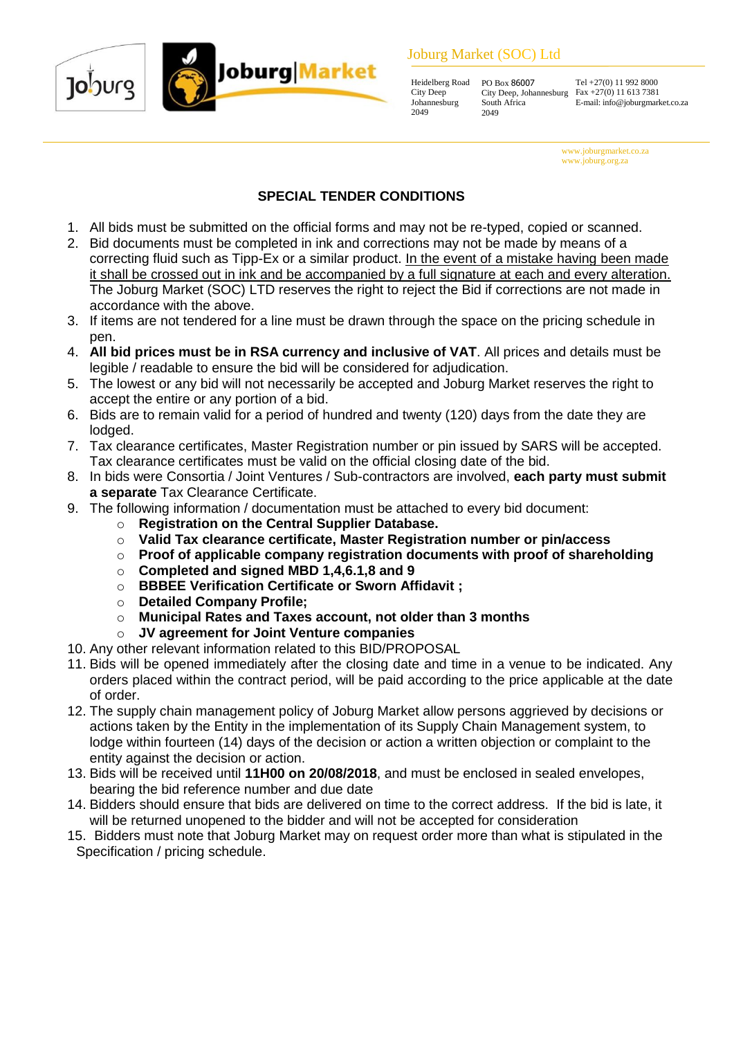Joburg Market (SOC) Ltd

Heidelberg Road
City Deep
Johannesburg
2049

PO Box 86007
City Deep, Johannesburg
South Africa
2049

Tel +27(0) 11 992 8000
Fax +27(0) 11 613 7381
E-mail: info@joburgmarket.co.za

www.joburgmarket.co.za
www.joburg.org.za

## SPECIAL TENDER CONDITIONS

1. All bids must be submitted on the official forms and may not be re-typed, copied or scanned.
2. Bid documents must be completed in ink and corrections may not be made by means of a correcting fluid such as Tipp-Ex or a similar product. In the event of a mistake having been made it shall be crossed out in ink and be accompanied by a full signature at each and every alteration. The Joburg Market (SOC) LTD reserves the right to reject the Bid if corrections are not made in accordance with the above.
3. If items are not tendered for a line must be drawn through the space on the pricing schedule in pen.
4. **All bid prices must be in RSA currency and inclusive of VAT**. All prices and details must be legible / readable to ensure the bid will be considered for adjudication.
5. The lowest or any bid will not necessarily be accepted and Joburg Market reserves the right to accept the entire or any portion of a bid.
6. Bids are to remain valid for a period of hundred and twenty (120) days from the date they are lodged.
7. Tax clearance certificates, Master Registration number or pin issued by SARS will be accepted. Tax clearance certificates must be valid on the official closing date of the bid.
8. In bids were Consortia / Joint Ventures / Sub-contractors are involved, **each party must submit a separate** Tax Clearance Certificate.
9. The following information / documentation must be attached to every bid document:
   - **Registration on the Central Supplier Database.**
   - **Valid Tax clearance certificate, Master Registration number or pin/access**
   - **Proof of applicable company registration documents with proof of shareholding**
   - **Completed and signed MBD 1,4,6.1,8 and 9**
   - **BBBEE Verification Certificate or Sworn Affidavit ;**
   - **Detailed Company Profile;**
   - **Municipal Rates and Taxes account, not older than 3 months**
   - **JV agreement for Joint Venture companies**
10. Any other relevant information related to this BID/PROPOSAL
11. Bids will be opened immediately after the closing date and time in a venue to be indicated. Any orders placed within the contract period, will be paid according to the price applicable at the date of order.
12. The supply chain management policy of Joburg Market allow persons aggrieved by decisions or actions taken by the Entity in the implementation of its Supply Chain Management system, to lodge within fourteen (14) days of the decision or action a written objection or complaint to the entity against the decision or action.
13. Bids will be received until **11H00 on 20/08/2018**, and must be enclosed in sealed envelopes, bearing the bid reference number and due date
14. Bidders should ensure that bids are delivered on time to the correct address. If the bid is late, it will be returned unopened to the bidder and will not be accepted for consideration
15. Bidders must note that Joburg Market may on request order more than what is stipulated in the Specification / pricing schedule.